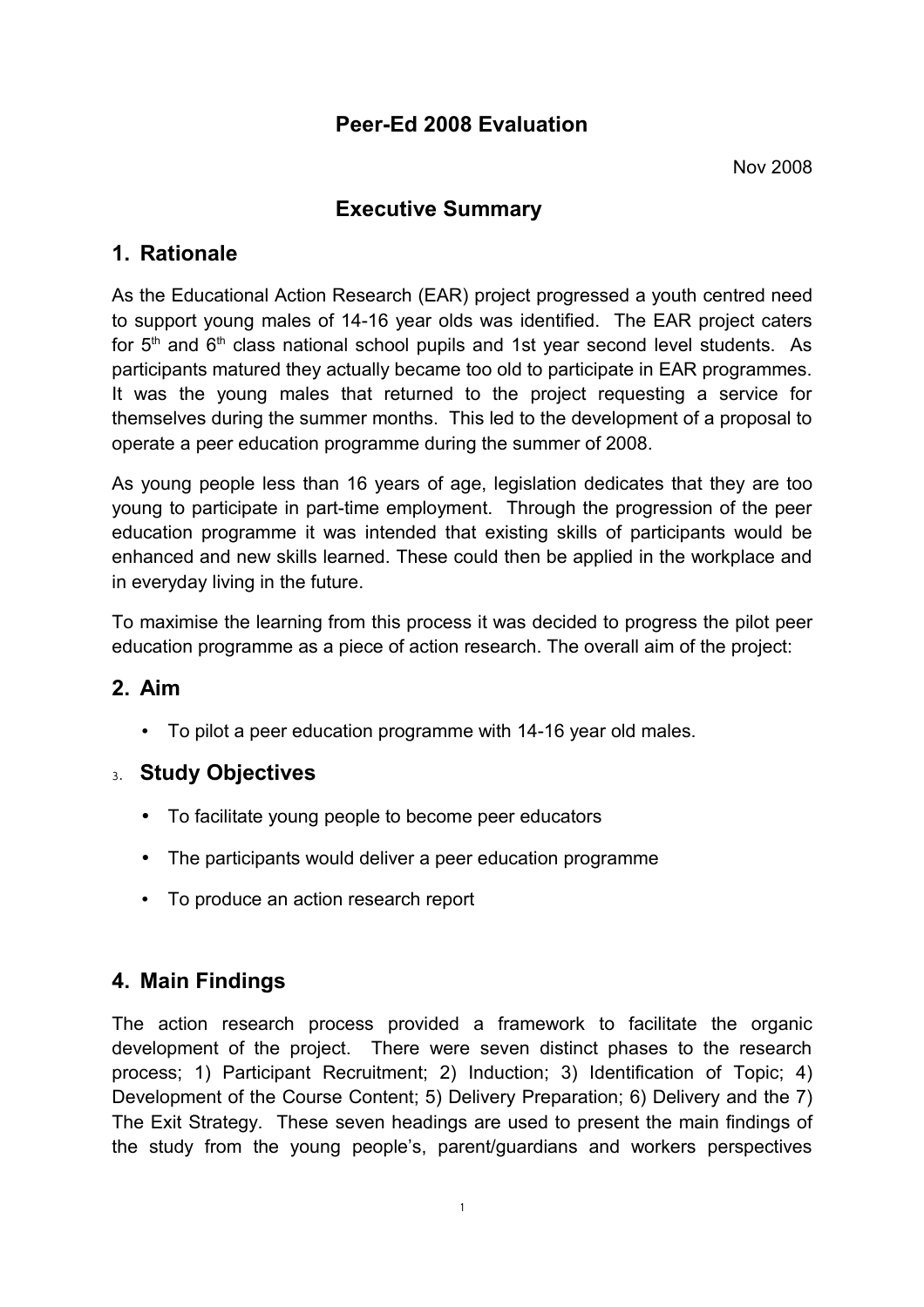# Peer-Ed 2008 Evaluation

Nov 2008

## Executive Summary

## 1. Rationale

As the Educational Action Research (EAR) project progressed a youth centred need to support young males of 14-16 year olds was identified. The EAR project caters for 5th and 6th class national school pupils and 1st year second level students. As participants matured they actually became too old to participate in EAR programmes. It was the young males that returned to the project requesting a service for themselves during the summer months. This led to the development of a proposal to operate a peer education programme during the summer of 2008.

As young people less than 16 years of age, legislation dedicates that they are too young to participate in part-time employment. Through the progression of the peer education programme it was intended that existing skills of participants would be enhanced and new skills learned. These could then be applied in the workplace and in everyday living in the future.

To maximise the learning from this process it was decided to progress the pilot peer education programme as a piece of action research. The overall aim of the project:

## 2. Aim

- To pilot a peer education programme with 14-16 year old males.

## 3. Study Objectives

- To facilitate young people to become peer educators
- The participants would deliver a peer education programme
- To produce an action research report

## 4. Main Findings

The action research process provided a framework to facilitate the organic development of the project. There were seven distinct phases to the research process; 1) Participant Recruitment; 2) Induction; 3) Identification of Topic; 4) Development of the Course Content; 5) Delivery Preparation; 6) Delivery and the 7) The Exit Strategy. These seven headings are used to present the main findings of the study from the young people's, parent/guardians and workers perspectives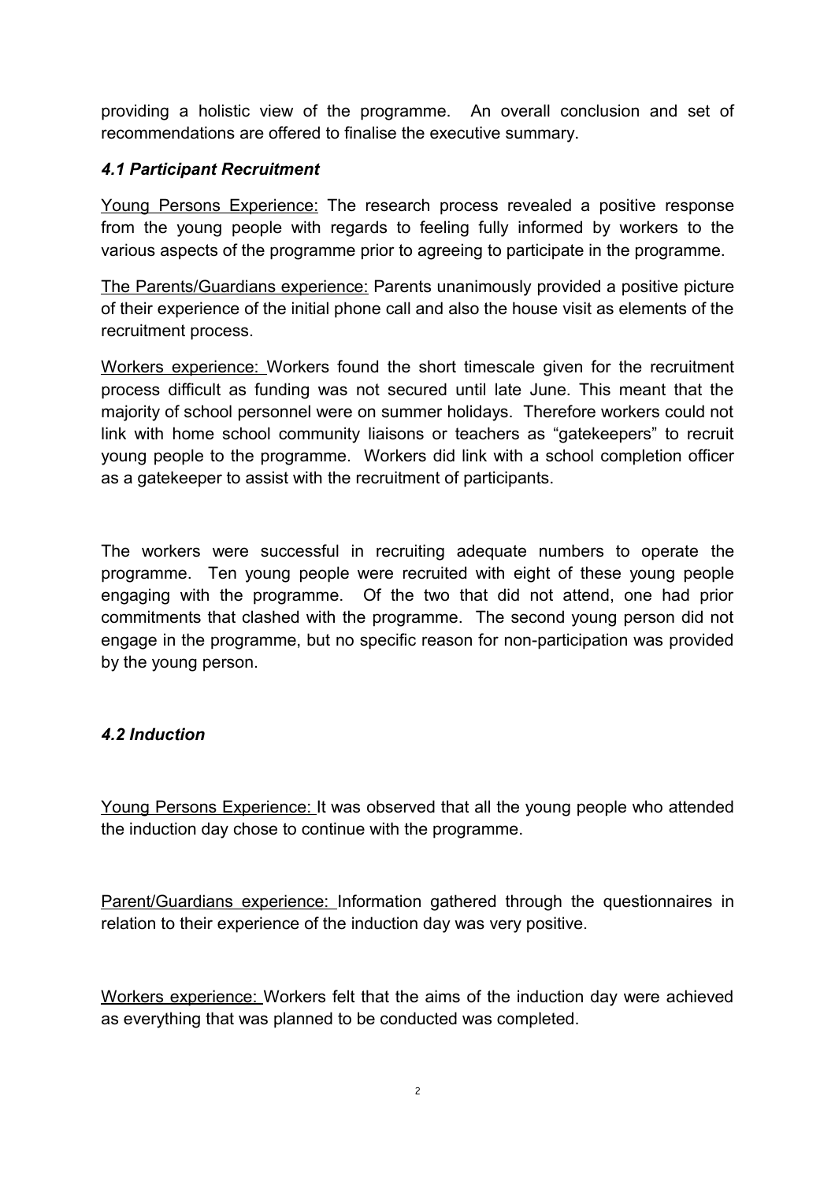providing a holistic view of the programme. An overall conclusion and set of recommendations are offered to finalise the executive summary.

### *4.1 Participant Recruitment*

<u>Young Persons Experience:</u> The research process revealed a positive response from the young people with regards to feeling fully informed by workers to the various aspects of the programme prior to agreeing to participate in the programme.

<u>The Parents/Guardians experience:</u> Parents unanimously provided a positive picture of their experience of the initial phone call and also the house visit as elements of the recruitment process.

<u>Workers experience:</u> Workers found the short timescale given for the recruitment process difficult as funding was not secured until late June. This meant that the majority of school personnel were on summer holidays. Therefore workers could not link with home school community liaisons or teachers as "gatekeepers" to recruit young people to the programme. Workers did link with a school completion officer as a gatekeeper to assist with the recruitment of participants.

The workers were successful in recruiting adequate numbers to operate the programme. Ten young people were recruited with eight of these young people engaging with the programme. Of the two that did not attend, one had prior commitments that clashed with the programme. The second young person did not engage in the programme, but no specific reason for non-participation was provided by the young person.

### *4.2 Induction*

<u>Young Persons Experience:</u> It was observed that all the young people who attended the induction day chose to continue with the programme.

<u>Parent/Guardians experience:</u> Information gathered through the questionnaires in relation to their experience of the induction day was very positive.

<u>Workers experience:</u> Workers felt that the aims of the induction day were achieved as everything that was planned to be conducted was completed.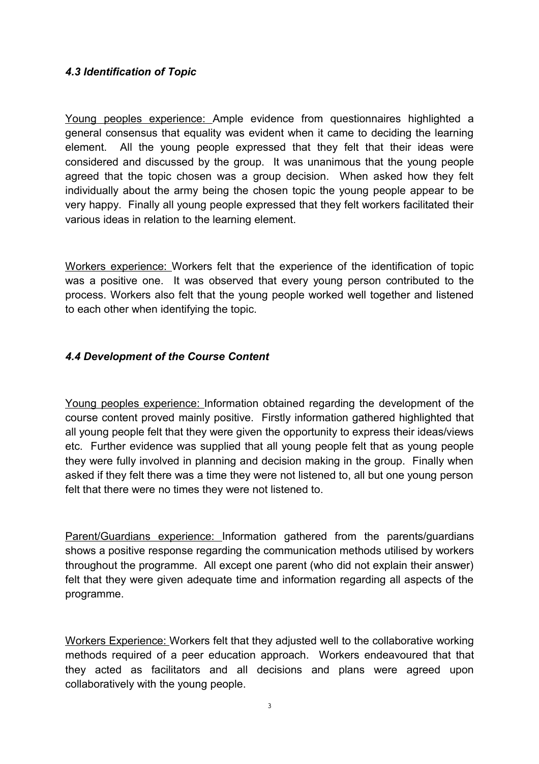### *4.3 Identification of Topic*

Young peoples experience: Ample evidence from questionnaires highlighted a general consensus that equality was evident when it came to deciding the learning element. All the young people expressed that they felt that their ideas were considered and discussed by the group. It was unanimous that the young people agreed that the topic chosen was a group decision. When asked how they felt individually about the army being the chosen topic the young people appear to be very happy. Finally all young people expressed that they felt workers facilitated their various ideas in relation to the learning element.

Workers experience: Workers felt that the experience of the identification of topic was a positive one. It was observed that every young person contributed to the process. Workers also felt that the young people worked well together and listened to each other when identifying the topic.

### *4.4 Development of the Course Content*

Young peoples experience: Information obtained regarding the development of the course content proved mainly positive. Firstly information gathered highlighted that all young people felt that they were given the opportunity to express their ideas/views etc. Further evidence was supplied that all young people felt that as young people they were fully involved in planning and decision making in the group. Finally when asked if they felt there was a time they were not listened to, all but one young person felt that there were no times they were not listened to.

Parent/Guardians experience: Information gathered from the parents/guardians shows a positive response regarding the communication methods utilised by workers throughout the programme. All except one parent (who did not explain their answer) felt that they were given adequate time and information regarding all aspects of the programme.

Workers Experience: Workers felt that they adjusted well to the collaborative working methods required of a peer education approach. Workers endeavoured that that they acted as facilitators and all decisions and plans were agreed upon collaboratively with the young people.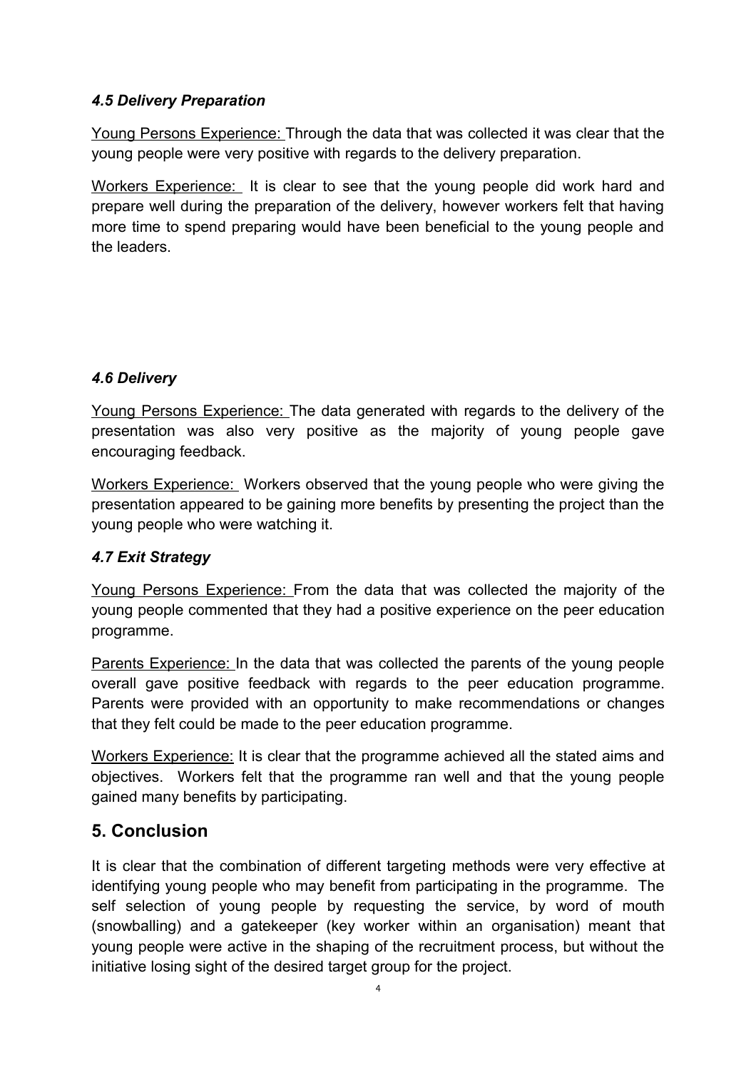### *4.5 Delivery Preparation*

Young Persons Experience: Through the data that was collected it was clear that the young people were very positive with regards to the delivery preparation.

Workers Experience: It is clear to see that the young people did work hard and prepare well during the preparation of the delivery, however workers felt that having more time to spend preparing would have been beneficial to the young people and the leaders.

### *4.6 Delivery*

Young Persons Experience: The data generated with regards to the delivery of the presentation was also very positive as the majority of young people gave encouraging feedback.

Workers Experience: Workers observed that the young people who were giving the presentation appeared to be gaining more benefits by presenting the project than the young people who were watching it.

### *4.7 Exit Strategy*

Young Persons Experience: From the data that was collected the majority of the young people commented that they had a positive experience on the peer education programme.

Parents Experience: In the data that was collected the parents of the young people overall gave positive feedback with regards to the peer education programme. Parents were provided with an opportunity to make recommendations or changes that they felt could be made to the peer education programme.

Workers Experience: It is clear that the programme achieved all the stated aims and objectives. Workers felt that the programme ran well and that the young people gained many benefits by participating.

## 5. Conclusion

It is clear that the combination of different targeting methods were very effective at identifying young people who may benefit from participating in the programme. The self selection of young people by requesting the service, by word of mouth (snowballing) and a gatekeeper (key worker within an organisation) meant that young people were active in the shaping of the recruitment process, but without the initiative losing sight of the desired target group for the project.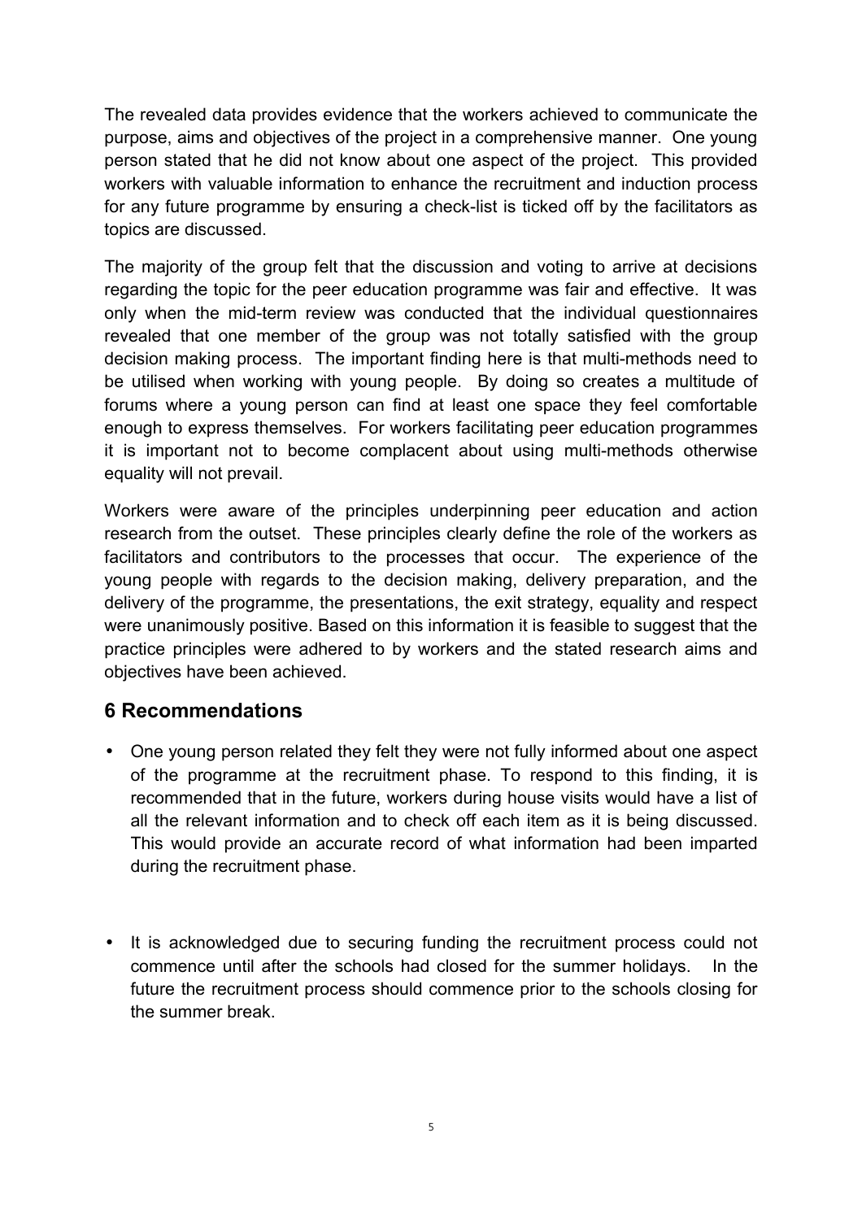The revealed data provides evidence that the workers achieved to communicate the purpose, aims and objectives of the project in a comprehensive manner. One young person stated that he did not know about one aspect of the project. This provided workers with valuable information to enhance the recruitment and induction process for any future programme by ensuring a check-list is ticked off by the facilitators as topics are discussed.

The majority of the group felt that the discussion and voting to arrive at decisions regarding the topic for the peer education programme was fair and effective. It was only when the mid-term review was conducted that the individual questionnaires revealed that one member of the group was not totally satisfied with the group decision making process. The important finding here is that multi-methods need to be utilised when working with young people. By doing so creates a multitude of forums where a young person can find at least one space they feel comfortable enough to express themselves. For workers facilitating peer education programmes it is important not to become complacent about using multi-methods otherwise equality will not prevail.

Workers were aware of the principles underpinning peer education and action research from the outset. These principles clearly define the role of the workers as facilitators and contributors to the processes that occur. The experience of the young people with regards to the decision making, delivery preparation, and the delivery of the programme, the presentations, the exit strategy, equality and respect were unanimously positive. Based on this information it is feasible to suggest that the practice principles were adhered to by workers and the stated research aims and objectives have been achieved.

## 6 Recommendations

- One young person related they felt they were not fully informed about one aspect of the programme at the recruitment phase. To respond to this finding, it is recommended that in the future, workers during house visits would have a list of all the relevant information and to check off each item as it is being discussed. This would provide an accurate record of what information had been imparted during the recruitment phase.

- It is acknowledged due to securing funding the recruitment process could not commence until after the schools had closed for the summer holidays. In the future the recruitment process should commence prior to the schools closing for the summer break.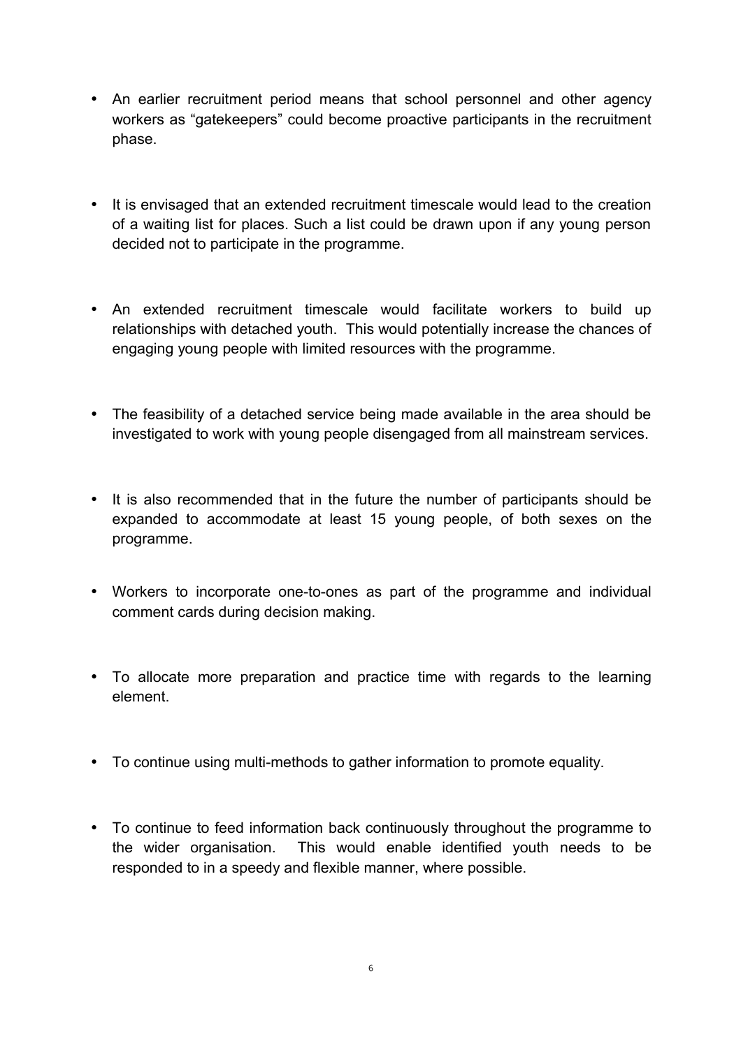- An earlier recruitment period means that school personnel and other agency workers as "gatekeepers" could become proactive participants in the recruitment phase.

- It is envisaged that an extended recruitment timescale would lead to the creation of a waiting list for places. Such a list could be drawn upon if any young person decided not to participate in the programme.

- An extended recruitment timescale would facilitate workers to build up relationships with detached youth. This would potentially increase the chances of engaging young people with limited resources with the programme.

- The feasibility of a detached service being made available in the area should be investigated to work with young people disengaged from all mainstream services.

- It is also recommended that in the future the number of participants should be expanded to accommodate at least 15 young people, of both sexes on the programme.

- Workers to incorporate one-to-ones as part of the programme and individual comment cards during decision making.

- To allocate more preparation and practice time with regards to the learning element.

- To continue using multi-methods to gather information to promote equality.

- To continue to feed information back continuously throughout the programme to the wider organisation. This would enable identified youth needs to be responded to in a speedy and flexible manner, where possible.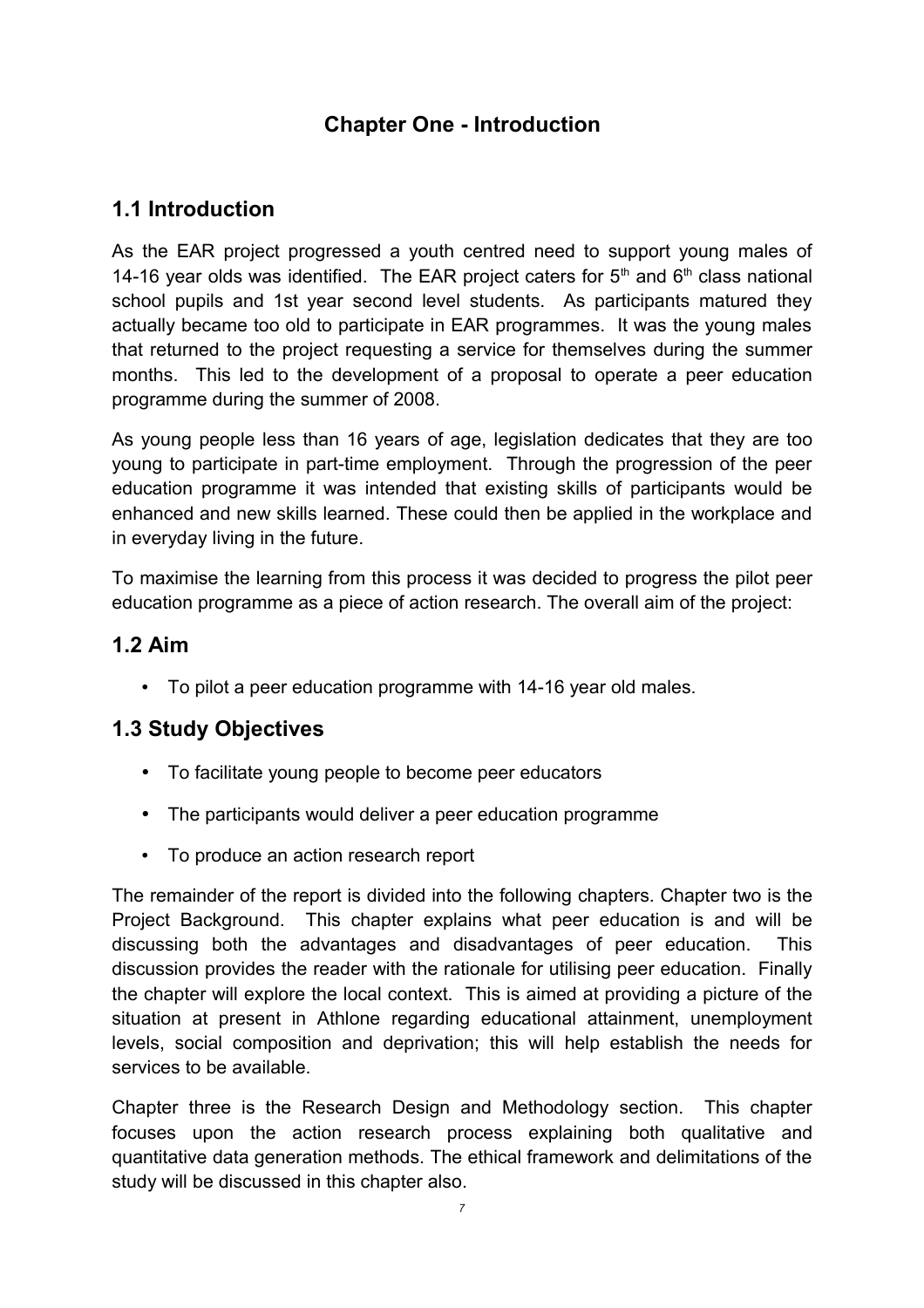# Chapter One - Introduction

## 1.1 Introduction

As the EAR project progressed a youth centred need to support young males of 14-16 year olds was identified. The EAR project caters for $5^{th}$ and $6^{th}$ class national school pupils and 1st year second level students. As participants matured they actually became too old to participate in EAR programmes. It was the young males that returned to the project requesting a service for themselves during the summer months. This led to the development of a proposal to operate a peer education programme during the summer of 2008.

As young people less than 16 years of age, legislation dedicates that they are too young to participate in part-time employment. Through the progression of the peer education programme it was intended that existing skills of participants would be enhanced and new skills learned. These could then be applied in the workplace and in everyday living in the future.

To maximise the learning from this process it was decided to progress the pilot peer education programme as a piece of action research. The overall aim of the project:

## 1.2 Aim

- To pilot a peer education programme with 14-16 year old males.

## 1.3 Study Objectives

- To facilitate young people to become peer educators
- The participants would deliver a peer education programme
- To produce an action research report

The remainder of the report is divided into the following chapters. Chapter two is the Project Background. This chapter explains what peer education is and will be discussing both the advantages and disadvantages of peer education. This discussion provides the reader with the rationale for utilising peer education. Finally the chapter will explore the local context. This is aimed at providing a picture of the situation at present in Athlone regarding educational attainment, unemployment levels, social composition and deprivation; this will help establish the needs for services to be available.

Chapter three is the Research Design and Methodology section. This chapter focuses upon the action research process explaining both qualitative and quantitative data generation methods. The ethical framework and delimitations of the study will be discussed in this chapter also.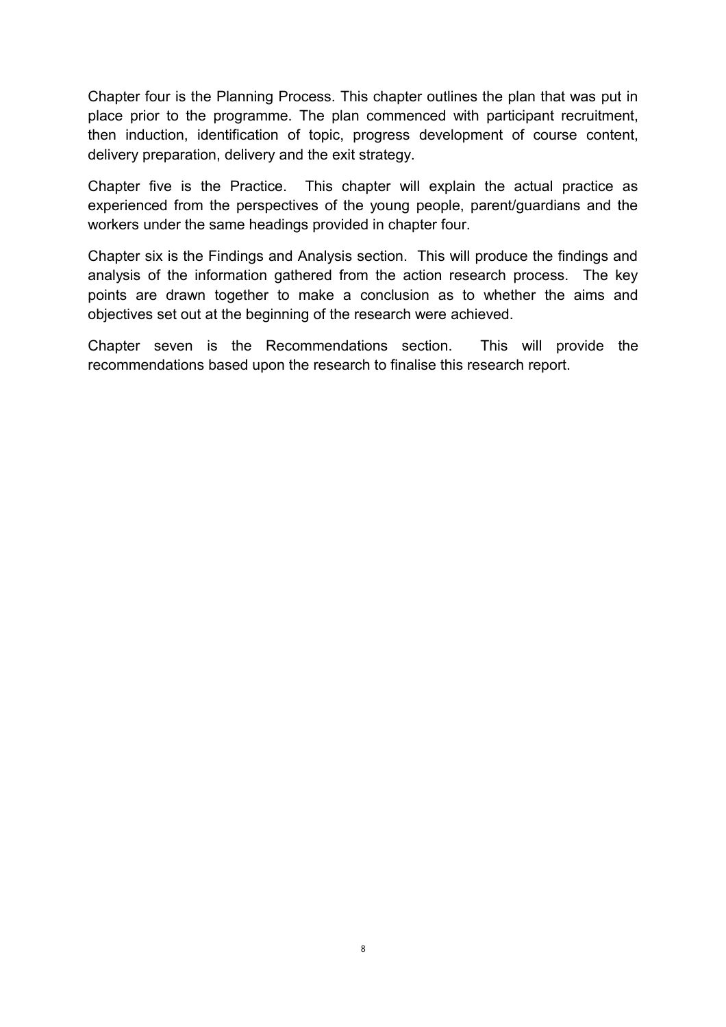Chapter four is the Planning Process. This chapter outlines the plan that was put in place prior to the programme. The plan commenced with participant recruitment, then induction, identification of topic, progress development of course content, delivery preparation, delivery and the exit strategy.

Chapter five is the Practice. This chapter will explain the actual practice as experienced from the perspectives of the young people, parent/guardians and the workers under the same headings provided in chapter four.

Chapter six is the Findings and Analysis section. This will produce the findings and analysis of the information gathered from the action research process. The key points are drawn together to make a conclusion as to whether the aims and objectives set out at the beginning of the research were achieved.

Chapter seven is the Recommendations section. This will provide the recommendations based upon the research to finalise this research report.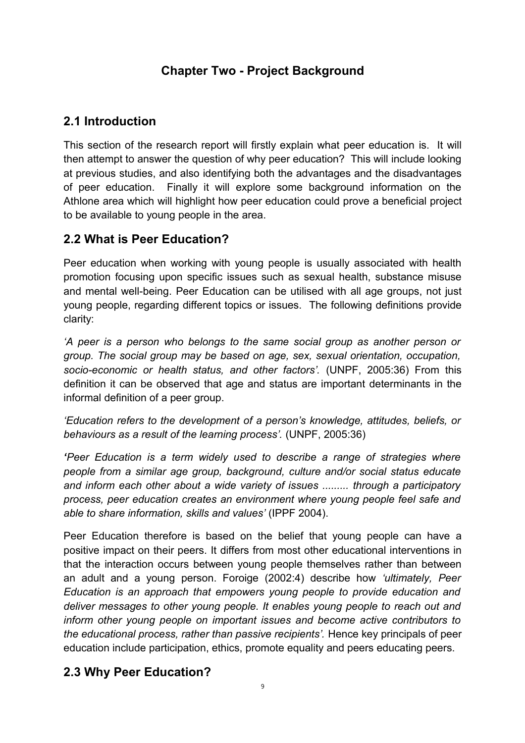# Chapter Two - Project Background

## 2.1 Introduction

This section of the research report will firstly explain what peer education is. It will then attempt to answer the question of why peer education? This will include looking at previous studies, and also identifying both the advantages and the disadvantages of peer education. Finally it will explore some background information on the Athlone area which will highlight how peer education could prove a beneficial project to be available to young people in the area.

## 2.2 What is Peer Education?

Peer education when working with young people is usually associated with health promotion focusing upon specific issues such as sexual health, substance misuse and mental well-being. Peer Education can be utilised with all age groups, not just young people, regarding different topics or issues. The following definitions provide clarity:

*'A peer is a person who belongs to the same social group as another person or group. The social group may be based on age, sex, sexual orientation, occupation, socio-economic or health status, and other factors'.* (UNPF, 2005:36) From this definition it can be observed that age and status are important determinants in the informal definition of a peer group.

*'Education refers to the development of a person's knowledge, attitudes, beliefs, or behaviours as a result of the learning process'.* (UNPF, 2005:36)

*'Peer Education is a term widely used to describe a range of strategies where people from a similar age group, background, culture and/or social status educate and inform each other about a wide variety of issues ......... through a participatory process, peer education creates an environment where young people feel safe and able to share information, skills and values'* (IPPF 2004).

Peer Education therefore is based on the belief that young people can have a positive impact on their peers. It differs from most other educational interventions in that the interaction occurs between young people themselves rather than between an adult and a young person. Foroige (2002:4) describe how *'ultimately, Peer Education is an approach that empowers young people to provide education and deliver messages to other young people. It enables young people to reach out and inform other young people on important issues and become active contributors to the educational process, rather than passive recipients'.* Hence key principals of peer education include participation, ethics, promote equality and peers educating peers.

## 2.3 Why Peer Education?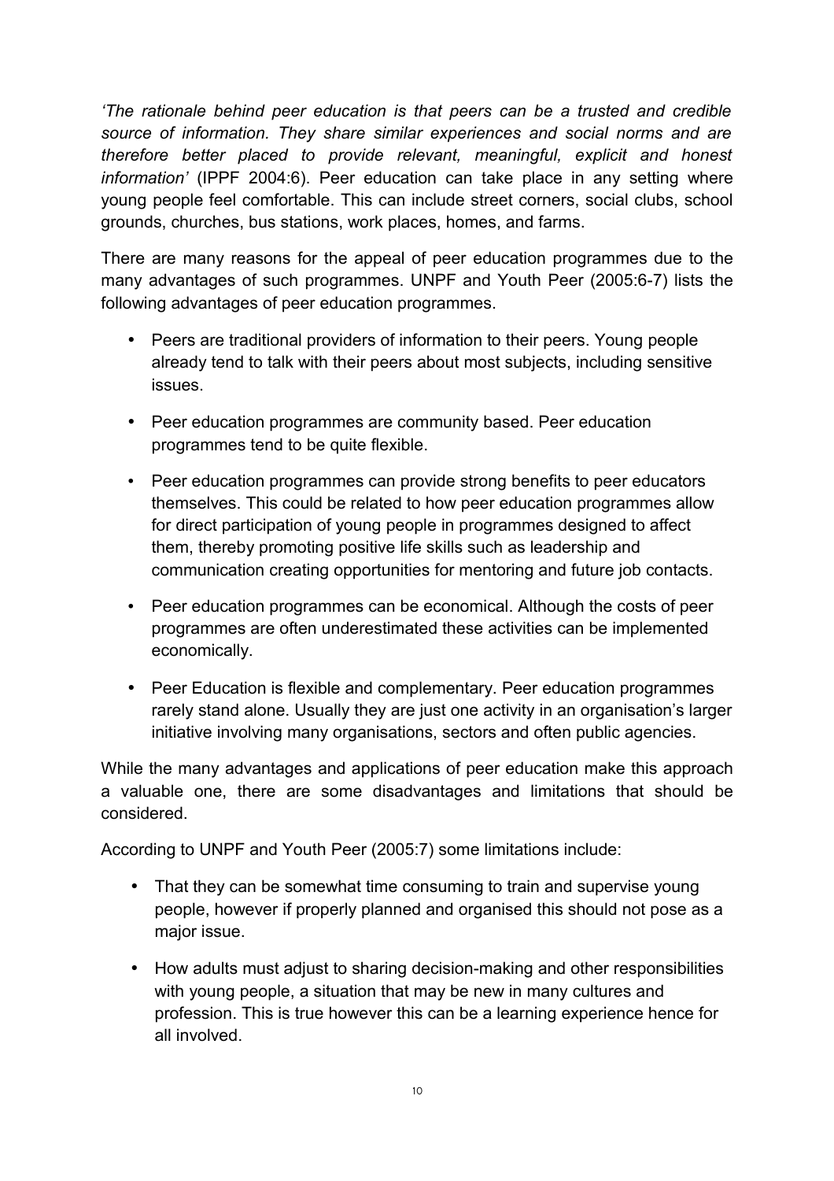*'The rationale behind peer education is that peers can be a trusted and credible source of information. They share similar experiences and social norms and are therefore better placed to provide relevant, meaningful, explicit and honest information'* (IPPF 2004:6). Peer education can take place in any setting where young people feel comfortable. This can include street corners, social clubs, school grounds, churches, bus stations, work places, homes, and farms.

There are many reasons for the appeal of peer education programmes due to the many advantages of such programmes. UNPF and Youth Peer (2005:6-7) lists the following advantages of peer education programmes.

- Peers are traditional providers of information to their peers. Young people already tend to talk with their peers about most subjects, including sensitive issues.
- Peer education programmes are community based. Peer education programmes tend to be quite flexible.
- Peer education programmes can provide strong benefits to peer educators themselves. This could be related to how peer education programmes allow for direct participation of young people in programmes designed to affect them, thereby promoting positive life skills such as leadership and communication creating opportunities for mentoring and future job contacts.
- Peer education programmes can be economical. Although the costs of peer programmes are often underestimated these activities can be implemented economically.
- Peer Education is flexible and complementary. Peer education programmes rarely stand alone. Usually they are just one activity in an organisation's larger initiative involving many organisations, sectors and often public agencies.

While the many advantages and applications of peer education make this approach a valuable one, there are some disadvantages and limitations that should be considered.

According to UNPF and Youth Peer (2005:7) some limitations include:

- That they can be somewhat time consuming to train and supervise young people, however if properly planned and organised this should not pose as a major issue.
- How adults must adjust to sharing decision-making and other responsibilities with young people, a situation that may be new in many cultures and profession. This is true however this can be a learning experience hence for all involved.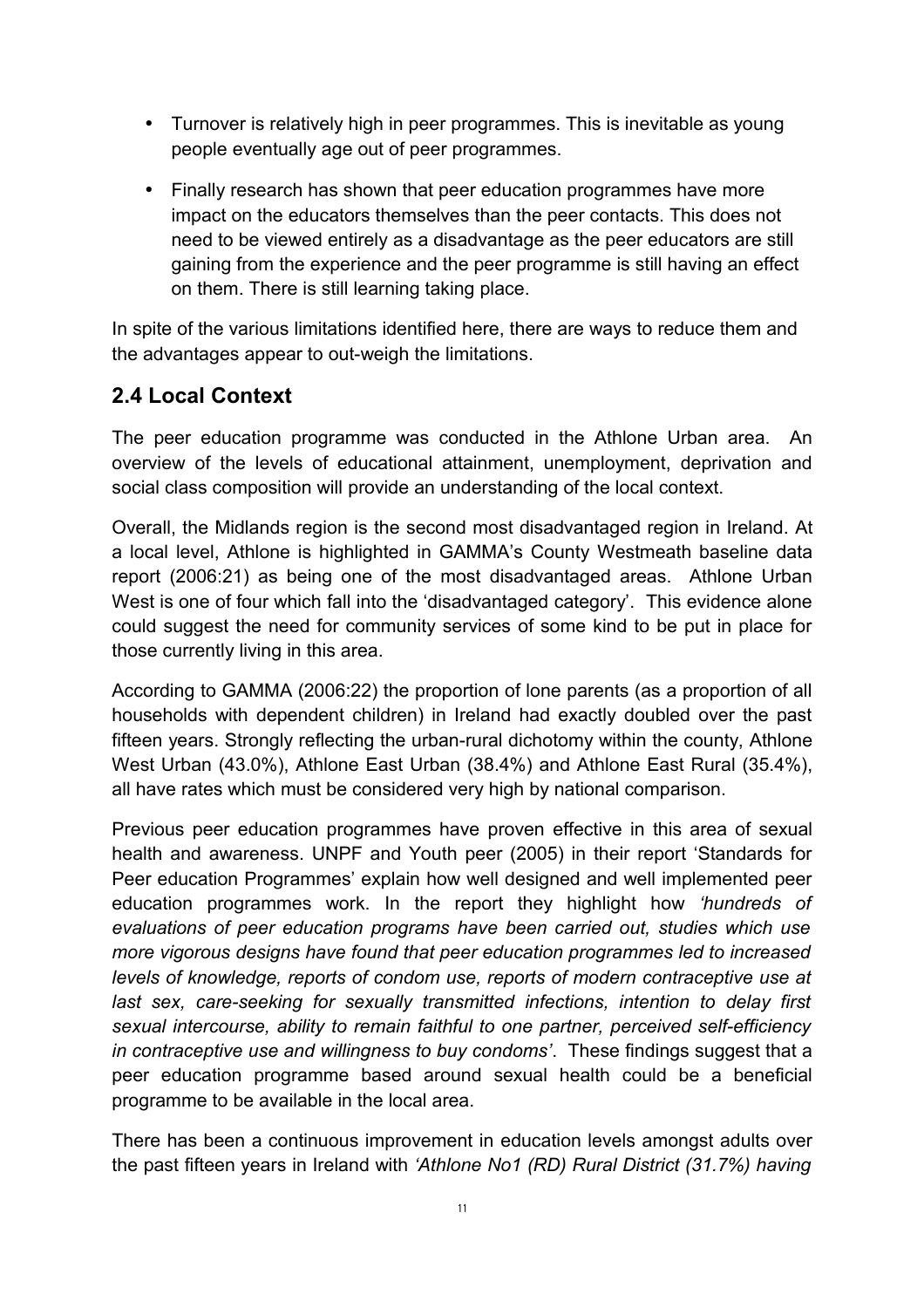- Turnover is relatively high in peer programmes. This is inevitable as young people eventually age out of peer programmes.
- Finally research has shown that peer education programmes have more impact on the educators themselves than the peer contacts. This does not need to be viewed entirely as a disadvantage as the peer educators are still gaining from the experience and the peer programme is still having an effect on them. There is still learning taking place.

In spite of the various limitations identified here, there are ways to reduce them and the advantages appear to out-weigh the limitations.

## 2.4 Local Context

The peer education programme was conducted in the Athlone Urban area. An overview of the levels of educational attainment, unemployment, deprivation and social class composition will provide an understanding of the local context.

Overall, the Midlands region is the second most disadvantaged region in Ireland. At a local level, Athlone is highlighted in GAMMA's County Westmeath baseline data report (2006:21) as being one of the most disadvantaged areas. Athlone Urban West is one of four which fall into the 'disadvantaged category'. This evidence alone could suggest the need for community services of some kind to be put in place for those currently living in this area.

According to GAMMA (2006:22) the proportion of lone parents (as a proportion of all households with dependent children) in Ireland had exactly doubled over the past fifteen years. Strongly reflecting the urban-rural dichotomy within the county, Athlone West Urban (43.0%), Athlone East Urban (38.4%) and Athlone East Rural (35.4%), all have rates which must be considered very high by national comparison.

Previous peer education programmes have proven effective in this area of sexual health and awareness. UNPF and Youth peer (2005) in their report 'Standards for Peer education Programmes' explain how well designed and well implemented peer education programmes work. In the report they highlight how *'hundreds of evaluations of peer education programs have been carried out, studies which use more vigorous designs have found that peer education programmes led to increased levels of knowledge, reports of condom use, reports of modern contraceptive use at last sex, care-seeking for sexually transmitted infections, intention to delay first sexual intercourse, ability to remain faithful to one partner, perceived self-efficiency in contraceptive use and willingness to buy condoms'*. These findings suggest that a peer education programme based around sexual health could be a beneficial programme to be available in the local area.

There has been a continuous improvement in education levels amongst adults over the past fifteen years in Ireland with *'Athlone No1 (RD) Rural District (31.7%) having*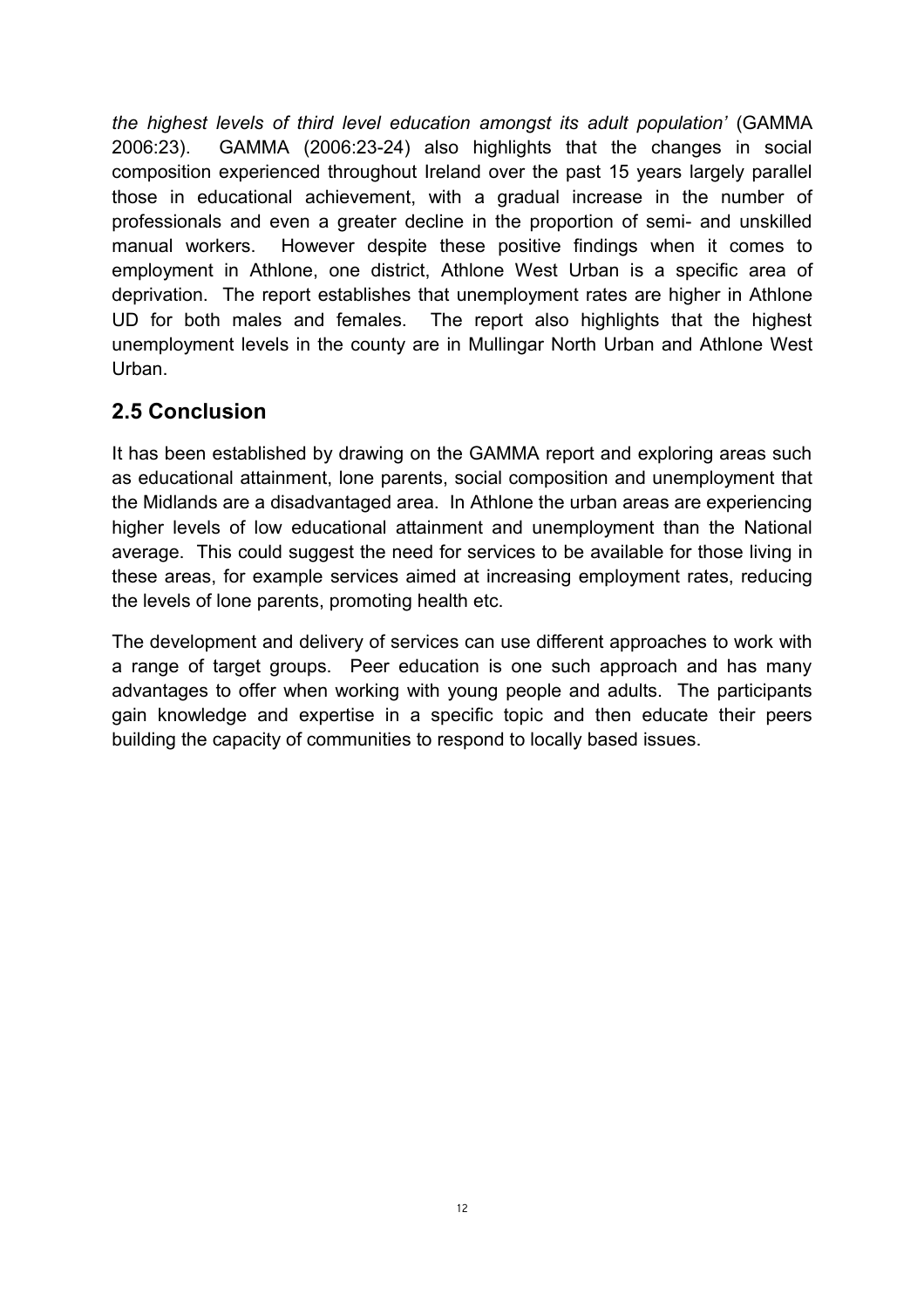*the highest levels of third level education amongst its adult population'* (GAMMA 2006:23). GAMMA (2006:23-24) also highlights that the changes in social composition experienced throughout Ireland over the past 15 years largely parallel those in educational achievement, with a gradual increase in the number of professionals and even a greater decline in the proportion of semi- and unskilled manual workers. However despite these positive findings when it comes to employment in Athlone, one district, Athlone West Urban is a specific area of deprivation. The report establishes that unemployment rates are higher in Athlone UD for both males and females. The report also highlights that the highest unemployment levels in the county are in Mullingar North Urban and Athlone West Urban.

## 2.5 Conclusion

It has been established by drawing on the GAMMA report and exploring areas such as educational attainment, lone parents, social composition and unemployment that the Midlands are a disadvantaged area. In Athlone the urban areas are experiencing higher levels of low educational attainment and unemployment than the National average. This could suggest the need for services to be available for those living in these areas, for example services aimed at increasing employment rates, reducing the levels of lone parents, promoting health etc.

The development and delivery of services can use different approaches to work with a range of target groups. Peer education is one such approach and has many advantages to offer when working with young people and adults. The participants gain knowledge and expertise in a specific topic and then educate their peers building the capacity of communities to respond to locally based issues.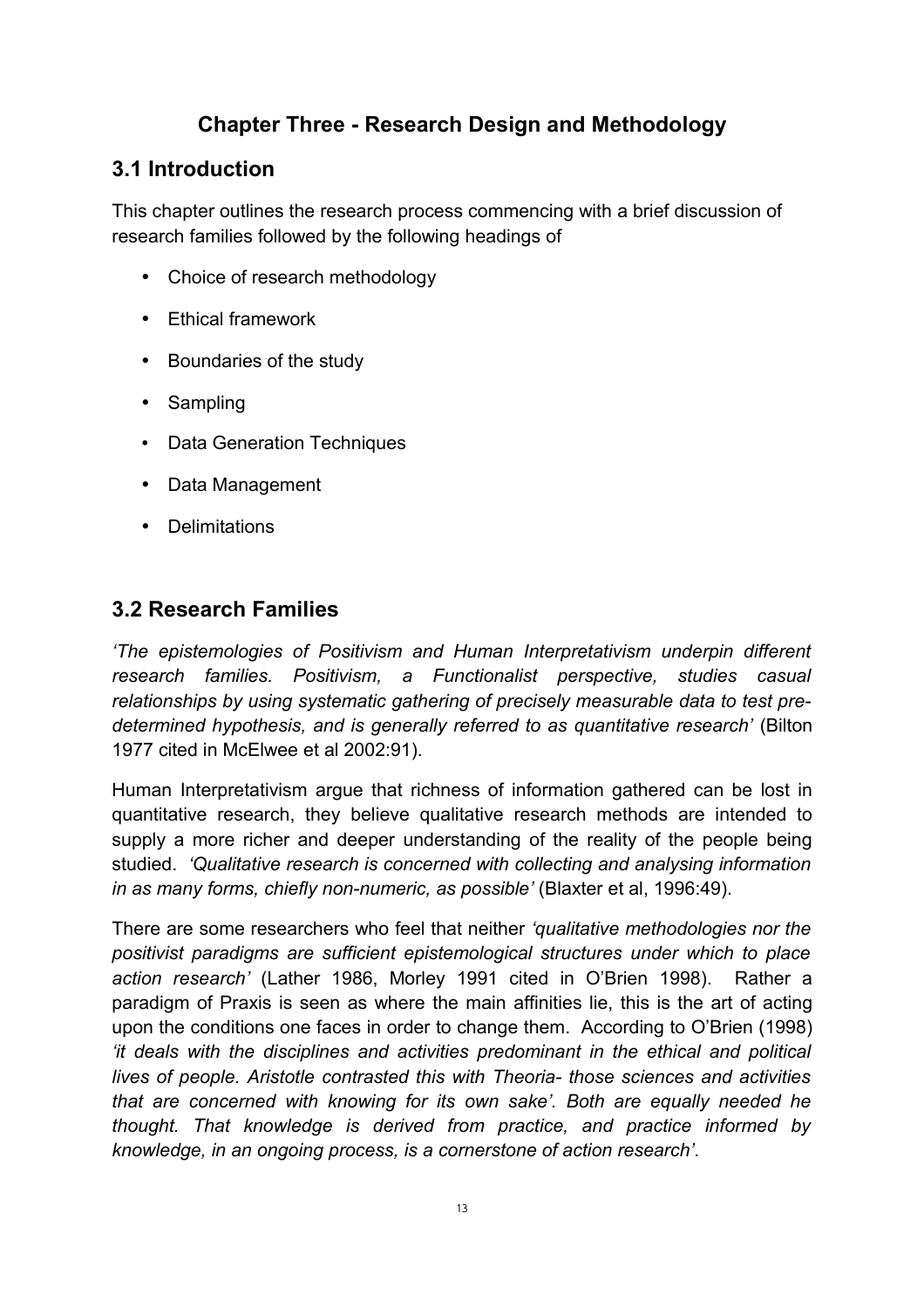# Chapter Three - Research Design and Methodology

## 3.1 Introduction

This chapter outlines the research process commencing with a brief discussion of research families followed by the following headings of

- Choice of research methodology
- Ethical framework
- Boundaries of the study
- Sampling
- Data Generation Techniques
- Data Management
- Delimitations

## 3.2 Research Families

*'The epistemologies of Positivism and Human Interpretativism underpin different research families. Positivism, a Functionalist perspective, studies casual relationships by using systematic gathering of precisely measurable data to test pre-determined hypothesis, and is generally referred to as quantitative research'* (Bilton 1977 cited in McElwee et al 2002:91).

Human Interpretativism argue that richness of information gathered can be lost in quantitative research, they believe qualitative research methods are intended to supply a more richer and deeper understanding of the reality of the people being studied. *'Qualitative research is concerned with collecting and analysing information in as many forms, chiefly non-numeric, as possible'* (Blaxter et al, 1996:49).

There are some researchers who feel that neither *'qualitative methodologies nor the positivist paradigms are sufficient epistemological structures under which to place action research'* (Lather 1986, Morley 1991 cited in O'Brien 1998). Rather a paradigm of Praxis is seen as where the main affinities lie, this is the art of acting upon the conditions one faces in order to change them. According to O'Brien (1998) *'it deals with the disciplines and activities predominant in the ethical and political lives of people. Aristotle contrasted this with Theoria- those sciences and activities that are concerned with knowing for its own sake'. Both are equally needed he thought. That knowledge is derived from practice, and practice informed by knowledge, in an ongoing process, is a cornerstone of action research'*.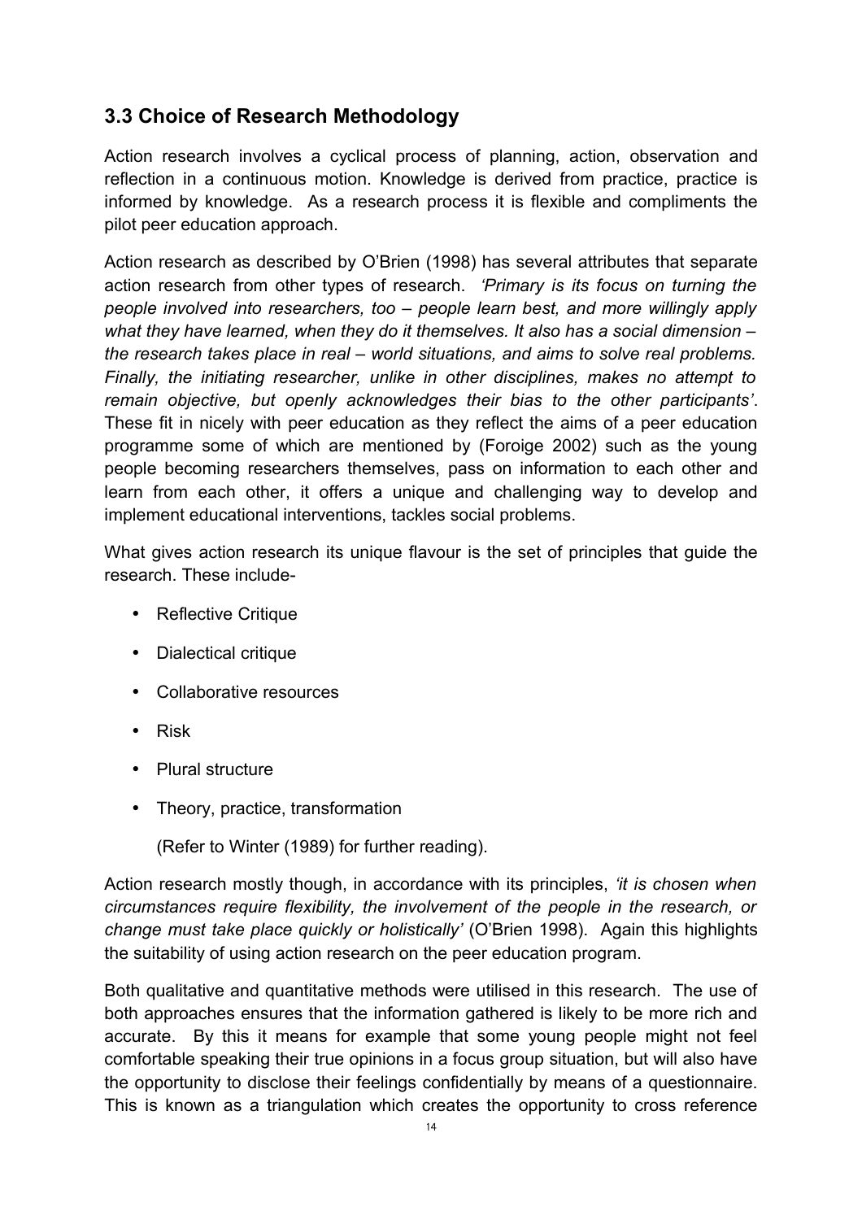## 3.3 Choice of Research Methodology

Action research involves a cyclical process of planning, action, observation and reflection in a continuous motion. Knowledge is derived from practice, practice is informed by knowledge. As a research process it is flexible and compliments the pilot peer education approach.

Action research as described by O'Brien (1998) has several attributes that separate action research from other types of research. *'Primary is its focus on turning the people involved into researchers, too – people learn best, and more willingly apply what they have learned, when they do it themselves. It also has a social dimension – the research takes place in real – world situations, and aims to solve real problems. Finally, the initiating researcher, unlike in other disciplines, makes no attempt to remain objective, but openly acknowledges their bias to the other participants'*. These fit in nicely with peer education as they reflect the aims of a peer education programme some of which are mentioned by (Foroige 2002) such as the young people becoming researchers themselves, pass on information to each other and learn from each other, it offers a unique and challenging way to develop and implement educational interventions, tackles social problems.

What gives action research its unique flavour is the set of principles that guide the research. These include-

- Reflective Critique
- Dialectical critique
- Collaborative resources
- Risk
- Plural structure
- Theory, practice, transformation

(Refer to Winter (1989) for further reading).

Action research mostly though, in accordance with its principles, *'it is chosen when circumstances require flexibility, the involvement of the people in the research, or change must take place quickly or holistically'* (O'Brien 1998). Again this highlights the suitability of using action research on the peer education program.

Both qualitative and quantitative methods were utilised in this research. The use of both approaches ensures that the information gathered is likely to be more rich and accurate. By this it means for example that some young people might not feel comfortable speaking their true opinions in a focus group situation, but will also have the opportunity to disclose their feelings confidentially by means of a questionnaire. This is known as a triangulation which creates the opportunity to cross reference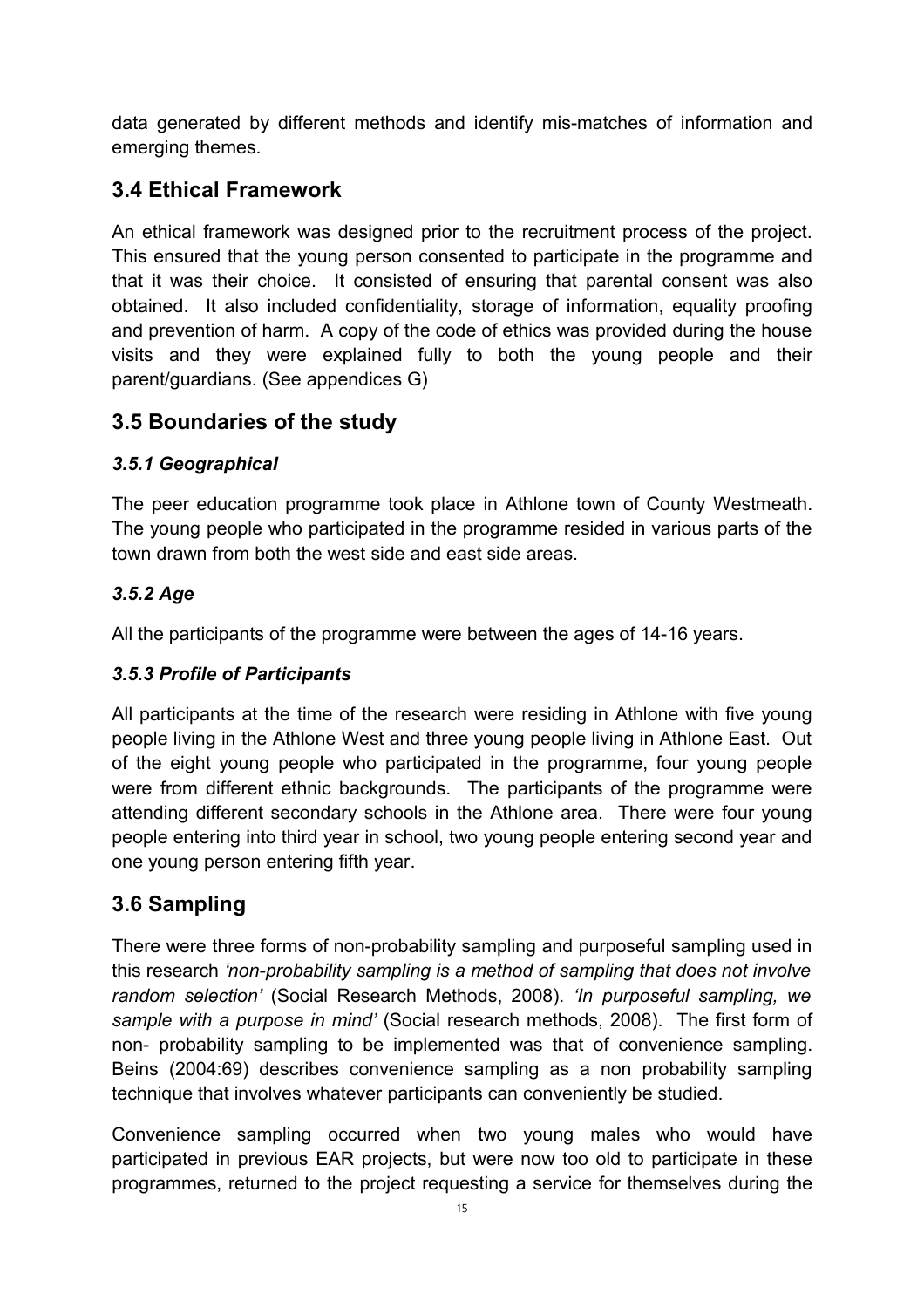data generated by different methods and identify mis-matches of information and emerging themes.

## 3.4 Ethical Framework

An ethical framework was designed prior to the recruitment process of the project. This ensured that the young person consented to participate in the programme and that it was their choice. It consisted of ensuring that parental consent was also obtained. It also included confidentiality, storage of information, equality proofing and prevention of harm. A copy of the code of ethics was provided during the house visits and they were explained fully to both the young people and their parent/guardians. (See appendices G)

## 3.5 Boundaries of the study

### *3.5.1 Geographical*

The peer education programme took place in Athlone town of County Westmeath. The young people who participated in the programme resided in various parts of the town drawn from both the west side and east side areas.

### *3.5.2 Age*

All the participants of the programme were between the ages of 14-16 years.

### *3.5.3 Profile of Participants*

All participants at the time of the research were residing in Athlone with five young people living in the Athlone West and three young people living in Athlone East. Out of the eight young people who participated in the programme, four young people were from different ethnic backgrounds. The participants of the programme were attending different secondary schools in the Athlone area. There were four young people entering into third year in school, two young people entering second year and one young person entering fifth year.

## 3.6 Sampling

There were three forms of non-probability sampling and purposeful sampling used in this research *'non-probability sampling is a method of sampling that does not involve random selection'* (Social Research Methods, 2008). *'In purposeful sampling, we sample with a purpose in mind'* (Social research methods, 2008). The first form of non- probability sampling to be implemented was that of convenience sampling. Beins (2004:69) describes convenience sampling as a non probability sampling technique that involves whatever participants can conveniently be studied.

Convenience sampling occurred when two young males who would have participated in previous EAR projects, but were now too old to participate in these programmes, returned to the project requesting a service for themselves during the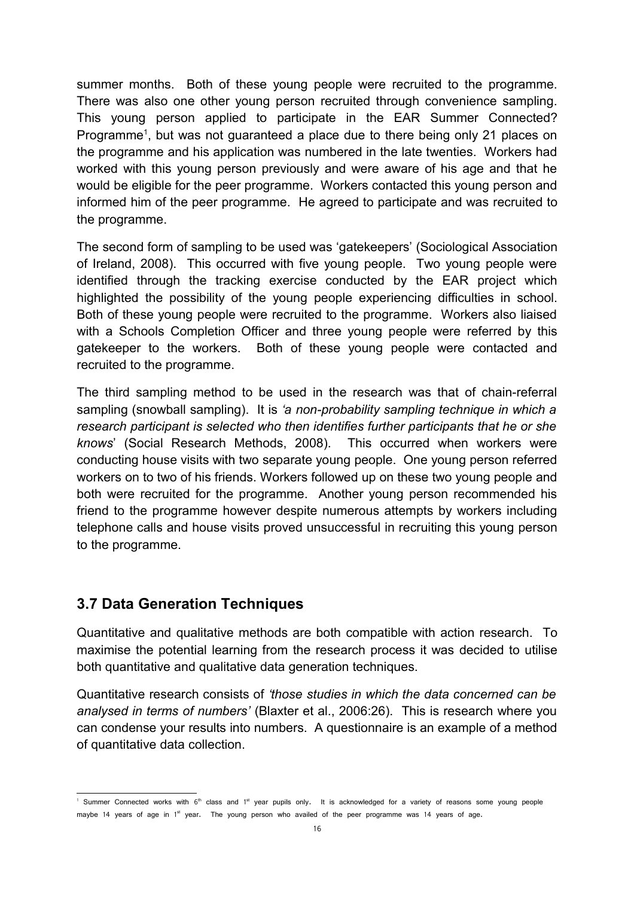summer months. Both of these young people were recruited to the programme. There was also one other young person recruited through convenience sampling. This young person applied to participate in the EAR Summer Connected? Programme[1], but was not guaranteed a place due to there being only 21 places on the programme and his application was numbered in the late twenties. Workers had worked with this young person previously and were aware of his age and that he would be eligible for the peer programme. Workers contacted this young person and informed him of the peer programme. He agreed to participate and was recruited to the programme.

The second form of sampling to be used was 'gatekeepers' (Sociological Association of Ireland, 2008). This occurred with five young people. Two young people were identified through the tracking exercise conducted by the EAR project which highlighted the possibility of the young people experiencing difficulties in school. Both of these young people were recruited to the programme. Workers also liaised with a Schools Completion Officer and three young people were referred by this gatekeeper to the workers. Both of these young people were contacted and recruited to the programme.

The third sampling method to be used in the research was that of chain-referral sampling (snowball sampling). It is *'a non-probability sampling technique in which a research participant is selected who then identifies further participants that he or she knows*' (Social Research Methods, 2008). This occurred when workers were conducting house visits with two separate young people. One young person referred workers on to two of his friends. Workers followed up on these two young people and both were recruited for the programme. Another young person recommended his friend to the programme however despite numerous attempts by workers including telephone calls and house visits proved unsuccessful in recruiting this young person to the programme.

## 3.7 Data Generation Techniques

Quantitative and qualitative methods are both compatible with action research. To maximise the potential learning from the research process it was decided to utilise both quantitative and qualitative data generation techniques.

Quantitative research consists of *'those studies in which the data concerned can be analysed in terms of numbers'* (Blaxter et al., 2006:26). This is research where you can condense your results into numbers. A questionnaire is an example of a method of quantitative data collection.

---

[1] Summer Connected works with 6th class and 1st year pupils only. It is acknowledged for a variety of reasons some young people maybe 14 years of age in 1st year. The young person who availed of the peer programme was 14 years of age.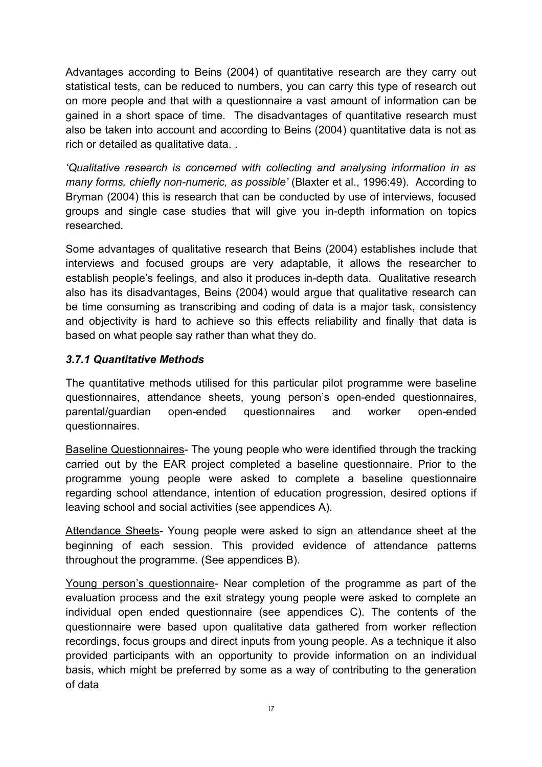Advantages according to Beins (2004) of quantitative research are they carry out statistical tests, can be reduced to numbers, you can carry this type of research out on more people and that with a questionnaire a vast amount of information can be gained in a short space of time. The disadvantages of quantitative research must also be taken into account and according to Beins (2004) quantitative data is not as rich or detailed as qualitative data. .

*'Qualitative research is concerned with collecting and analysing information in as many forms, chiefly non-numeric, as possible'* (Blaxter et al., 1996:49). According to Bryman (2004) this is research that can be conducted by use of interviews, focused groups and single case studies that will give you in-depth information on topics researched.

Some advantages of qualitative research that Beins (2004) establishes include that interviews and focused groups are very adaptable, it allows the researcher to establish people's feelings, and also it produces in-depth data. Qualitative research also has its disadvantages, Beins (2004) would argue that qualitative research can be time consuming as transcribing and coding of data is a major task, consistency and objectivity is hard to achieve so this effects reliability and finally that data is based on what people say rather than what they do.

### *3.7.1 Quantitative Methods*

The quantitative methods utilised for this particular pilot programme were baseline questionnaires, attendance sheets, young person's open-ended questionnaires, parental/guardian open-ended questionnaires and worker open-ended questionnaires.

<u>Baseline Questionnaires</u>- The young people who were identified through the tracking carried out by the EAR project completed a baseline questionnaire. Prior to the programme young people were asked to complete a baseline questionnaire regarding school attendance, intention of education progression, desired options if leaving school and social activities (see appendices A).

<u>Attendance Sheets</u>- Young people were asked to sign an attendance sheet at the beginning of each session. This provided evidence of attendance patterns throughout the programme. (See appendices B).

<u>Young person's questionnaire</u>- Near completion of the programme as part of the evaluation process and the exit strategy young people were asked to complete an individual open ended questionnaire (see appendices C). The contents of the questionnaire were based upon qualitative data gathered from worker reflection recordings, focus groups and direct inputs from young people. As a technique it also provided participants with an opportunity to provide information on an individual basis, which might be preferred by some as a way of contributing to the generation of data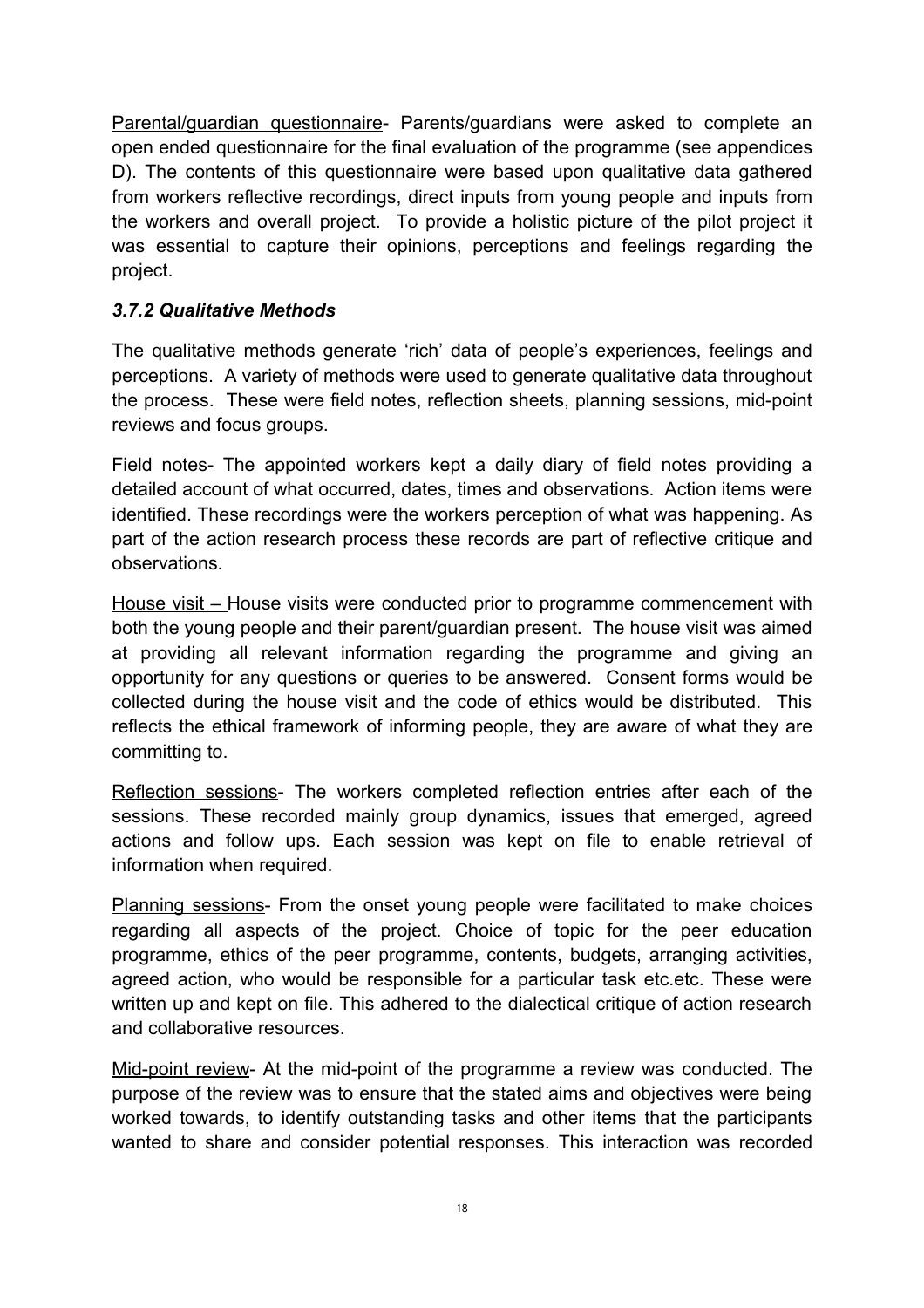Parental/guardian questionnaire- Parents/guardians were asked to complete an open ended questionnaire for the final evaluation of the programme (see appendices D). The contents of this questionnaire were based upon qualitative data gathered from workers reflective recordings, direct inputs from young people and inputs from the workers and overall project. To provide a holistic picture of the pilot project it was essential to capture their opinions, perceptions and feelings regarding the project.

### *3.7.2 Qualitative Methods*

The qualitative methods generate 'rich' data of people's experiences, feelings and perceptions. A variety of methods were used to generate qualitative data throughout the process. These were field notes, reflection sheets, planning sessions, mid-point reviews and focus groups.

Field notes- The appointed workers kept a daily diary of field notes providing a detailed account of what occurred, dates, times and observations. Action items were identified. These recordings were the workers perception of what was happening. As part of the action research process these records are part of reflective critique and observations.

House visit – House visits were conducted prior to programme commencement with both the young people and their parent/guardian present. The house visit was aimed at providing all relevant information regarding the programme and giving an opportunity for any questions or queries to be answered. Consent forms would be collected during the house visit and the code of ethics would be distributed. This reflects the ethical framework of informing people, they are aware of what they are committing to.

Reflection sessions- The workers completed reflection entries after each of the sessions. These recorded mainly group dynamics, issues that emerged, agreed actions and follow ups. Each session was kept on file to enable retrieval of information when required.

Planning sessions- From the onset young people were facilitated to make choices regarding all aspects of the project. Choice of topic for the peer education programme, ethics of the peer programme, contents, budgets, arranging activities, agreed action, who would be responsible for a particular task etc.etc. These were written up and kept on file. This adhered to the dialectical critique of action research and collaborative resources.

Mid-point review- At the mid-point of the programme a review was conducted. The purpose of the review was to ensure that the stated aims and objectives were being worked towards, to identify outstanding tasks and other items that the participants wanted to share and consider potential responses. This interaction was recorded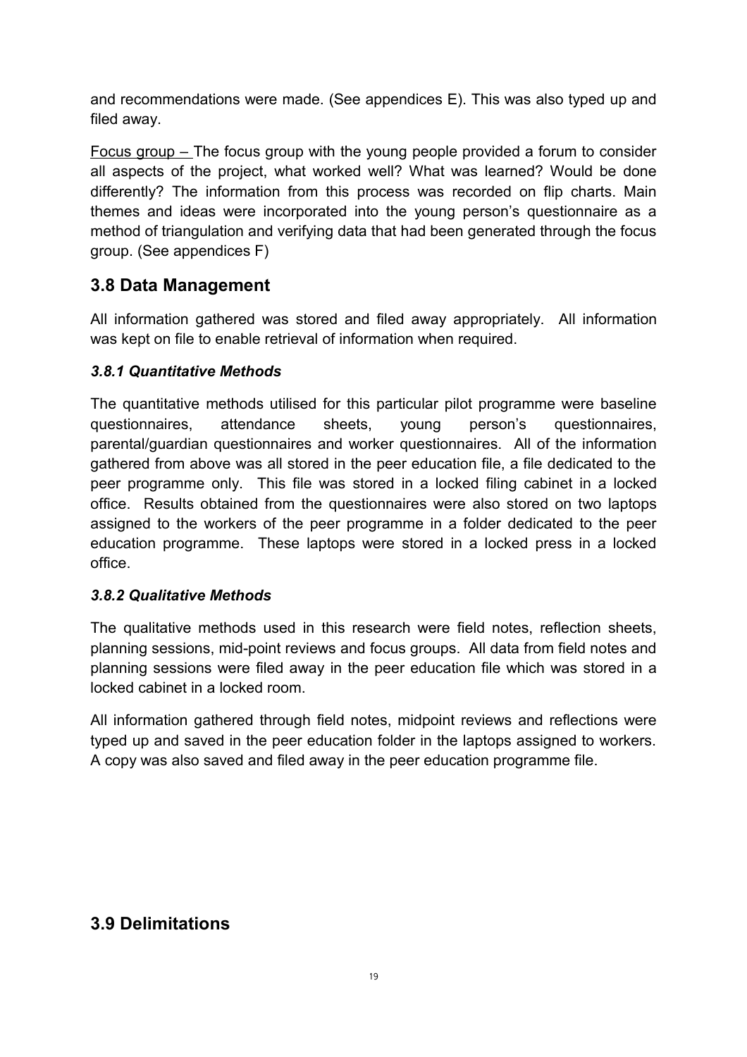and recommendations were made. (See appendices E). This was also typed up and filed away.

Focus group – The focus group with the young people provided a forum to consider all aspects of the project, what worked well? What was learned? Would be done differently? The information from this process was recorded on flip charts. Main themes and ideas were incorporated into the young person's questionnaire as a method of triangulation and verifying data that had been generated through the focus group. (See appendices F)

## 3.8 Data Management

All information gathered was stored and filed away appropriately. All information was kept on file to enable retrieval of information when required.

### *3.8.1 Quantitative Methods*

The quantitative methods utilised for this particular pilot programme were baseline questionnaires, attendance sheets, young person's questionnaires, parental/guardian questionnaires and worker questionnaires. All of the information gathered from above was all stored in the peer education file, a file dedicated to the peer programme only. This file was stored in a locked filing cabinet in a locked office. Results obtained from the questionnaires were also stored on two laptops assigned to the workers of the peer programme in a folder dedicated to the peer education programme. These laptops were stored in a locked press in a locked office.

### *3.8.2 Qualitative Methods*

The qualitative methods used in this research were field notes, reflection sheets, planning sessions, mid-point reviews and focus groups. All data from field notes and planning sessions were filed away in the peer education file which was stored in a locked cabinet in a locked room.

All information gathered through field notes, midpoint reviews and reflections were typed up and saved in the peer education folder in the laptops assigned to workers. A copy was also saved and filed away in the peer education programme file.

## 3.9 Delimitations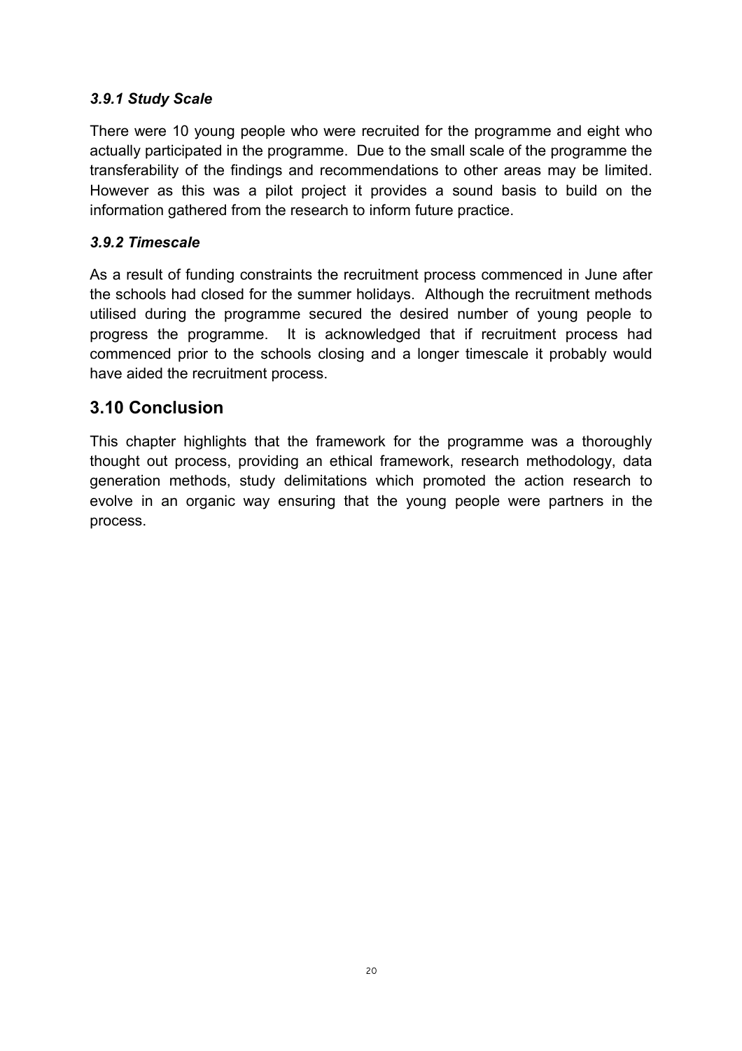### *3.9.1 Study Scale*

There were 10 young people who were recruited for the programme and eight who actually participated in the programme. Due to the small scale of the programme the transferability of the findings and recommendations to other areas may be limited. However as this was a pilot project it provides a sound basis to build on the information gathered from the research to inform future practice.

### *3.9.2 Timescale*

As a result of funding constraints the recruitment process commenced in June after the schools had closed for the summer holidays. Although the recruitment methods utilised during the programme secured the desired number of young people to progress the programme. It is acknowledged that if recruitment process had commenced prior to the schools closing and a longer timescale it probably would have aided the recruitment process.

## 3.10 Conclusion

This chapter highlights that the framework for the programme was a thoroughly thought out process, providing an ethical framework, research methodology, data generation methods, study delimitations which promoted the action research to evolve in an organic way ensuring that the young people were partners in the process.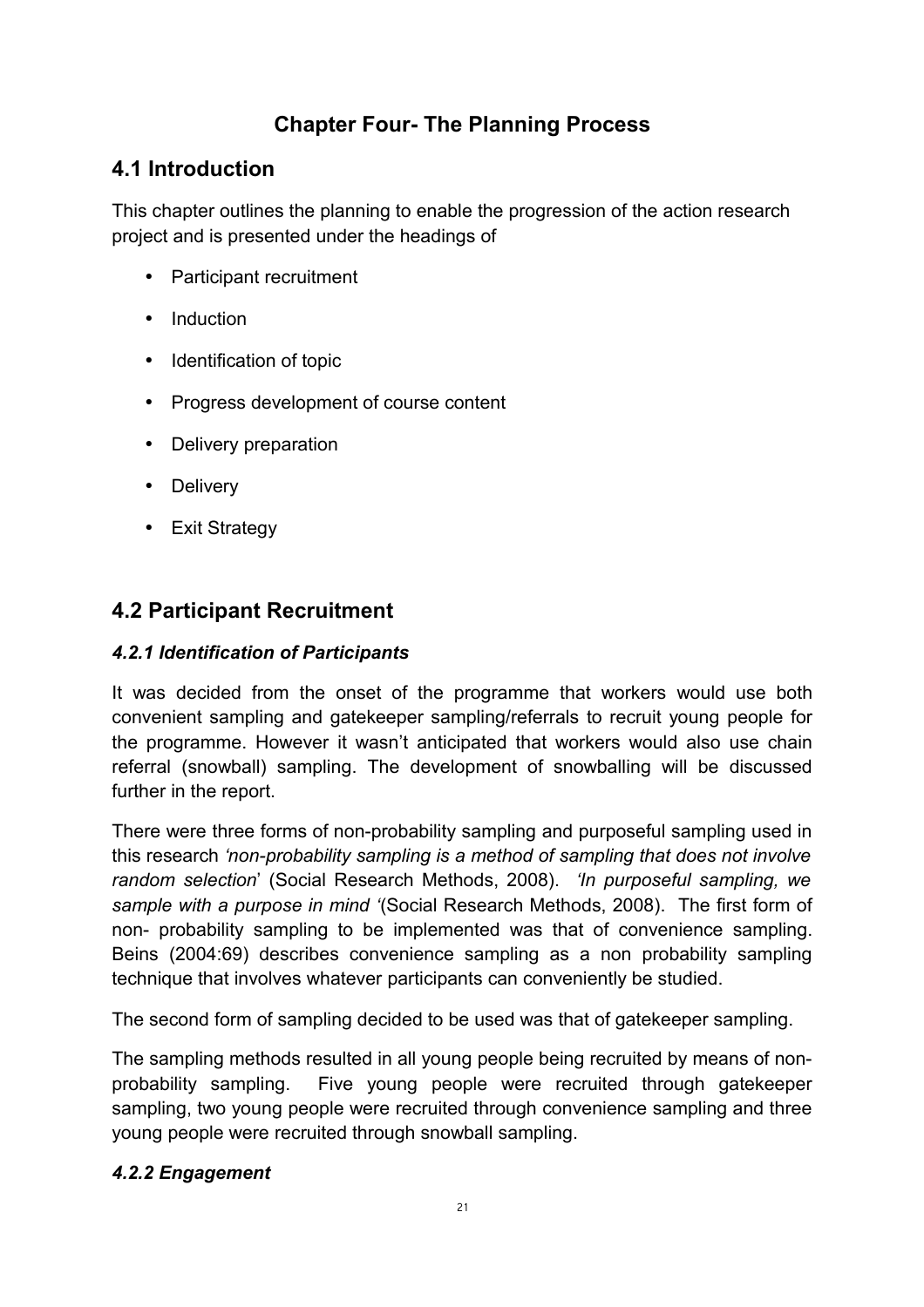# Chapter Four- The Planning Process

## 4.1 Introduction

This chapter outlines the planning to enable the progression of the action research project and is presented under the headings of

- Participant recruitment
- Induction
- Identification of topic
- Progress development of course content
- Delivery preparation
- Delivery
- Exit Strategy

## 4.2 Participant Recruitment

### *4.2.1 Identification of Participants*

It was decided from the onset of the programme that workers would use both convenient sampling and gatekeeper sampling/referrals to recruit young people for the programme. However it wasn't anticipated that workers would also use chain referral (snowball) sampling. The development of snowballing will be discussed further in the report.

There were three forms of non-probability sampling and purposeful sampling used in this research *'non-probability sampling is a method of sampling that does not involve random selection*' (Social Research Methods, 2008). *'In purposeful sampling, we sample with a purpose in mind '*(Social Research Methods, 2008). The first form of non- probability sampling to be implemented was that of convenience sampling. Beins (2004:69) describes convenience sampling as a non probability sampling technique that involves whatever participants can conveniently be studied.

The second form of sampling decided to be used was that of gatekeeper sampling.

The sampling methods resulted in all young people being recruited by means of non-probability sampling. Five young people were recruited through gatekeeper sampling, two young people were recruited through convenience sampling and three young people were recruited through snowball sampling.

### *4.2.2 Engagement*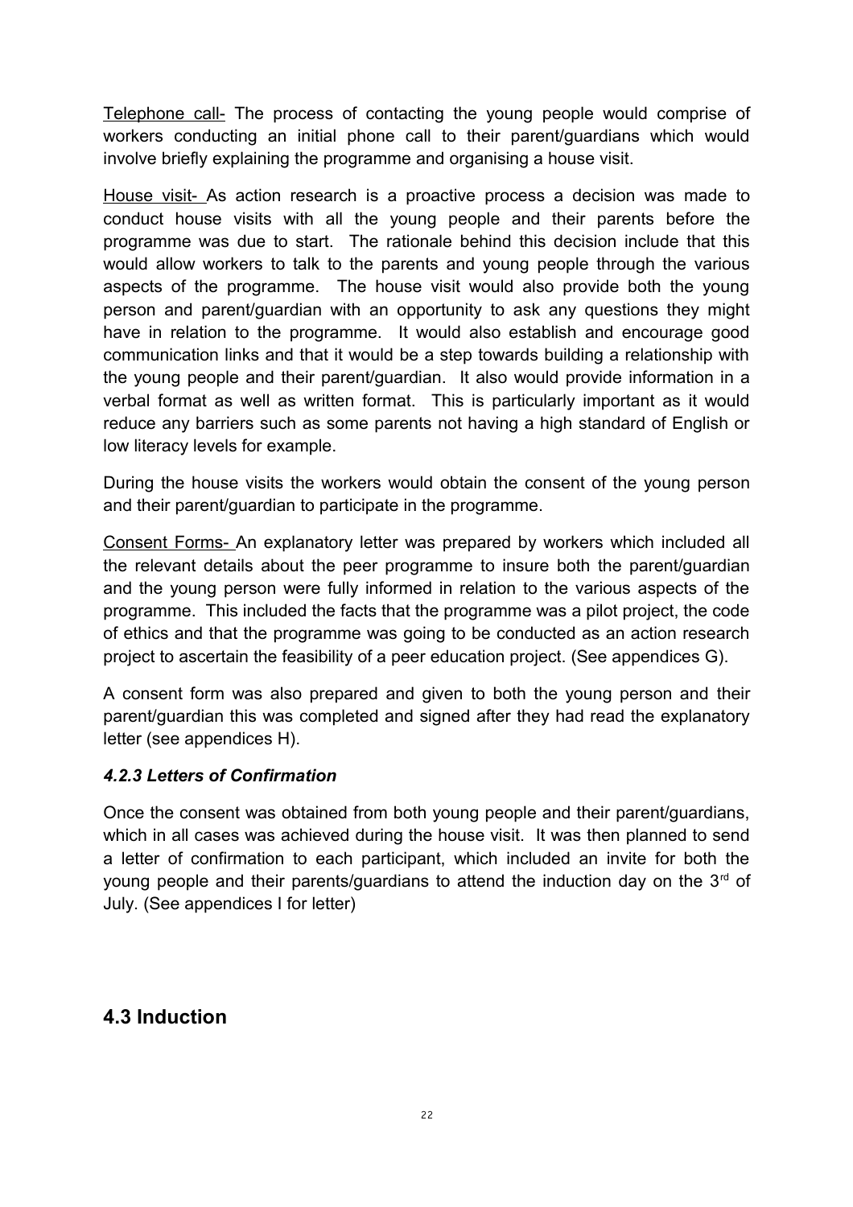Telephone call- The process of contacting the young people would comprise of workers conducting an initial phone call to their parent/guardians which would involve briefly explaining the programme and organising a house visit.

House visit- As action research is a proactive process a decision was made to conduct house visits with all the young people and their parents before the programme was due to start. The rationale behind this decision include that this would allow workers to talk to the parents and young people through the various aspects of the programme. The house visit would also provide both the young person and parent/guardian with an opportunity to ask any questions they might have in relation to the programme. It would also establish and encourage good communication links and that it would be a step towards building a relationship with the young people and their parent/guardian. It also would provide information in a verbal format as well as written format. This is particularly important as it would reduce any barriers such as some parents not having a high standard of English or low literacy levels for example.

During the house visits the workers would obtain the consent of the young person and their parent/guardian to participate in the programme.

Consent Forms- An explanatory letter was prepared by workers which included all the relevant details about the peer programme to insure both the parent/guardian and the young person were fully informed in relation to the various aspects of the programme. This included the facts that the programme was a pilot project, the code of ethics and that the programme was going to be conducted as an action research project to ascertain the feasibility of a peer education project. (See appendices G).

A consent form was also prepared and given to both the young person and their parent/guardian this was completed and signed after they had read the explanatory letter (see appendices H).

### *4.2.3 Letters of Confirmation*

Once the consent was obtained from both young people and their parent/guardians, which in all cases was achieved during the house visit. It was then planned to send a letter of confirmation to each participant, which included an invite for both the young people and their parents/guardians to attend the induction day on the 3rd of July. (See appendices I for letter)

## 4.3 Induction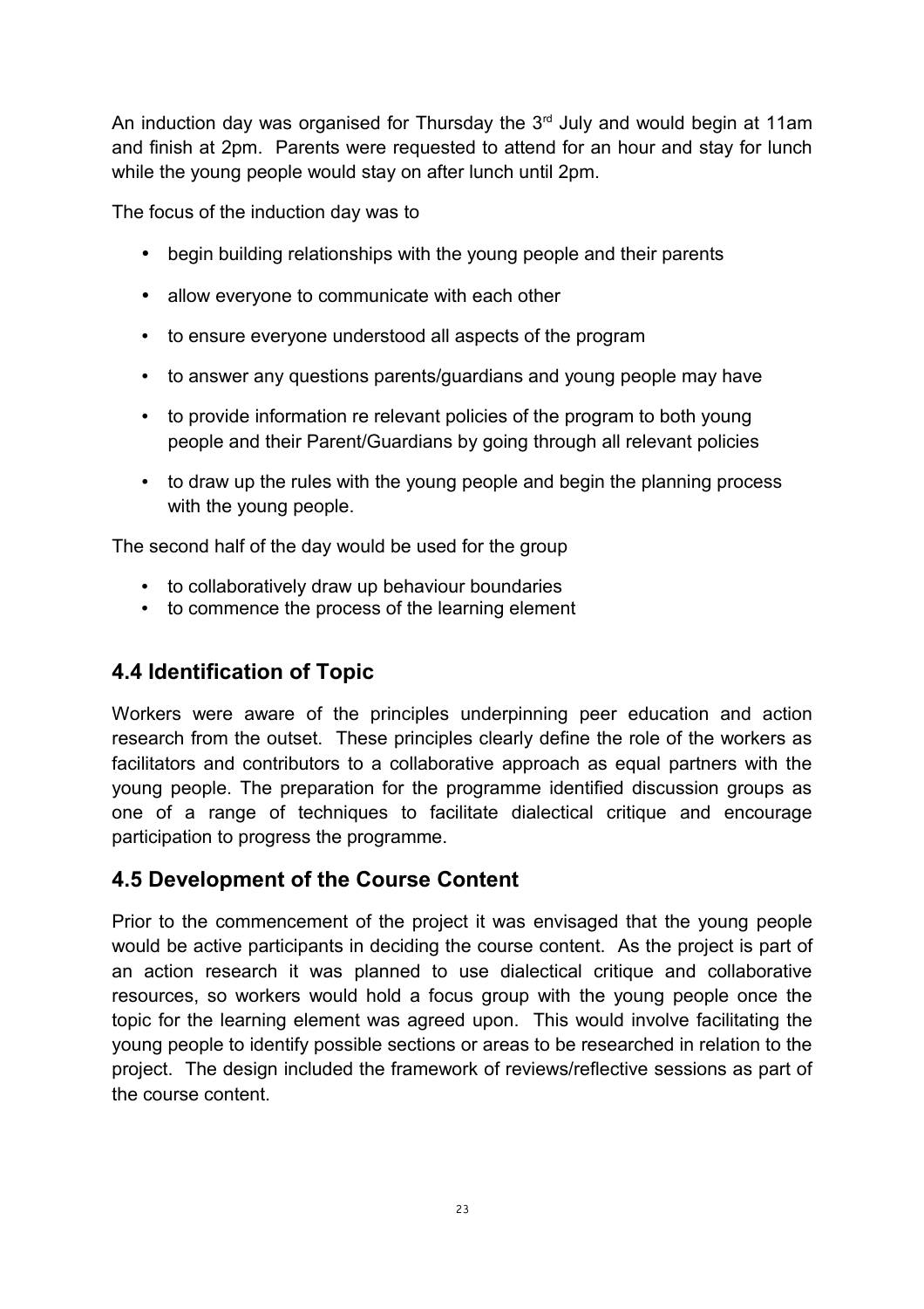An induction day was organised for Thursday the 3rd July and would begin at 11am and finish at 2pm. Parents were requested to attend for an hour and stay for lunch while the young people would stay on after lunch until 2pm.

The focus of the induction day was to

- begin building relationships with the young people and their parents
- allow everyone to communicate with each other
- to ensure everyone understood all aspects of the program
- to answer any questions parents/guardians and young people may have
- to provide information re relevant policies of the program to both young people and their Parent/Guardians by going through all relevant policies
- to draw up the rules with the young people and begin the planning process with the young people.

The second half of the day would be used for the group

- to collaboratively draw up behaviour boundaries
- to commence the process of the learning element

## 4.4 Identification of Topic

Workers were aware of the principles underpinning peer education and action research from the outset. These principles clearly define the role of the workers as facilitators and contributors to a collaborative approach as equal partners with the young people. The preparation for the programme identified discussion groups as one of a range of techniques to facilitate dialectical critique and encourage participation to progress the programme.

## 4.5 Development of the Course Content

Prior to the commencement of the project it was envisaged that the young people would be active participants in deciding the course content. As the project is part of an action research it was planned to use dialectical critique and collaborative resources, so workers would hold a focus group with the young people once the topic for the learning element was agreed upon. This would involve facilitating the young people to identify possible sections or areas to be researched in relation to the project. The design included the framework of reviews/reflective sessions as part of the course content.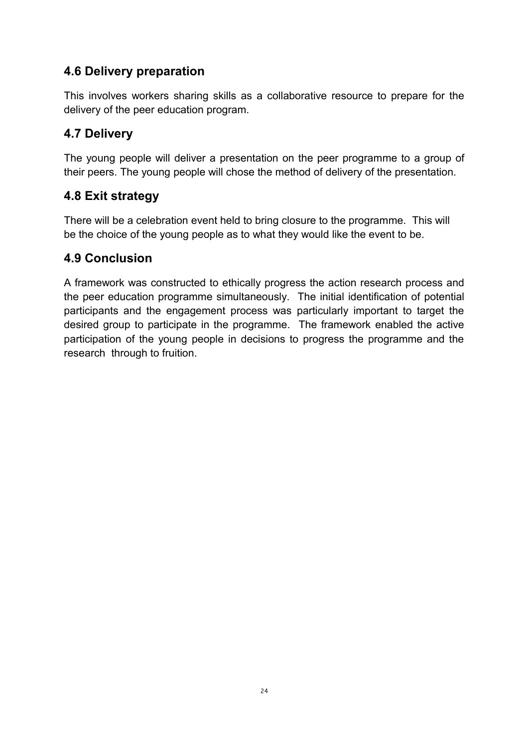## 4.6 Delivery preparation

This involves workers sharing skills as a collaborative resource to prepare for the delivery of the peer education program.

## 4.7 Delivery

The young people will deliver a presentation on the peer programme to a group of their peers. The young people will chose the method of delivery of the presentation.

## 4.8 Exit strategy

There will be a celebration event held to bring closure to the programme. This will be the choice of the young people as to what they would like the event to be.

## 4.9 Conclusion

A framework was constructed to ethically progress the action research process and the peer education programme simultaneously. The initial identification of potential participants and the engagement process was particularly important to target the desired group to participate in the programme. The framework enabled the active participation of the young people in decisions to progress the programme and the research through to fruition.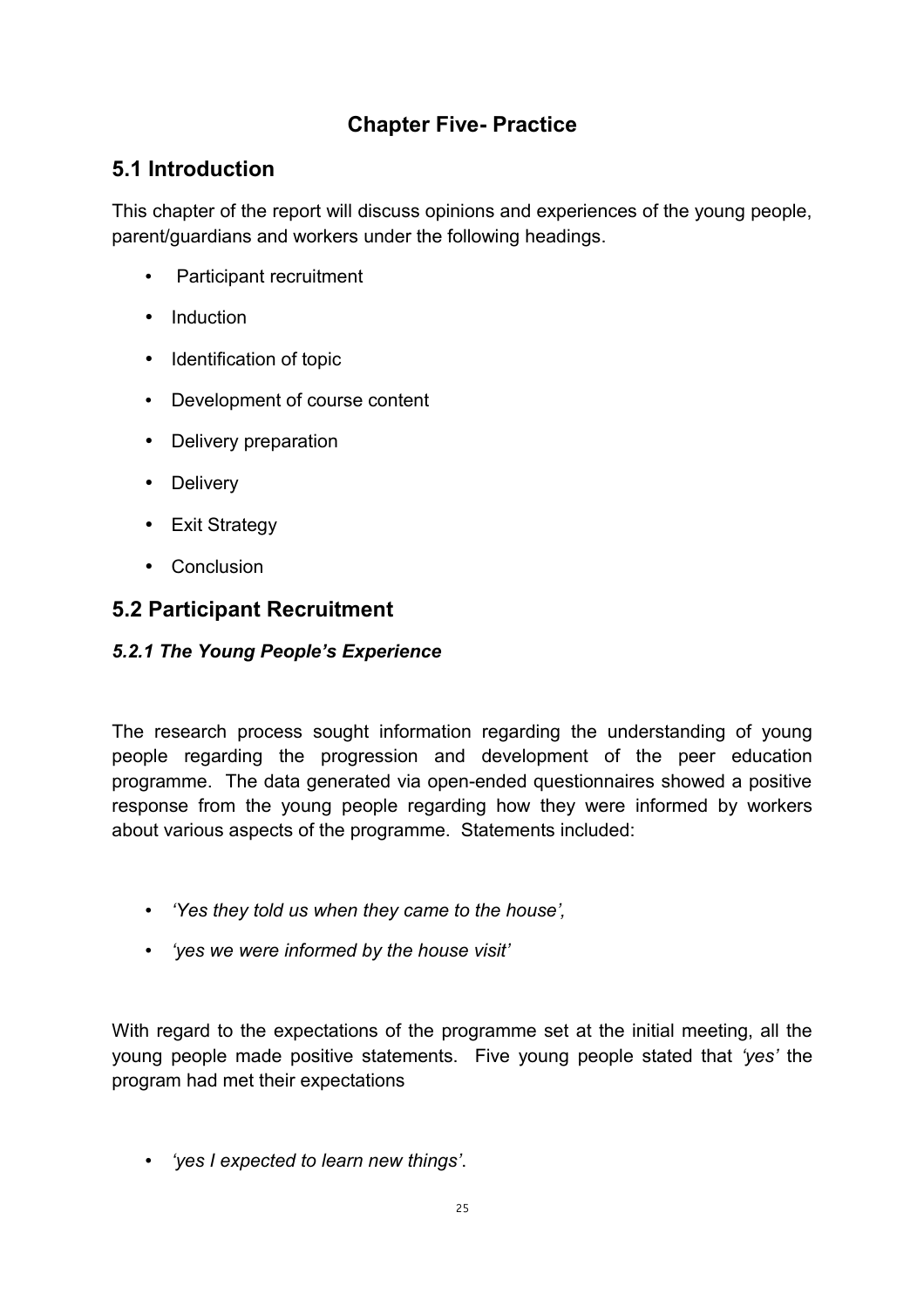# Chapter Five- Practice

## 5.1 Introduction

This chapter of the report will discuss opinions and experiences of the young people, parent/guardians and workers under the following headings.

- Participant recruitment
- Induction
- Identification of topic
- Development of course content
- Delivery preparation
- Delivery
- Exit Strategy
- Conclusion

## 5.2 Participant Recruitment

### *5.2.1 The Young People's Experience*

The research process sought information regarding the understanding of young people regarding the progression and development of the peer education programme. The data generated via open-ended questionnaires showed a positive response from the young people regarding how they were informed by workers about various aspects of the programme. Statements included:

- *'Yes they told us when they came to the house',*
- *'yes we were informed by the house visit'*

With regard to the expectations of the programme set at the initial meeting, all the young people made positive statements. Five young people stated that *'yes'* the program had met their expectations

- *'yes I expected to learn new things'*.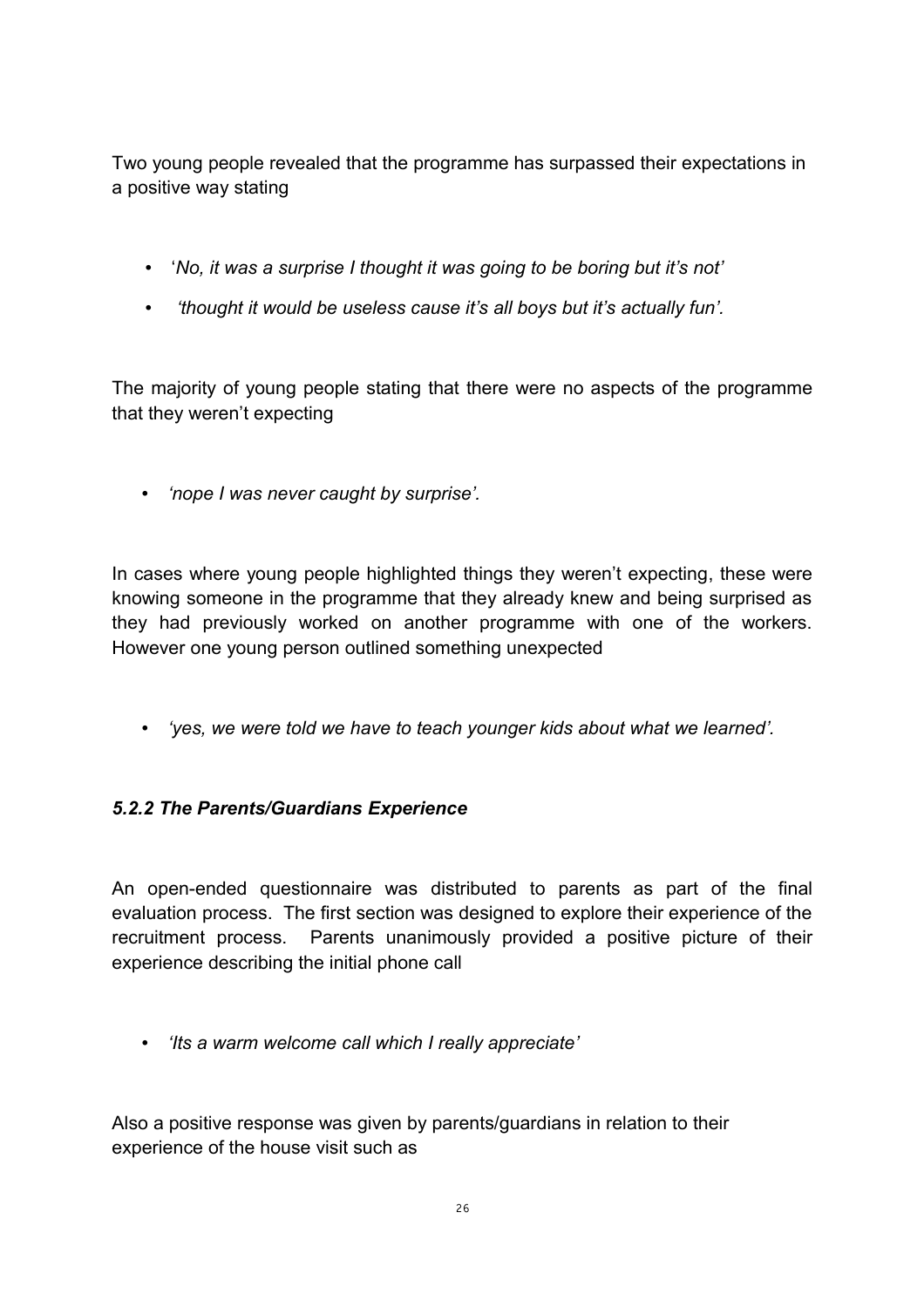Two young people revealed that the programme has surpassed their expectations in a positive way stating

- '*No, it was a surprise I thought it was going to be boring but it's not'*
- *'thought it would be useless cause it's all boys but it's actually fun'.*

The majority of young people stating that there were no aspects of the programme that they weren't expecting

- *'nope I was never caught by surprise'.*

In cases where young people highlighted things they weren't expecting, these were knowing someone in the programme that they already knew and being surprised as they had previously worked on another programme with one of the workers. However one young person outlined something unexpected

- *'yes, we were told we have to teach younger kids about what we learned'.*

### *5.2.2 The Parents/Guardians Experience*

An open-ended questionnaire was distributed to parents as part of the final evaluation process. The first section was designed to explore their experience of the recruitment process. Parents unanimously provided a positive picture of their experience describing the initial phone call

- *'Its a warm welcome call which I really appreciate'*

Also a positive response was given by parents/guardians in relation to their experience of the house visit such as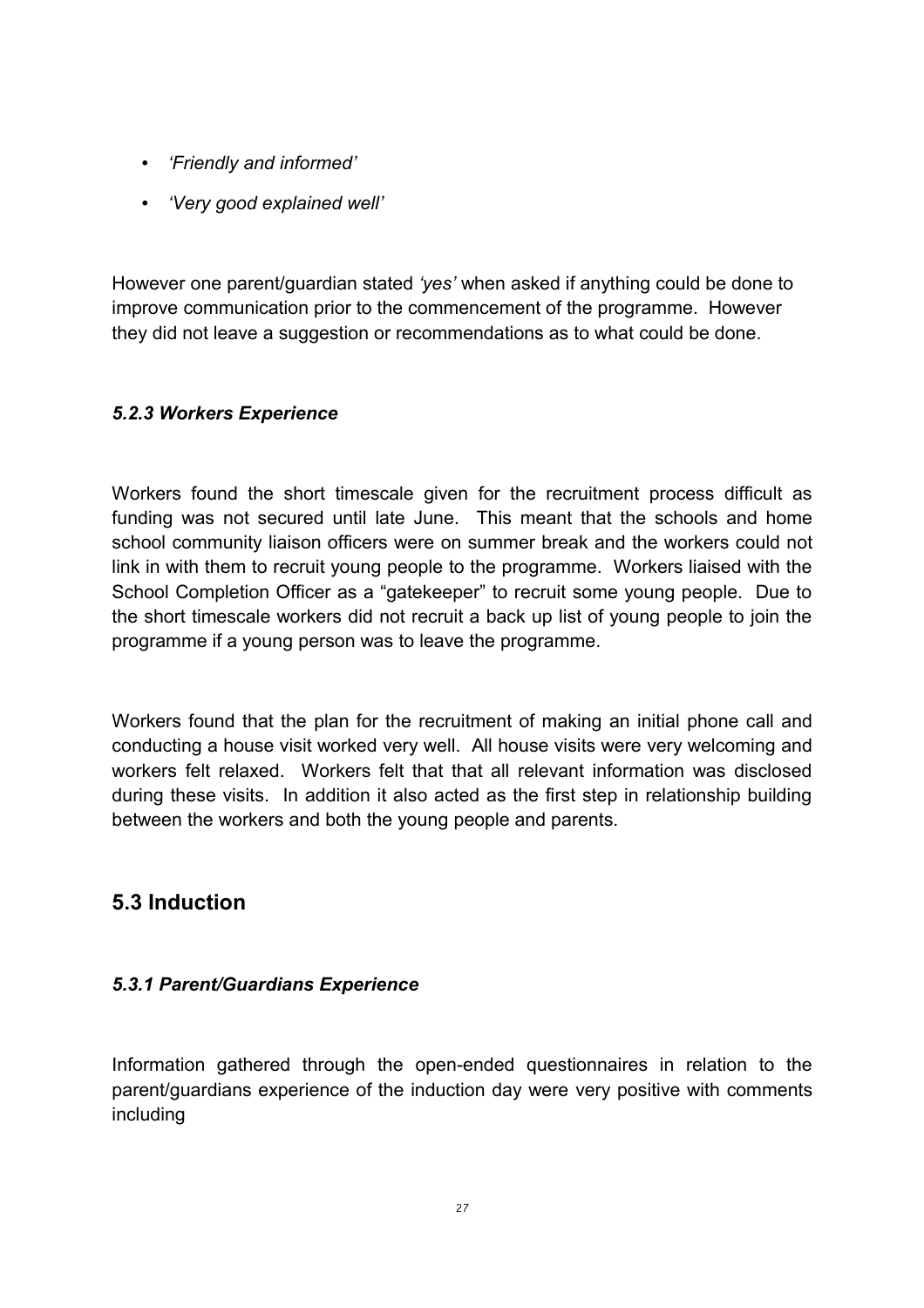- *'Friendly and informed'*
- *'Very good explained well'*

However one parent/guardian stated *'yes'* when asked if anything could be done to improve communication prior to the commencement of the programme. However they did not leave a suggestion or recommendations as to what could be done.

#### *5.2.3 Workers Experience*

Workers found the short timescale given for the recruitment process difficult as funding was not secured until late June. This meant that the schools and home school community liaison officers were on summer break and the workers could not link in with them to recruit young people to the programme. Workers liaised with the School Completion Officer as a "gatekeeper" to recruit some young people. Due to the short timescale workers did not recruit a back up list of young people to join the programme if a young person was to leave the programme.

Workers found that the plan for the recruitment of making an initial phone call and conducting a house visit worked very well. All house visits were very welcoming and workers felt relaxed. Workers felt that that all relevant information was disclosed during these visits. In addition it also acted as the first step in relationship building between the workers and both the young people and parents.

## 5.3 Induction

#### *5.3.1 Parent/Guardians Experience*

Information gathered through the open-ended questionnaires in relation to the parent/guardians experience of the induction day were very positive with comments including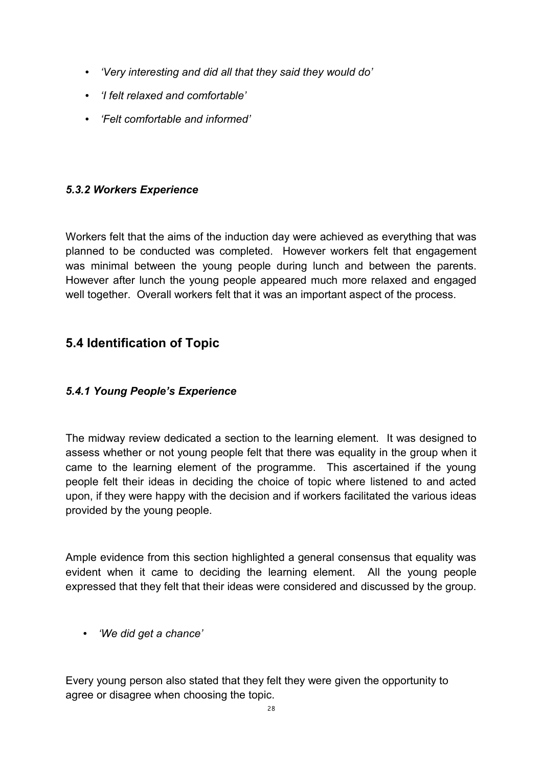- *'Very interesting and did all that they said they would do'*
- *'I felt relaxed and comfortable'*
- *'Felt comfortable and informed'*

#### *5.3.2 Workers Experience*

Workers felt that the aims of the induction day were achieved as everything that was planned to be conducted was completed. However workers felt that engagement was minimal between the young people during lunch and between the parents. However after lunch the young people appeared much more relaxed and engaged well together. Overall workers felt that it was an important aspect of the process.

## 5.4 Identification of Topic

#### *5.4.1 Young People's Experience*

The midway review dedicated a section to the learning element. It was designed to assess whether or not young people felt that there was equality in the group when it came to the learning element of the programme. This ascertained if the young people felt their ideas in deciding the choice of topic where listened to and acted upon, if they were happy with the decision and if workers facilitated the various ideas provided by the young people.

Ample evidence from this section highlighted a general consensus that equality was evident when it came to deciding the learning element. All the young people expressed that they felt that their ideas were considered and discussed by the group.

- *'We did get a chance'*

Every young person also stated that they felt they were given the opportunity to agree or disagree when choosing the topic.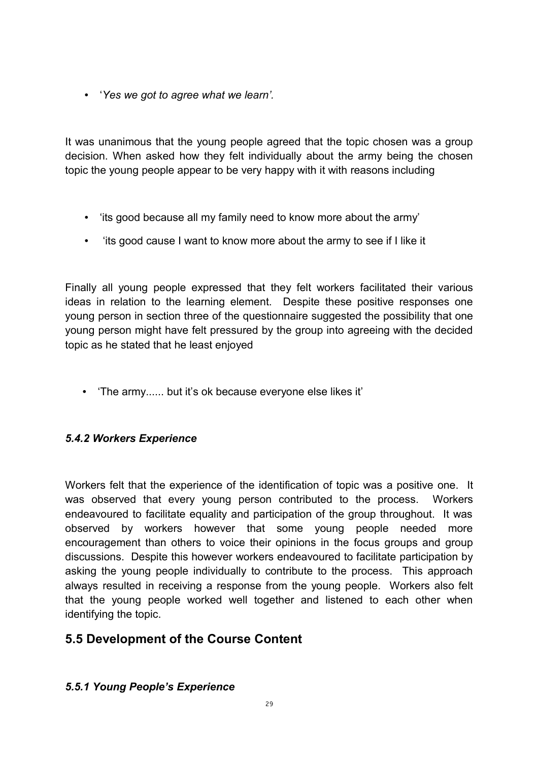- '*Yes we got to agree what we learn'.*

It was unanimous that the young people agreed that the topic chosen was a group decision. When asked how they felt individually about the army being the chosen topic the young people appear to be very happy with it with reasons including

- 'its good because all my family need to know more about the army'
- 'its good cause I want to know more about the army to see if I like it

Finally all young people expressed that they felt workers facilitated their various ideas in relation to the learning element. Despite these positive responses one young person in section three of the questionnaire suggested the possibility that one young person might have felt pressured by the group into agreeing with the decided topic as he stated that he least enjoyed

- 'The army...... but it's ok because everyone else likes it'

#### *5.4.2 Workers Experience*

Workers felt that the experience of the identification of topic was a positive one. It was observed that every young person contributed to the process. Workers endeavoured to facilitate equality and participation of the group throughout. It was observed by workers however that some young people needed more encouragement than others to voice their opinions in the focus groups and group discussions. Despite this however workers endeavoured to facilitate participation by asking the young people individually to contribute to the process. This approach always resulted in receiving a response from the young people. Workers also felt that the young people worked well together and listened to each other when identifying the topic.

## 5.5 Development of the Course Content

#### *5.5.1 Young People's Experience*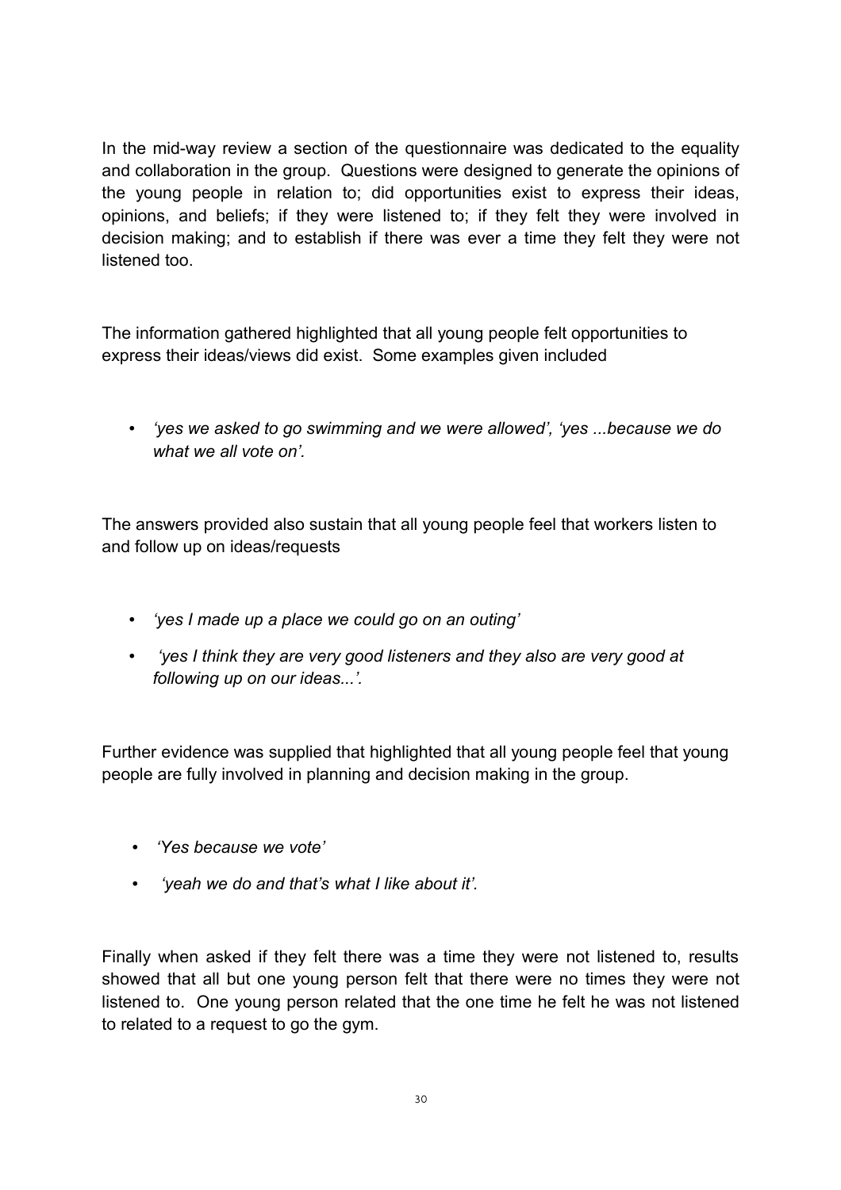In the mid-way review a section of the questionnaire was dedicated to the equality and collaboration in the group. Questions were designed to generate the opinions of the young people in relation to; did opportunities exist to express their ideas, opinions, and beliefs; if they were listened to; if they felt they were involved in decision making; and to establish if there was ever a time they felt they were not listened too.

The information gathered highlighted that all young people felt opportunities to express their ideas/views did exist. Some examples given included

- *'yes we asked to go swimming and we were allowed', 'yes ...because we do what we all vote on'.*

The answers provided also sustain that all young people feel that workers listen to and follow up on ideas/requests

- *'yes I made up a place we could go on an outing'*
- *'yes I think they are very good listeners and they also are very good at following up on our ideas...'.*

Further evidence was supplied that highlighted that all young people feel that young people are fully involved in planning and decision making in the group.

- *'Yes because we vote'*
- *'yeah we do and that's what I like about it'.*

Finally when asked if they felt there was a time they were not listened to, results showed that all but one young person felt that there were no times they were not listened to. One young person related that the one time he felt he was not listened to related to a request to go the gym.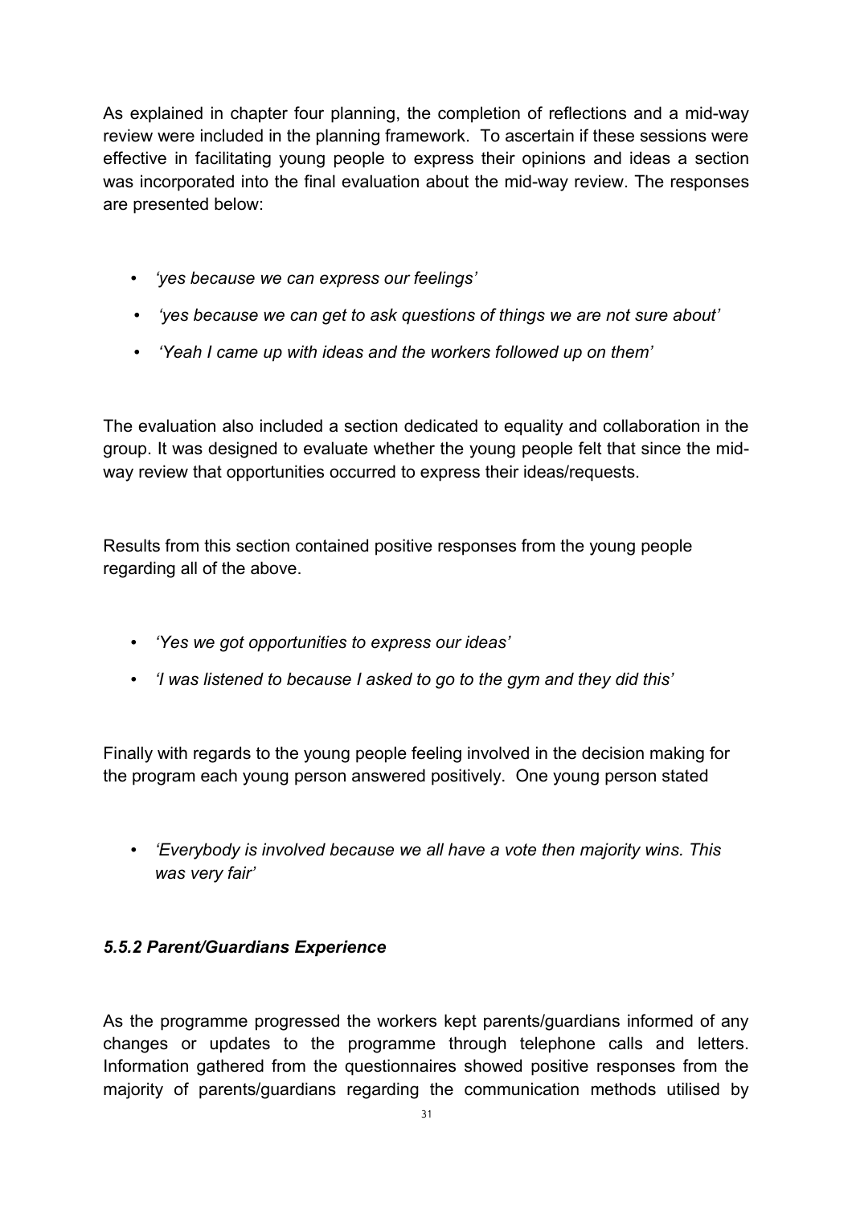As explained in chapter four planning, the completion of reflections and a mid-way review were included in the planning framework. To ascertain if these sessions were effective in facilitating young people to express their opinions and ideas a section was incorporated into the final evaluation about the mid-way review. The responses are presented below:

- *'yes because we can express our feelings'*
- *'yes because we can get to ask questions of things we are not sure about'*
- *'Yeah I came up with ideas and the workers followed up on them'*

The evaluation also included a section dedicated to equality and collaboration in the group. It was designed to evaluate whether the young people felt that since the mid-way review that opportunities occurred to express their ideas/requests.

Results from this section contained positive responses from the young people regarding all of the above.

- *'Yes we got opportunities to express our ideas'*
- *'I was listened to because I asked to go to the gym and they did this'*

Finally with regards to the young people feeling involved in the decision making for the program each young person answered positively. One young person stated

- *'Everybody is involved because we all have a vote then majority wins. This was very fair'*

### *5.5.2 Parent/Guardians Experience*

As the programme progressed the workers kept parents/guardians informed of any changes or updates to the programme through telephone calls and letters. Information gathered from the questionnaires showed positive responses from the majority of parents/guardians regarding the communication methods utilised by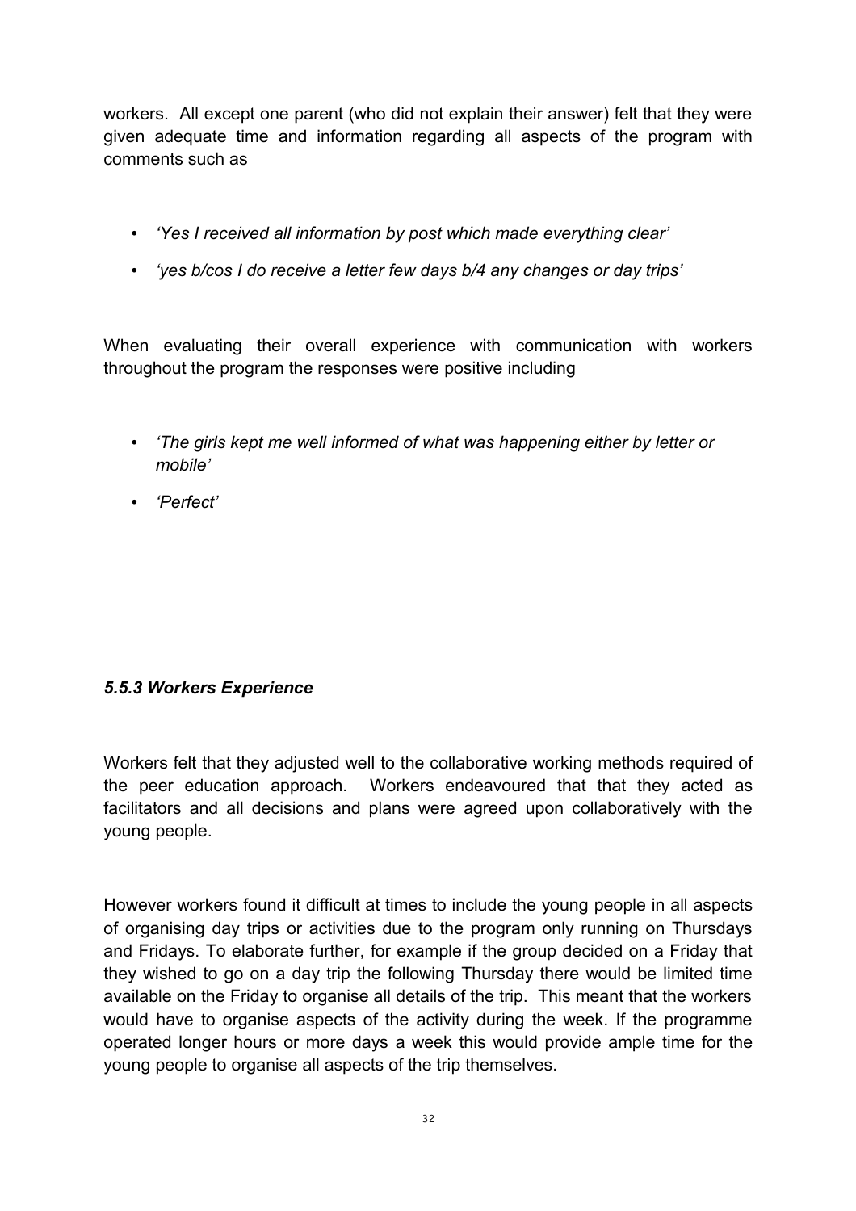workers. All except one parent (who did not explain their answer) felt that they were given adequate time and information regarding all aspects of the program with comments such as

- *'Yes I received all information by post which made everything clear'*
- *'yes b/cos I do receive a letter few days b/4 any changes or day trips'*

When evaluating their overall experience with communication with workers throughout the program the responses were positive including

- *'The girls kept me well informed of what was happening either by letter or mobile'*
- *'Perfect'*

### *5.5.3 Workers Experience*

Workers felt that they adjusted well to the collaborative working methods required of the peer education approach. Workers endeavoured that that they acted as facilitators and all decisions and plans were agreed upon collaboratively with the young people.

However workers found it difficult at times to include the young people in all aspects of organising day trips or activities due to the program only running on Thursdays and Fridays. To elaborate further, for example if the group decided on a Friday that they wished to go on a day trip the following Thursday there would be limited time available on the Friday to organise all details of the trip. This meant that the workers would have to organise aspects of the activity during the week. If the programme operated longer hours or more days a week this would provide ample time for the young people to organise all aspects of the trip themselves.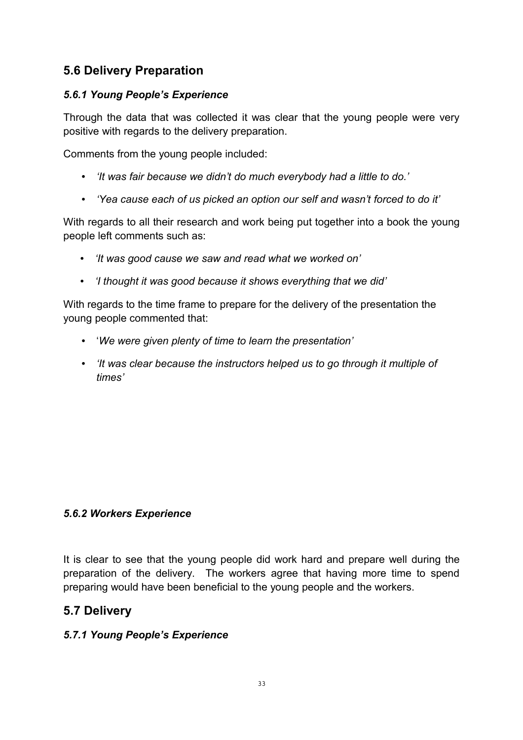## 5.6 Delivery Preparation

### *5.6.1 Young People's Experience*

Through the data that was collected it was clear that the young people were very positive with regards to the delivery preparation.

Comments from the young people included:

- *'It was fair because we didn't do much everybody had a little to do.'*
- *'Yea cause each of us picked an option our self and wasn't forced to do it'*

With regards to all their research and work being put together into a book the young people left comments such as:

- *'It was good cause we saw and read what we worked on'*
- *'I thought it was good because it shows everything that we did'*

With regards to the time frame to prepare for the delivery of the presentation the young people commented that:

- '*We were given plenty of time to learn the presentation'*
- *'It was clear because the instructors helped us to go through it multiple of times'*

### *5.6.2 Workers Experience*

It is clear to see that the young people did work hard and prepare well during the preparation of the delivery. The workers agree that having more time to spend preparing would have been beneficial to the young people and the workers.

## 5.7 Delivery

### *5.7.1 Young People's Experience*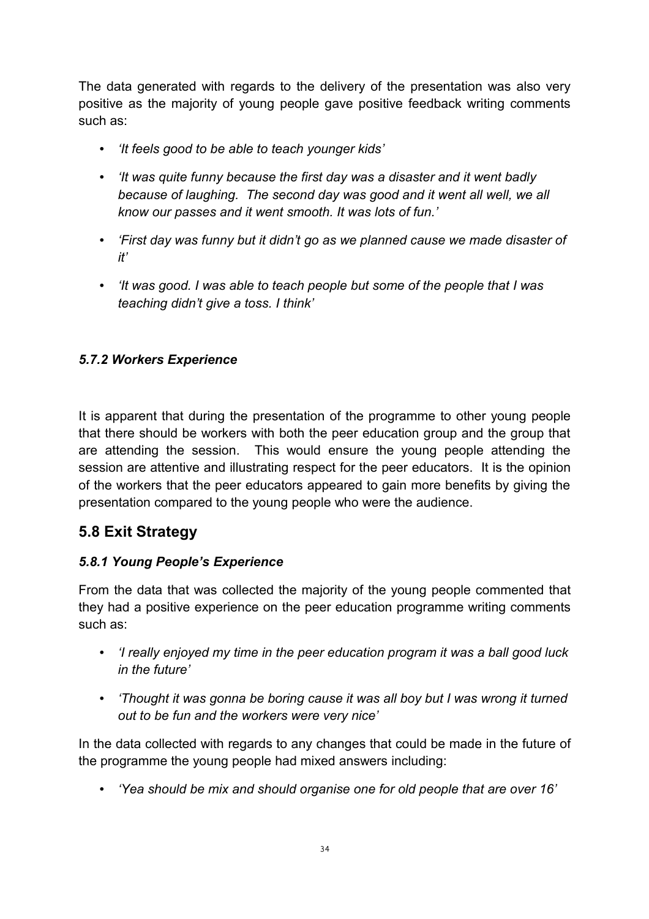The data generated with regards to the delivery of the presentation was also very positive as the majority of young people gave positive feedback writing comments such as:

- *'It feels good to be able to teach younger kids'*
- *'It was quite funny because the first day was a disaster and it went badly because of laughing. The second day was good and it went all well, we all know our passes and it went smooth. It was lots of fun.'*
- *'First day was funny but it didn't go as we planned cause we made disaster of it'*
- *'It was good. I was able to teach people but some of the people that I was teaching didn't give a toss. I think'*

### *5.7.2 Workers Experience*

It is apparent that during the presentation of the programme to other young people that there should be workers with both the peer education group and the group that are attending the session. This would ensure the young people attending the session are attentive and illustrating respect for the peer educators. It is the opinion of the workers that the peer educators appeared to gain more benefits by giving the presentation compared to the young people who were the audience.

## 5.8 Exit Strategy

### *5.8.1 Young People's Experience*

From the data that was collected the majority of the young people commented that they had a positive experience on the peer education programme writing comments such as:

- *'I really enjoyed my time in the peer education program it was a ball good luck in the future'*
- *'Thought it was gonna be boring cause it was all boy but I was wrong it turned out to be fun and the workers were very nice'*

In the data collected with regards to any changes that could be made in the future of the programme the young people had mixed answers including:

- *'Yea should be mix and should organise one for old people that are over 16'*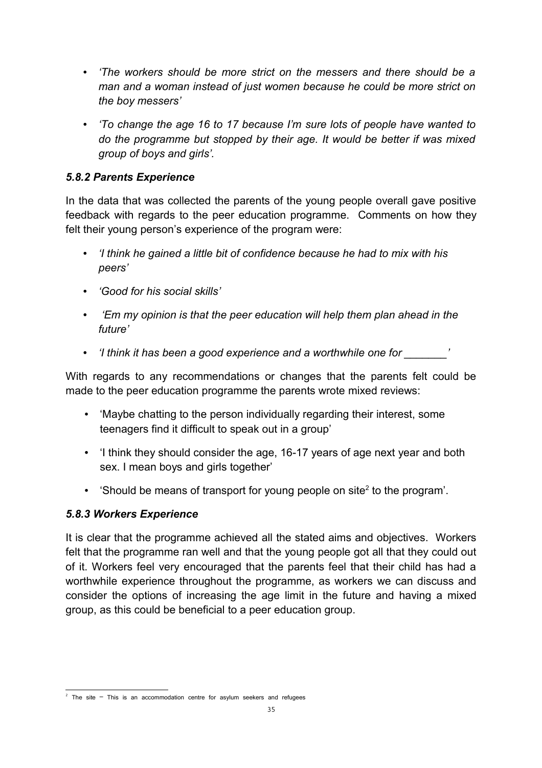- *'The workers should be more strict on the messers and there should be a man and a woman instead of just women because he could be more strict on the boy messers'*
- *'To change the age 16 to 17 because I'm sure lots of people have wanted to do the programme but stopped by their age. It would be better if was mixed group of boys and girls'.*

### *5.8.2 Parents Experience*

In the data that was collected the parents of the young people overall gave positive feedback with regards to the peer education programme. Comments on how they felt their young person's experience of the program were:

- *'I think he gained a little bit of confidence because he had to mix with his peers'*
- *'Good for his social skills'*
- *'Em my opinion is that the peer education will help them plan ahead in the future'*
- *'I think it has been a good experience and a worthwhile one for _______'*

With regards to any recommendations or changes that the parents felt could be made to the peer education programme the parents wrote mixed reviews:

- 'Maybe chatting to the person individually regarding their interest, some teenagers find it difficult to speak out in a group'
- 'I think they should consider the age, 16-17 years of age next year and both sex. I mean boys and girls together'
- 'Should be means of transport for young people on site[2] to the program'.

### *5.8.3 Workers Experience*

It is clear that the programme achieved all the stated aims and objectives. Workers felt that the programme ran well and that the young people got all that they could out of it. Workers feel very encouraged that the parents feel that their child has had a worthwhile experience throughout the programme, as workers we can discuss and consider the options of increasing the age limit in the future and having a mixed group, as this could be beneficial to a peer education group.

[2] The site – This is an accommodation centre for asylum seekers and refugees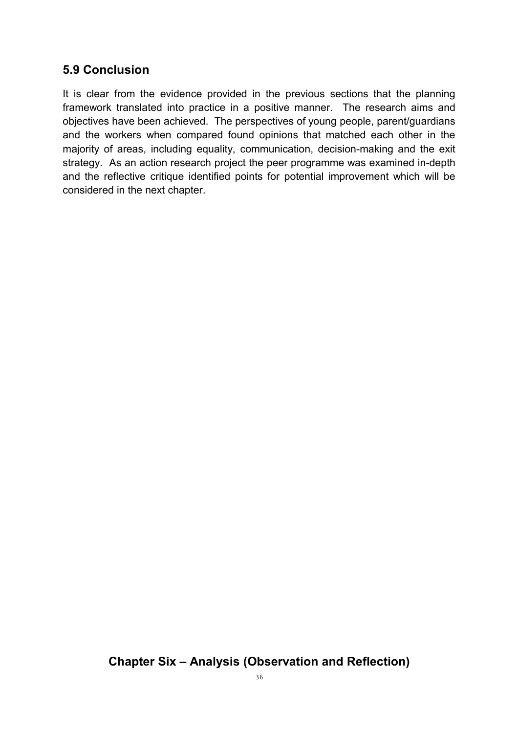## 5.9 Conclusion

It is clear from the evidence provided in the previous sections that the planning framework translated into practice in a positive manner. The research aims and objectives have been achieved. The perspectives of young people, parent/guardians and the workers when compared found opinions that matched each other in the majority of areas, including equality, communication, decision-making and the exit strategy. As an action research project the peer programme was examined in-depth and the reflective critique identified points for potential improvement which will be considered in the next chapter.

# Chapter Six – Analysis (Observation and Reflection)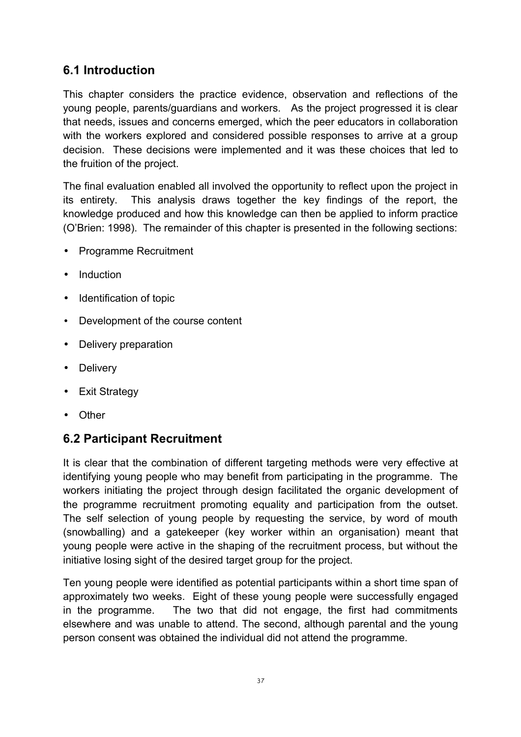## 6.1 Introduction

This chapter considers the practice evidence, observation and reflections of the young people, parents/guardians and workers. As the project progressed it is clear that needs, issues and concerns emerged, which the peer educators in collaboration with the workers explored and considered possible responses to arrive at a group decision. These decisions were implemented and it was these choices that led to the fruition of the project.

The final evaluation enabled all involved the opportunity to reflect upon the project in its entirety. This analysis draws together the key findings of the report, the knowledge produced and how this knowledge can then be applied to inform practice (O'Brien: 1998). The remainder of this chapter is presented in the following sections:

- Programme Recruitment
- Induction
- Identification of topic
- Development of the course content
- Delivery preparation
- Delivery
- Exit Strategy
- Other

## 6.2 Participant Recruitment

It is clear that the combination of different targeting methods were very effective at identifying young people who may benefit from participating in the programme. The workers initiating the project through design facilitated the organic development of the programme recruitment promoting equality and participation from the outset. The self selection of young people by requesting the service, by word of mouth (snowballing) and a gatekeeper (key worker within an organisation) meant that young people were active in the shaping of the recruitment process, but without the initiative losing sight of the desired target group for the project.

Ten young people were identified as potential participants within a short time span of approximately two weeks. Eight of these young people were successfully engaged in the programme. The two that did not engage, the first had commitments elsewhere and was unable to attend. The second, although parental and the young person consent was obtained the individual did not attend the programme.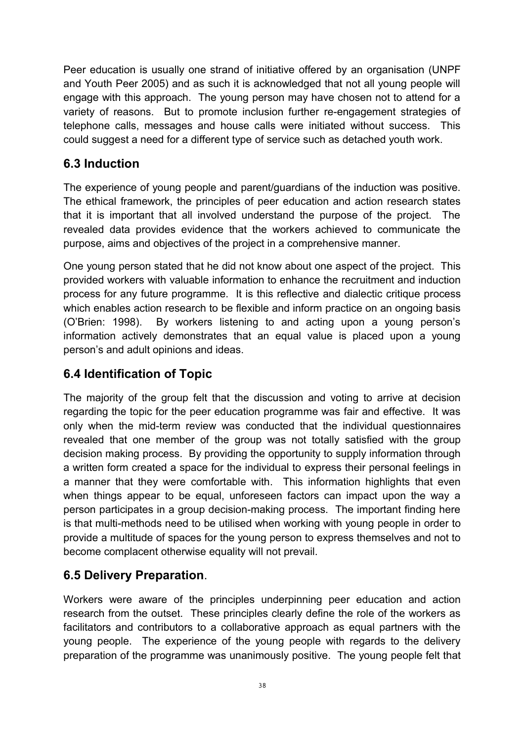Peer education is usually one strand of initiative offered by an organisation (UNPF and Youth Peer 2005) and as such it is acknowledged that not all young people will engage with this approach. The young person may have chosen not to attend for a variety of reasons. But to promote inclusion further re-engagement strategies of telephone calls, messages and house calls were initiated without success. This could suggest a need for a different type of service such as detached youth work.

## 6.3 Induction

The experience of young people and parent/guardians of the induction was positive. The ethical framework, the principles of peer education and action research states that it is important that all involved understand the purpose of the project. The revealed data provides evidence that the workers achieved to communicate the purpose, aims and objectives of the project in a comprehensive manner.

One young person stated that he did not know about one aspect of the project. This provided workers with valuable information to enhance the recruitment and induction process for any future programme. It is this reflective and dialectic critique process which enables action research to be flexible and inform practice on an ongoing basis (O'Brien: 1998). By workers listening to and acting upon a young person's information actively demonstrates that an equal value is placed upon a young person's and adult opinions and ideas.

## 6.4 Identification of Topic

The majority of the group felt that the discussion and voting to arrive at decision regarding the topic for the peer education programme was fair and effective. It was only when the mid-term review was conducted that the individual questionnaires revealed that one member of the group was not totally satisfied with the group decision making process. By providing the opportunity to supply information through a written form created a space for the individual to express their personal feelings in a manner that they were comfortable with. This information highlights that even when things appear to be equal, unforeseen factors can impact upon the way a person participates in a group decision-making process. The important finding here is that multi-methods need to be utilised when working with young people in order to provide a multitude of spaces for the young person to express themselves and not to become complacent otherwise equality will not prevail.

## 6.5 Delivery Preparation.

Workers were aware of the principles underpinning peer education and action research from the outset. These principles clearly define the role of the workers as facilitators and contributors to a collaborative approach as equal partners with the young people. The experience of the young people with regards to the delivery preparation of the programme was unanimously positive. The young people felt that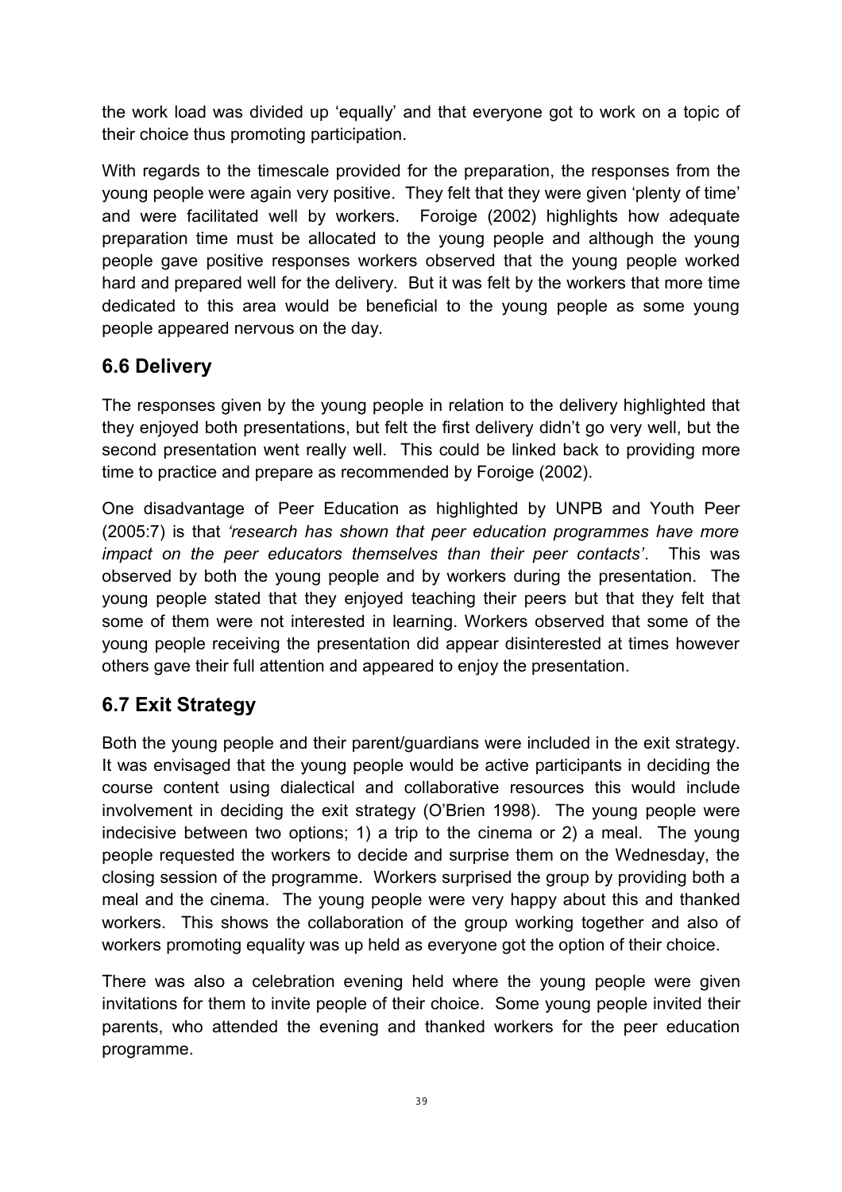the work load was divided up 'equally' and that everyone got to work on a topic of their choice thus promoting participation.

With regards to the timescale provided for the preparation, the responses from the young people were again very positive. They felt that they were given 'plenty of time' and were facilitated well by workers. Foroige (2002) highlights how adequate preparation time must be allocated to the young people and although the young people gave positive responses workers observed that the young people worked hard and prepared well for the delivery. But it was felt by the workers that more time dedicated to this area would be beneficial to the young people as some young people appeared nervous on the day.

## 6.6 Delivery

The responses given by the young people in relation to the delivery highlighted that they enjoyed both presentations, but felt the first delivery didn't go very well, but the second presentation went really well. This could be linked back to providing more time to practice and prepare as recommended by Foroige (2002).

One disadvantage of Peer Education as highlighted by UNPB and Youth Peer (2005:7) is that *'research has shown that peer education programmes have more impact on the peer educators themselves than their peer contacts'*. This was observed by both the young people and by workers during the presentation. The young people stated that they enjoyed teaching their peers but that they felt that some of them were not interested in learning. Workers observed that some of the young people receiving the presentation did appear disinterested at times however others gave their full attention and appeared to enjoy the presentation.

## 6.7 Exit Strategy

Both the young people and their parent/guardians were included in the exit strategy. It was envisaged that the young people would be active participants in deciding the course content using dialectical and collaborative resources this would include involvement in deciding the exit strategy (O'Brien 1998). The young people were indecisive between two options; 1) a trip to the cinema or 2) a meal. The young people requested the workers to decide and surprise them on the Wednesday, the closing session of the programme. Workers surprised the group by providing both a meal and the cinema. The young people were very happy about this and thanked workers. This shows the collaboration of the group working together and also of workers promoting equality was up held as everyone got the option of their choice.

There was also a celebration evening held where the young people were given invitations for them to invite people of their choice. Some young people invited their parents, who attended the evening and thanked workers for the peer education programme.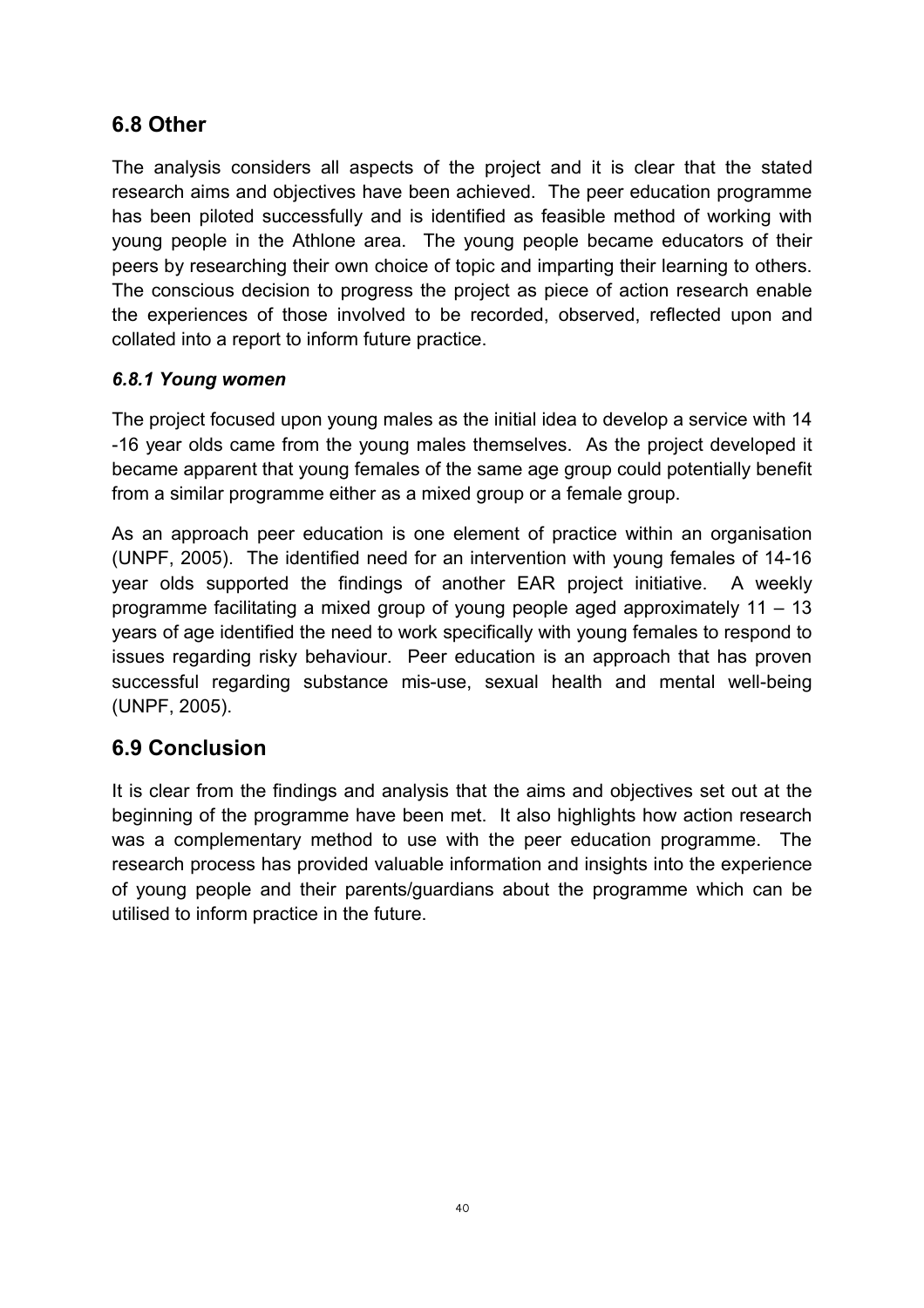## 6.8 Other

The analysis considers all aspects of the project and it is clear that the stated research aims and objectives have been achieved. The peer education programme has been piloted successfully and is identified as feasible method of working with young people in the Athlone area. The young people became educators of their peers by researching their own choice of topic and imparting their learning to others. The conscious decision to progress the project as piece of action research enable the experiences of those involved to be recorded, observed, reflected upon and collated into a report to inform future practice.

### *6.8.1 Young women*

The project focused upon young males as the initial idea to develop a service with 14 -16 year olds came from the young males themselves. As the project developed it became apparent that young females of the same age group could potentially benefit from a similar programme either as a mixed group or a female group.

As an approach peer education is one element of practice within an organisation (UNPF, 2005). The identified need for an intervention with young females of 14-16 year olds supported the findings of another EAR project initiative. A weekly programme facilitating a mixed group of young people aged approximately 11 – 13 years of age identified the need to work specifically with young females to respond to issues regarding risky behaviour. Peer education is an approach that has proven successful regarding substance mis-use, sexual health and mental well-being (UNPF, 2005).

## 6.9 Conclusion

It is clear from the findings and analysis that the aims and objectives set out at the beginning of the programme have been met. It also highlights how action research was a complementary method to use with the peer education programme. The research process has provided valuable information and insights into the experience of young people and their parents/guardians about the programme which can be utilised to inform practice in the future.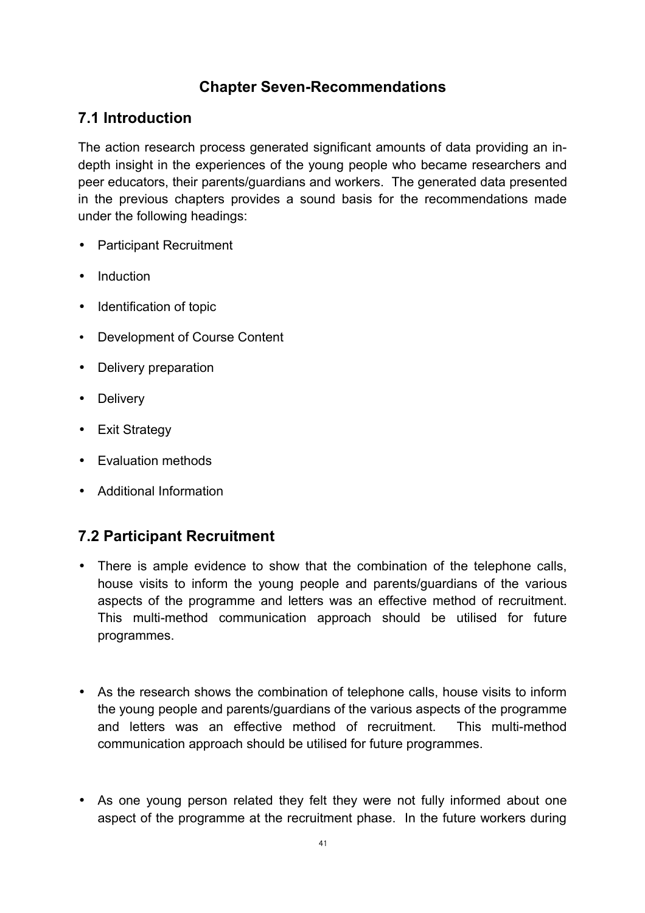## Chapter Seven-Recommendations

### 7.1 Introduction

The action research process generated significant amounts of data providing an in-depth insight in the experiences of the young people who became researchers and peer educators, their parents/guardians and workers. The generated data presented in the previous chapters provides a sound basis for the recommendations made under the following headings:

- Participant Recruitment
- Induction
- Identification of topic
- Development of Course Content
- Delivery preparation
- Delivery
- Exit Strategy
- Evaluation methods
- Additional Information

### 7.2 Participant Recruitment

- There is ample evidence to show that the combination of the telephone calls, house visits to inform the young people and parents/guardians of the various aspects of the programme and letters was an effective method of recruitment. This multi-method communication approach should be utilised for future programmes.

- As the research shows the combination of telephone calls, house visits to inform the young people and parents/guardians of the various aspects of the programme and letters was an effective method of recruitment. This multi-method communication approach should be utilised for future programmes.

- As one young person related they felt they were not fully informed about one aspect of the programme at the recruitment phase. In the future workers during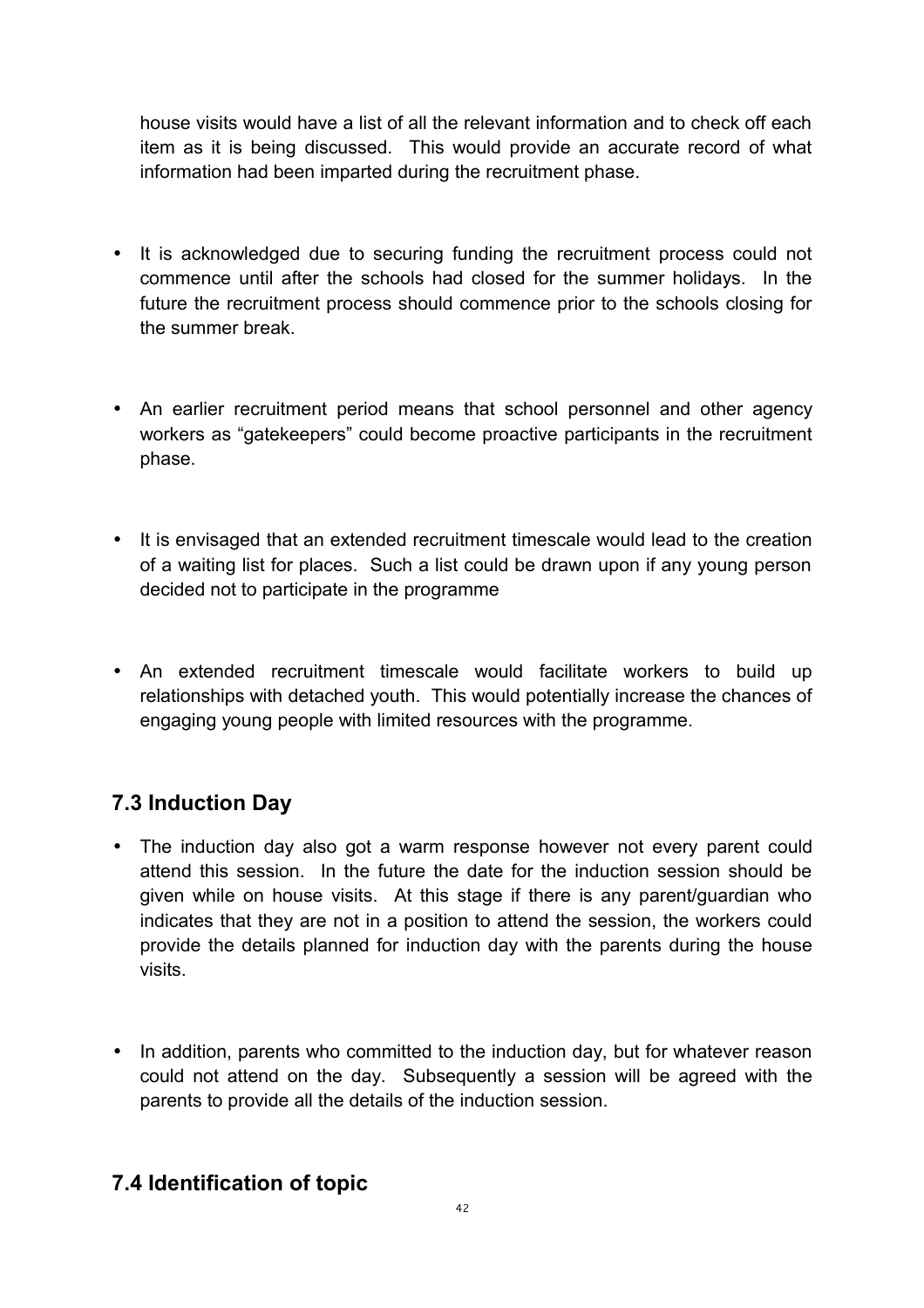house visits would have a list of all the relevant information and to check off each item as it is being discussed. This would provide an accurate record of what information had been imparted during the recruitment phase.

- It is acknowledged due to securing funding the recruitment process could not commence until after the schools had closed for the summer holidays. In the future the recruitment process should commence prior to the schools closing for the summer break.

- An earlier recruitment period means that school personnel and other agency workers as "gatekeepers" could become proactive participants in the recruitment phase.

- It is envisaged that an extended recruitment timescale would lead to the creation of a waiting list for places. Such a list could be drawn upon if any young person decided not to participate in the programme

- An extended recruitment timescale would facilitate workers to build up relationships with detached youth. This would potentially increase the chances of engaging young people with limited resources with the programme.

## 7.3 Induction Day

- The induction day also got a warm response however not every parent could attend this session. In the future the date for the induction session should be given while on house visits. At this stage if there is any parent/guardian who indicates that they are not in a position to attend the session, the workers could provide the details planned for induction day with the parents during the house visits.

- In addition, parents who committed to the induction day, but for whatever reason could not attend on the day. Subsequently a session will be agreed with the parents to provide all the details of the induction session.

## 7.4 Identification of topic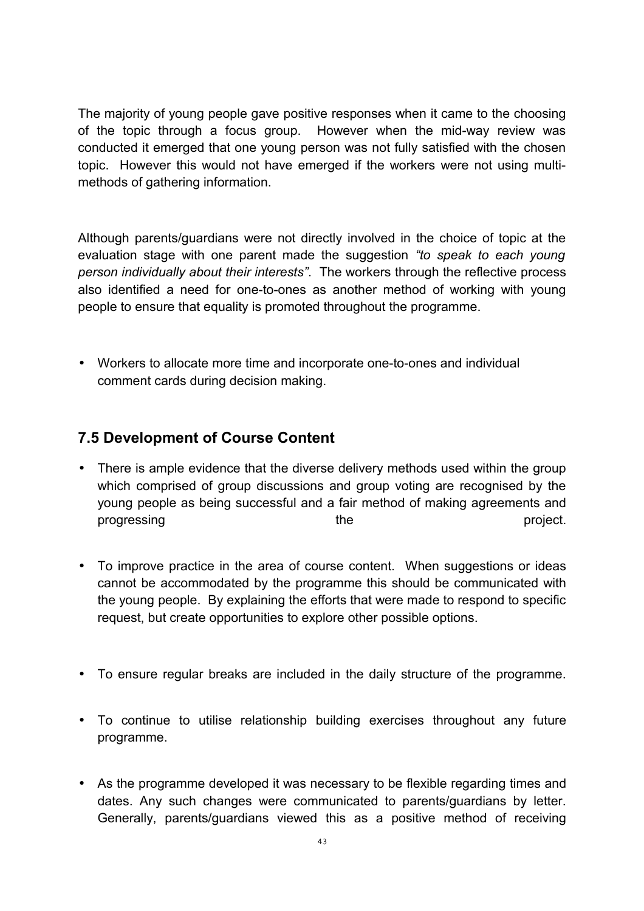The majority of young people gave positive responses when it came to the choosing of the topic through a focus group. However when the mid-way review was conducted it emerged that one young person was not fully satisfied with the chosen topic. However this would not have emerged if the workers were not using multi-methods of gathering information.

Although parents/guardians were not directly involved in the choice of topic at the evaluation stage with one parent made the suggestion *"to speak to each young person individually about their interests"*. The workers through the reflective process also identified a need for one-to-ones as another method of working with young people to ensure that equality is promoted throughout the programme.

- Workers to allocate more time and incorporate one-to-ones and individual comment cards during decision making.

## 7.5 Development of Course Content

- There is ample evidence that the diverse delivery methods used within the group which comprised of group discussions and group voting are recognised by the young people as being successful and a fair method of making agreements and progressing the project.

- To improve practice in the area of course content. When suggestions or ideas cannot be accommodated by the programme this should be communicated with the young people. By explaining the efforts that were made to respond to specific request, but create opportunities to explore other possible options.

- To ensure regular breaks are included in the daily structure of the programme.

- To continue to utilise relationship building exercises throughout any future programme.

- As the programme developed it was necessary to be flexible regarding times and dates. Any such changes were communicated to parents/guardians by letter. Generally, parents/guardians viewed this as a positive method of receiving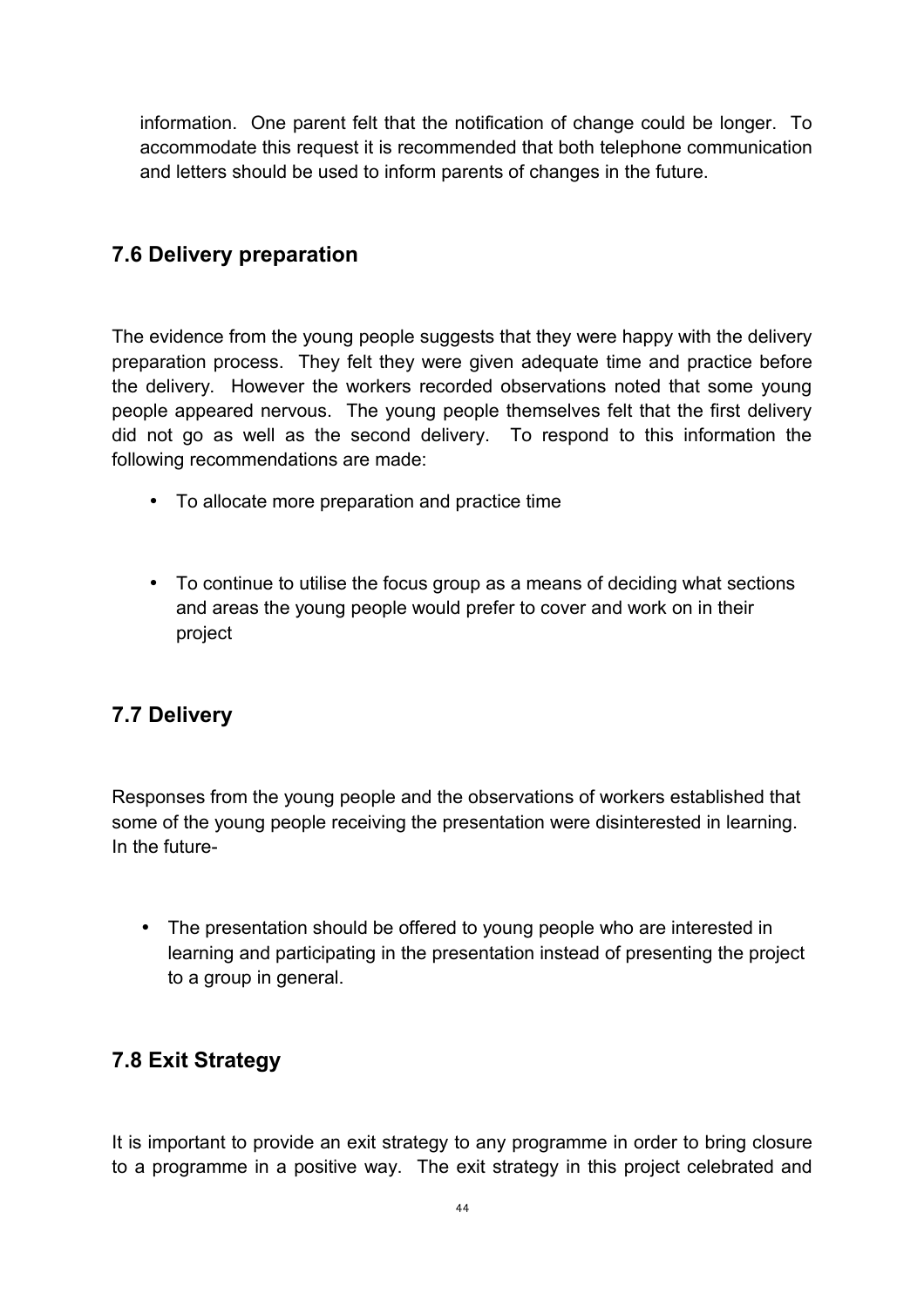information. One parent felt that the notification of change could be longer. To accommodate this request it is recommended that both telephone communication and letters should be used to inform parents of changes in the future.

## 7.6 Delivery preparation

The evidence from the young people suggests that they were happy with the delivery preparation process. They felt they were given adequate time and practice before the delivery. However the workers recorded observations noted that some young people appeared nervous. The young people themselves felt that the first delivery did not go as well as the second delivery. To respond to this information the following recommendations are made:

- To allocate more preparation and practice time
- To continue to utilise the focus group as a means of deciding what sections and areas the young people would prefer to cover and work on in their project

## 7.7 Delivery

Responses from the young people and the observations of workers established that some of the young people receiving the presentation were disinterested in learning. In the future-

- The presentation should be offered to young people who are interested in learning and participating in the presentation instead of presenting the project to a group in general.

## 7.8 Exit Strategy

It is important to provide an exit strategy to any programme in order to bring closure to a programme in a positive way. The exit strategy in this project celebrated and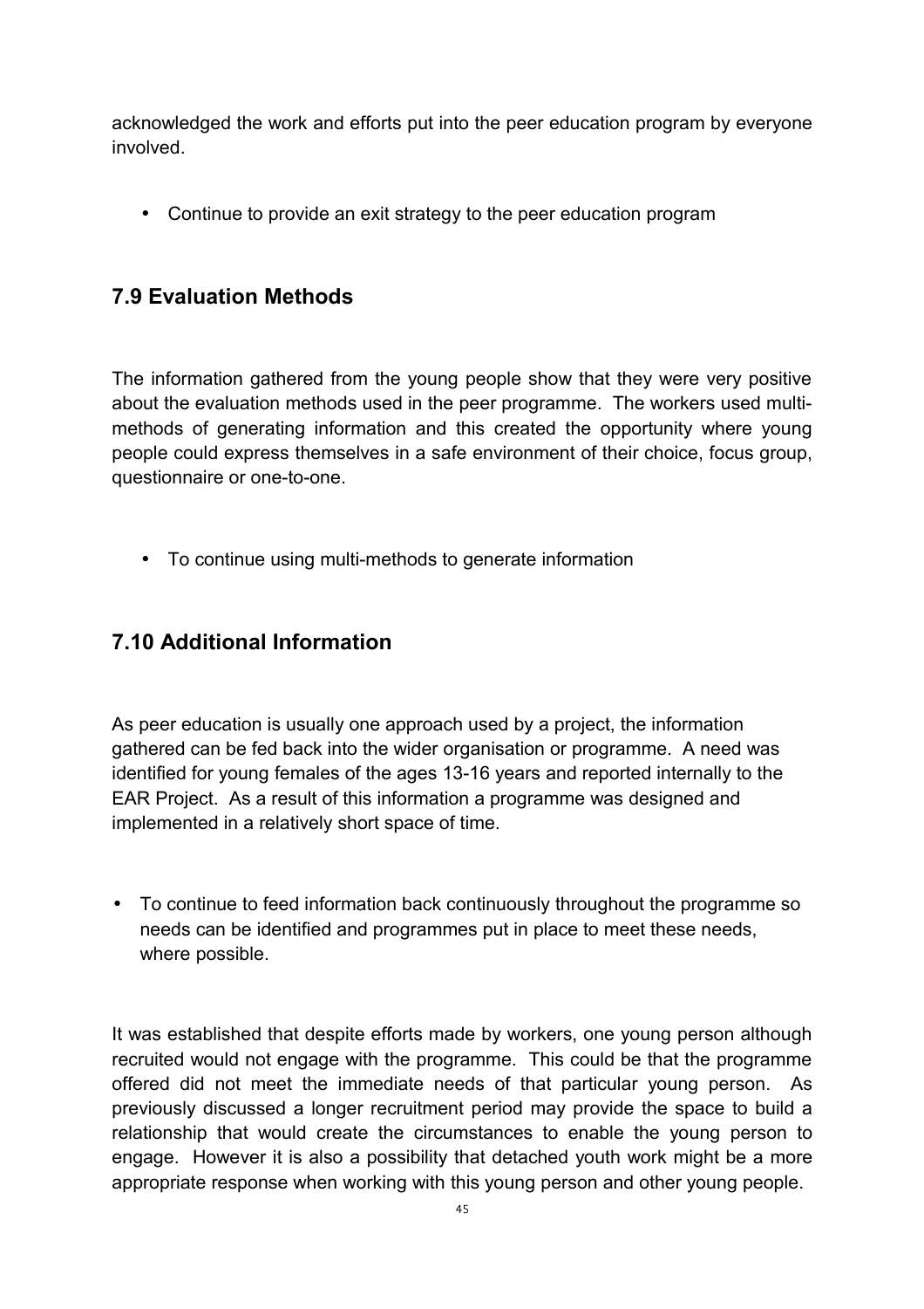acknowledged the work and efforts put into the peer education program by everyone involved.

- Continue to provide an exit strategy to the peer education program

## 7.9 Evaluation Methods

The information gathered from the young people show that they were very positive about the evaluation methods used in the peer programme. The workers used multi-methods of generating information and this created the opportunity where young people could express themselves in a safe environment of their choice, focus group, questionnaire or one-to-one.

- To continue using multi-methods to generate information

## 7.10 Additional Information

As peer education is usually one approach used by a project, the information gathered can be fed back into the wider organisation or programme. A need was identified for young females of the ages 13-16 years and reported internally to the EAR Project. As a result of this information a programme was designed and implemented in a relatively short space of time.

- To continue to feed information back continuously throughout the programme so needs can be identified and programmes put in place to meet these needs, where possible.

It was established that despite efforts made by workers, one young person although recruited would not engage with the programme. This could be that the programme offered did not meet the immediate needs of that particular young person. As previously discussed a longer recruitment period may provide the space to build a relationship that would create the circumstances to enable the young person to engage. However it is also a possibility that detached youth work might be a more appropriate response when working with this young person and other young people.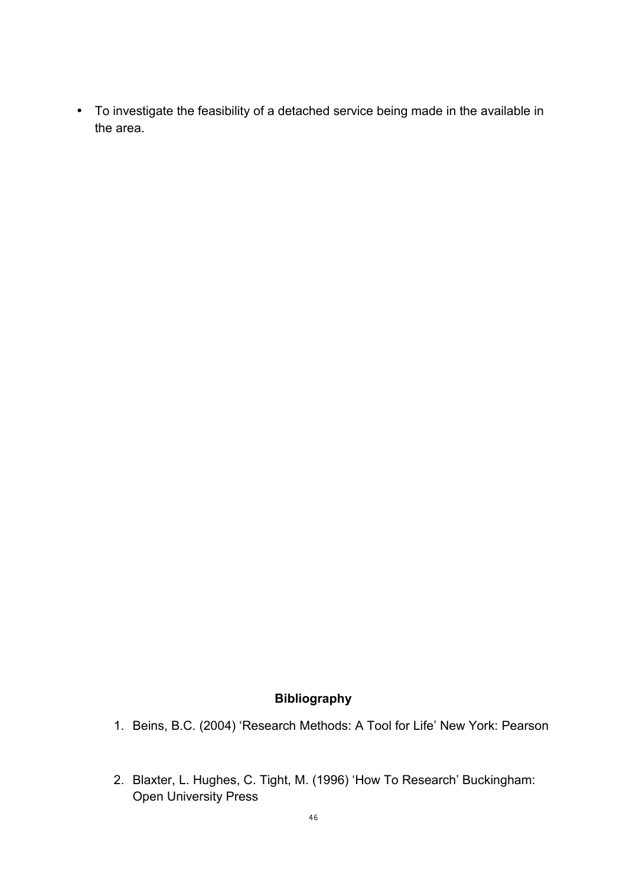- To investigate the feasibility of a detached service being made in the available in the area.

**Bibliography**

1. Beins, B.C. (2004) 'Research Methods: A Tool for Life' New York: Pearson

2. Blaxter, L. Hughes, C. Tight, M. (1996) 'How To Research' Buckingham: Open University Press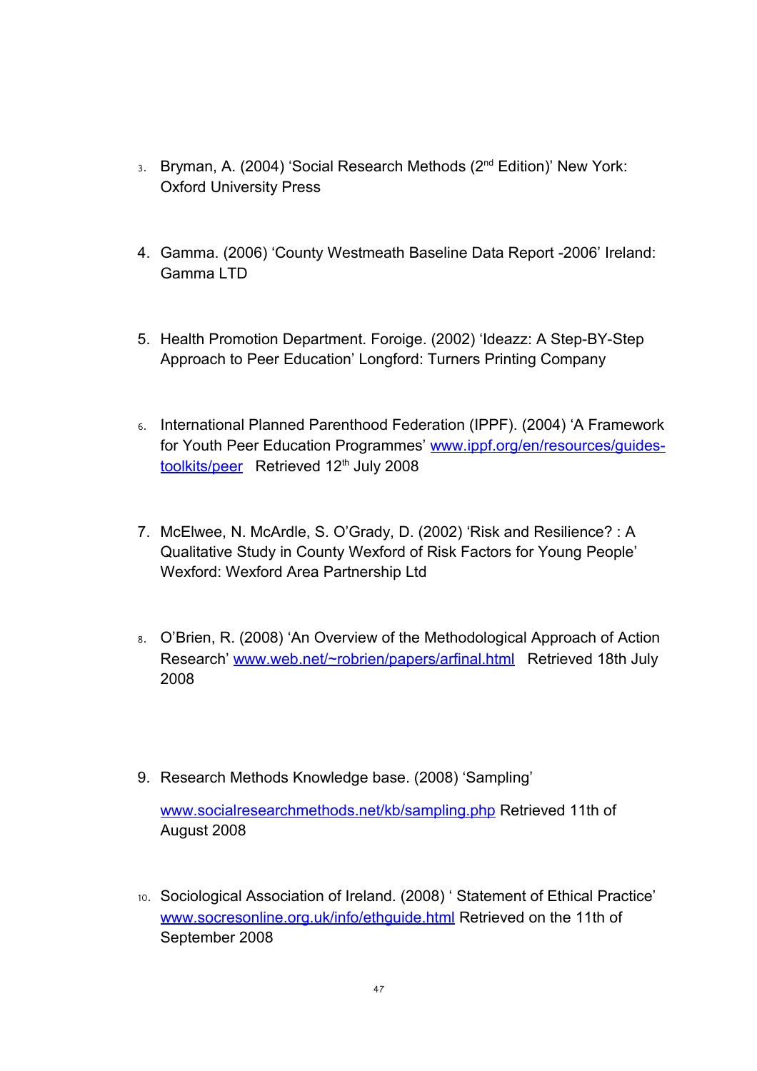3. Bryman, A. (2004) 'Social Research Methods (2nd Edition)' New York: Oxford University Press

4. Gamma. (2006) 'County Westmeath Baseline Data Report -2006' Ireland: Gamma LTD

5. Health Promotion Department. Foroige. (2002) 'Ideazz: A Step-BY-Step Approach to Peer Education' Longford: Turners Printing Company

6. International Planned Parenthood Federation (IPPF). (2004) 'A Framework for Youth Peer Education Programmes' www.ippf.org/en/resources/guides-toolkits/peer Retrieved 12th July 2008

7. McElwee, N. McArdle, S. O'Grady, D. (2002) 'Risk and Resilience? : A Qualitative Study in County Wexford of Risk Factors for Young People' Wexford: Wexford Area Partnership Ltd

8. O'Brien, R. (2008) 'An Overview of the Methodological Approach of Action Research' www.web.net/~robrien/papers/arfinal.html Retrieved 18th July 2008

9. Research Methods Knowledge base. (2008) 'Sampling'

   www.socialresearchmethods.net/kb/sampling.php Retrieved 11th of August 2008

10. Sociological Association of Ireland. (2008) ' Statement of Ethical Practice' www.socresonline.org.uk/info/ethguide.html Retrieved on the 11th of September 2008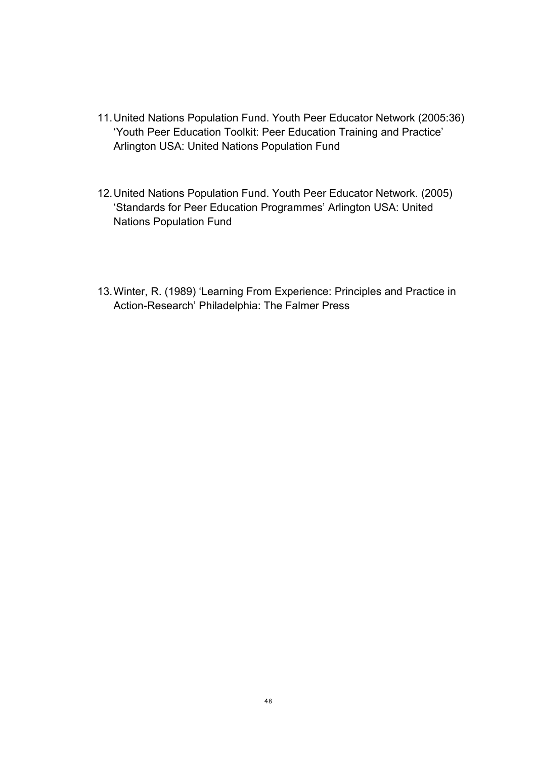11. United Nations Population Fund. Youth Peer Educator Network (2005:36) 'Youth Peer Education Toolkit: Peer Education Training and Practice' Arlington USA: United Nations Population Fund

12. United Nations Population Fund. Youth Peer Educator Network. (2005) 'Standards for Peer Education Programmes' Arlington USA: United Nations Population Fund

13. Winter, R. (1989) 'Learning From Experience: Principles and Practice in Action-Research' Philadelphia: The Falmer Press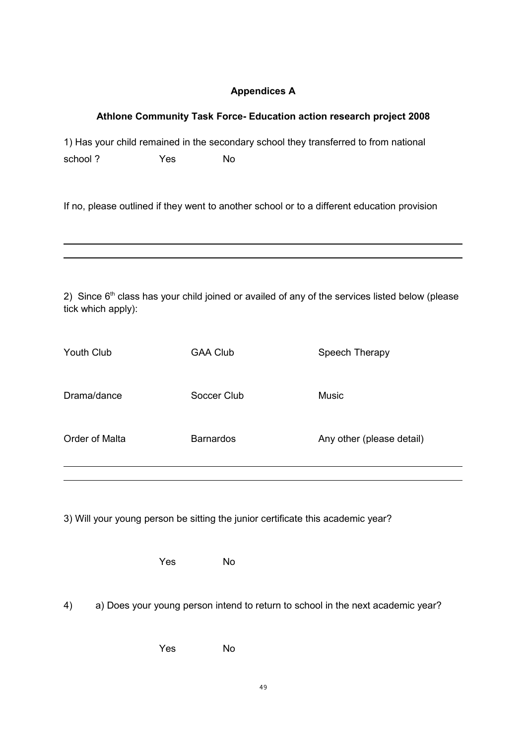## Appendices A

### Athlone Community Task Force- Education action research project 2008

1) Has your child remained in the secondary school they transferred to from national school ? Yes No

If no, please outlined if they went to another school or to a different education provision

---

---

2) Since 6[th] class has your child joined or availed of any of the services listed below (please tick which apply):

| | | |
|---|---|---|
| Youth Club | GAA Club | Speech Therapy |
| Drama/dance | Soccer Club | Music |
| Order of Malta | Barnardos | Any other (please detail) |

---

---

3) Will your young person be sitting the junior certificate this academic year?

Yes No

4) a) Does your young person intend to return to school in the next academic year?

Yes No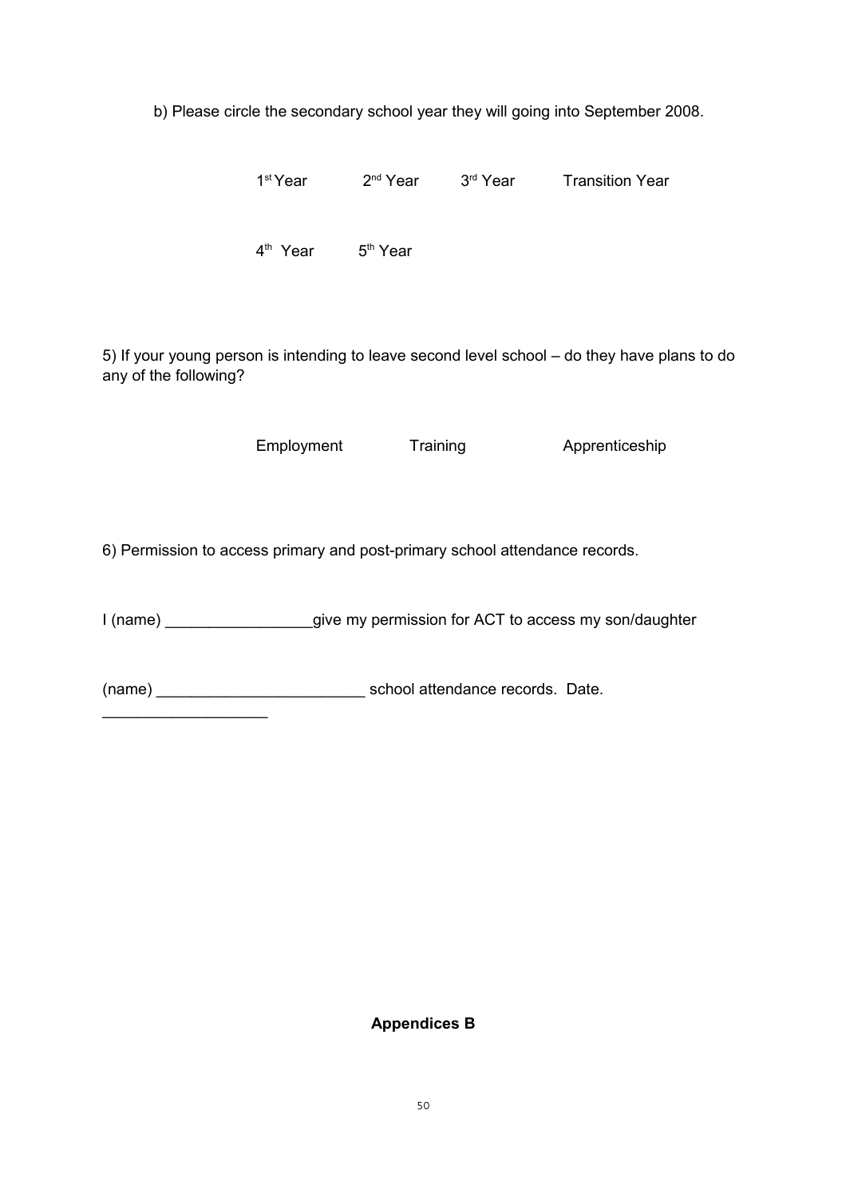b) Please circle the secondary school year they will going into September 2008.

1st Year     2nd Year     3rd Year     Transition Year

4th Year     5th Year

5) If your young person is intending to leave second level school – do they have plans to do any of the following?

Employment     Training     Apprenticeship

6) Permission to access primary and post-primary school attendance records.

I (name) _________________give my permission for ACT to access my son/daughter

(name) ________________________ school attendance records. Date. ___________________

**Appendices B**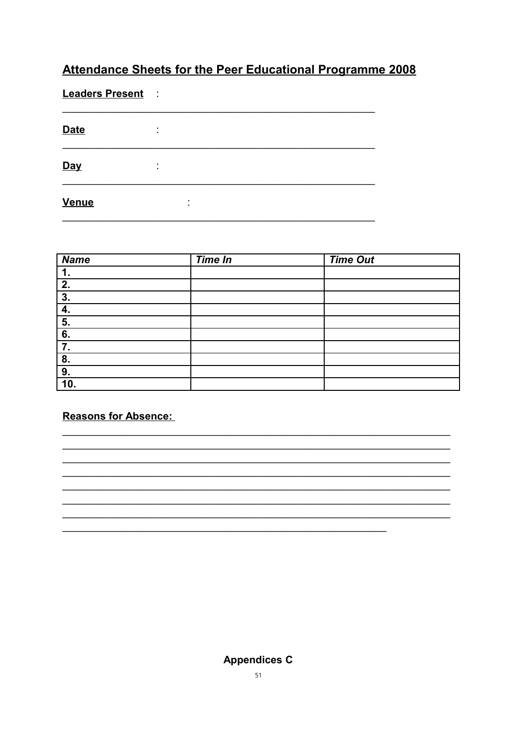## Attendance Sheets for the Peer Educational Programme 2008

**Leaders Present** :

___________________________________________________________

**Date** :

___________________________________________________________

**Day** :

___________________________________________________________

**Venue** :

___________________________________________________________

| *Name* | *Time In* | *Time Out* |
|---|---|---|
| 1. | | |
| 2. | | |
| 3. | | |
| 4. | | |
| 5. | | |
| 6. | | |
| 7. | | |
| 8. | | |
| 9. | | |
| 10. | | |

**Reasons for Absence:**

_______________________________________________________________________
_______________________________________________________________________
_______________________________________________________________________
_______________________________________________________________________
_______________________________________________________________________
_______________________________________________________________________
_______________________________________________________________________
____________________________________________________________

**Appendices C**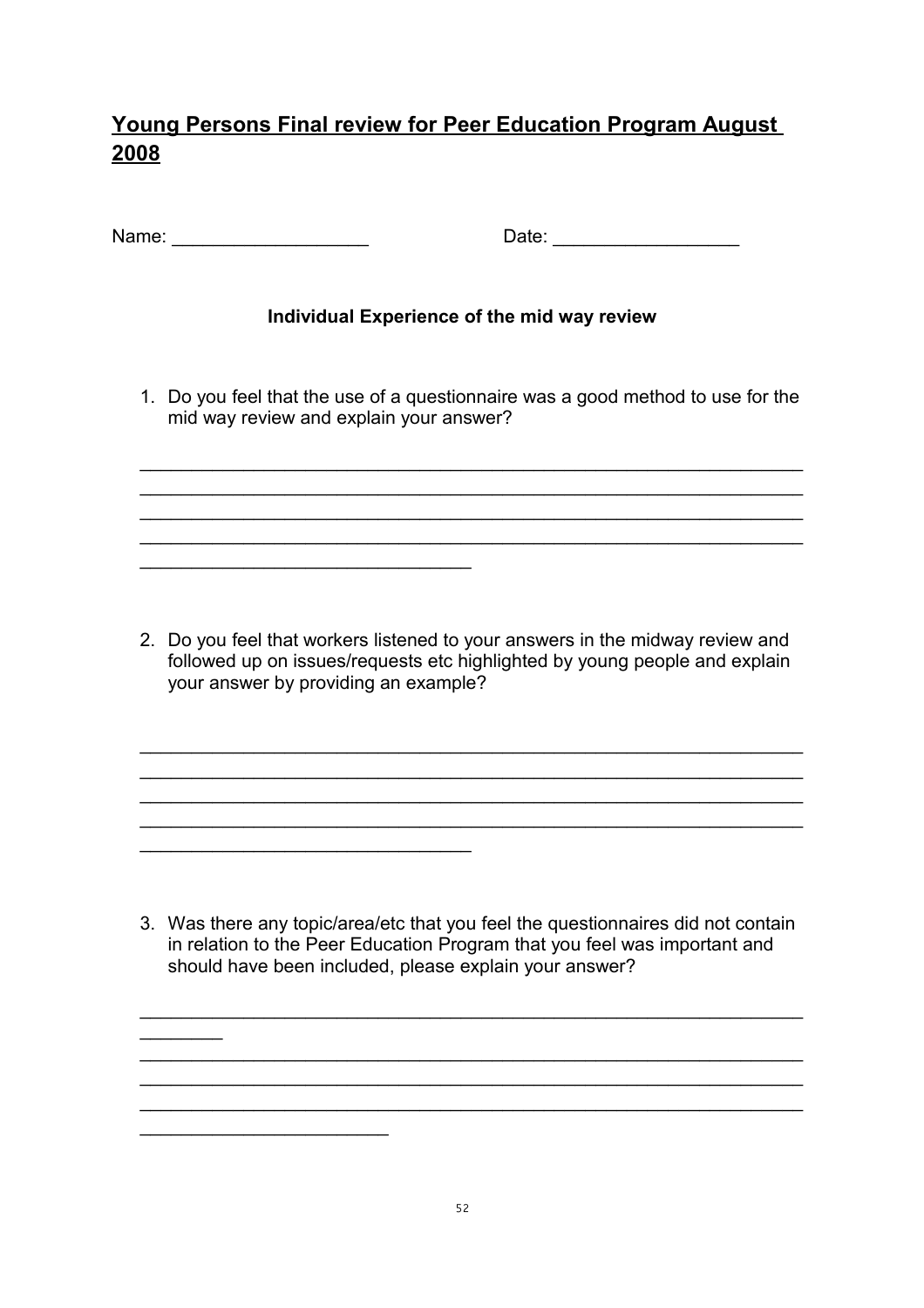## Young Persons Final review for Peer Education Program August 2008

Name: ___________________ Date: __________________

### Individual Experience of the mid way review

1. Do you feel that the use of a questionnaire was a good method to use for the mid way review and explain your answer?

_________________________________________________________________
_________________________________________________________________
_________________________________________________________________
_________________________________________________________________
________________________________

2. Do you feel that workers listened to your answers in the midway review and followed up on issues/requests etc highlighted by young people and explain your answer by providing an example?

_________________________________________________________________
_________________________________________________________________
_________________________________________________________________
_________________________________________________________________
________________________________

3. Was there any topic/area/etc that you feel the questionnaires did not contain in relation to the Peer Education Program that you feel was important and should have been included, please explain your answer?

_________________________________________________________________
________
_________________________________________________________________
_________________________________________________________________
_________________________________________________________________
________________________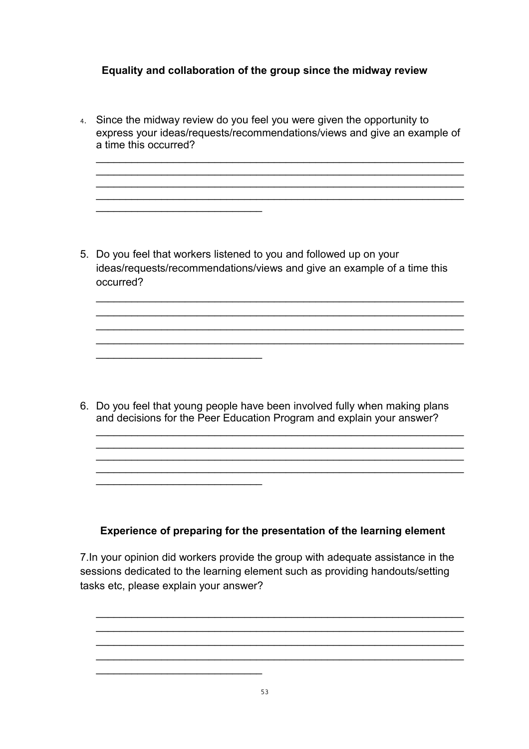**Equality and collaboration of the group since the midway review**

4. Since the midway review do you feel you were given the opportunity to express your ideas/requests/recommendations/views and give an example of a time this occurred?

_______________________________________________________________
_______________________________________________________________
_______________________________________________________________
_______________________________________________________________
____________________________

5. Do you feel that workers listened to you and followed up on your ideas/requests/recommendations/views and give an example of a time this occurred?

_______________________________________________________________
_______________________________________________________________
_______________________________________________________________
_______________________________________________________________
____________________________

6. Do you feel that young people have been involved fully when making plans and decisions for the Peer Education Program and explain your answer?

_______________________________________________________________
_______________________________________________________________
_______________________________________________________________
_______________________________________________________________
____________________________

**Experience of preparing for the presentation of the learning element**

7.In your opinion did workers provide the group with adequate assistance in the sessions dedicated to the learning element such as providing handouts/setting tasks etc, please explain your answer?

_______________________________________________________________
_______________________________________________________________
_______________________________________________________________
_______________________________________________________________
____________________________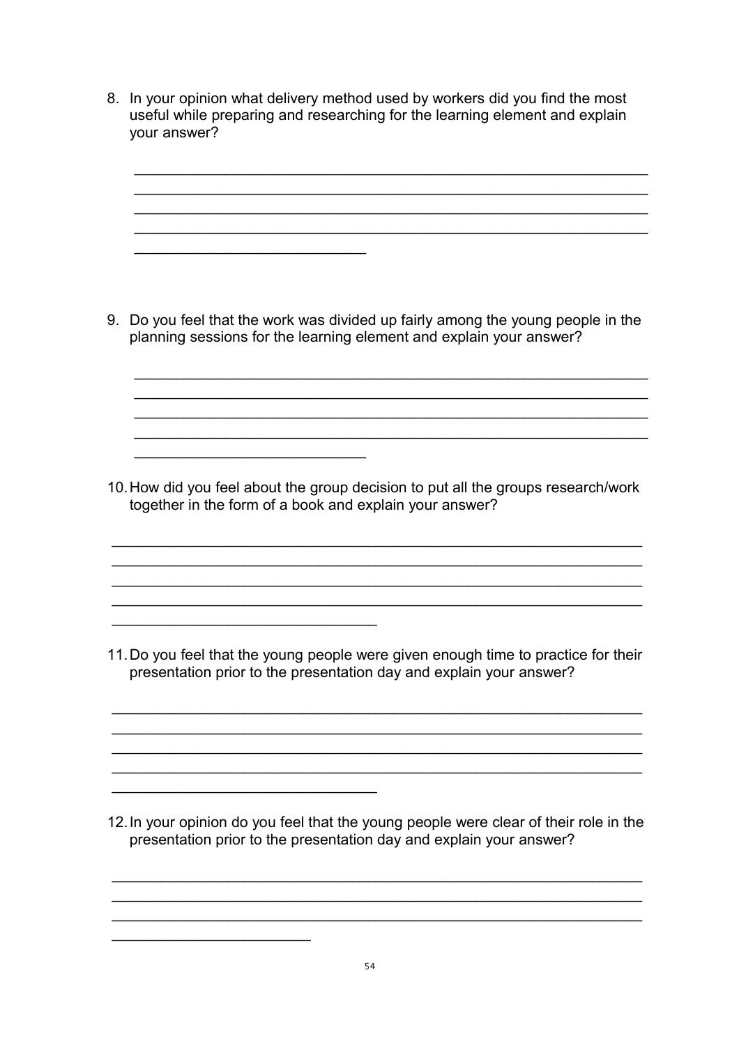8. In your opinion what delivery method used by workers did you find the most useful while preparing and researching for the learning element and explain your answer?

    ______________________________________________________________
    ______________________________________________________________
    ______________________________________________________________
    ______________________________________________________________
    ____________________________

9. Do you feel that the work was divided up fairly among the young people in the planning sessions for the learning element and explain your answer?

    ______________________________________________________________
    ______________________________________________________________
    ______________________________________________________________
    ______________________________________________________________
    ____________________________

10. How did you feel about the group decision to put all the groups research/work together in the form of a book and explain your answer?

    ______________________________________________________________
    ______________________________________________________________
    ______________________________________________________________
    ______________________________________________________________
    ________________________________

11. Do you feel that the young people were given enough time to practice for their presentation prior to the presentation day and explain your answer?

    ______________________________________________________________
    ______________________________________________________________
    ______________________________________________________________
    ______________________________________________________________
    ________________________________

12. In your opinion do you feel that the young people were clear of their role in the presentation prior to the presentation day and explain your answer?

    ______________________________________________________________
    ______________________________________________________________
    ______________________________________________________________
    ________________________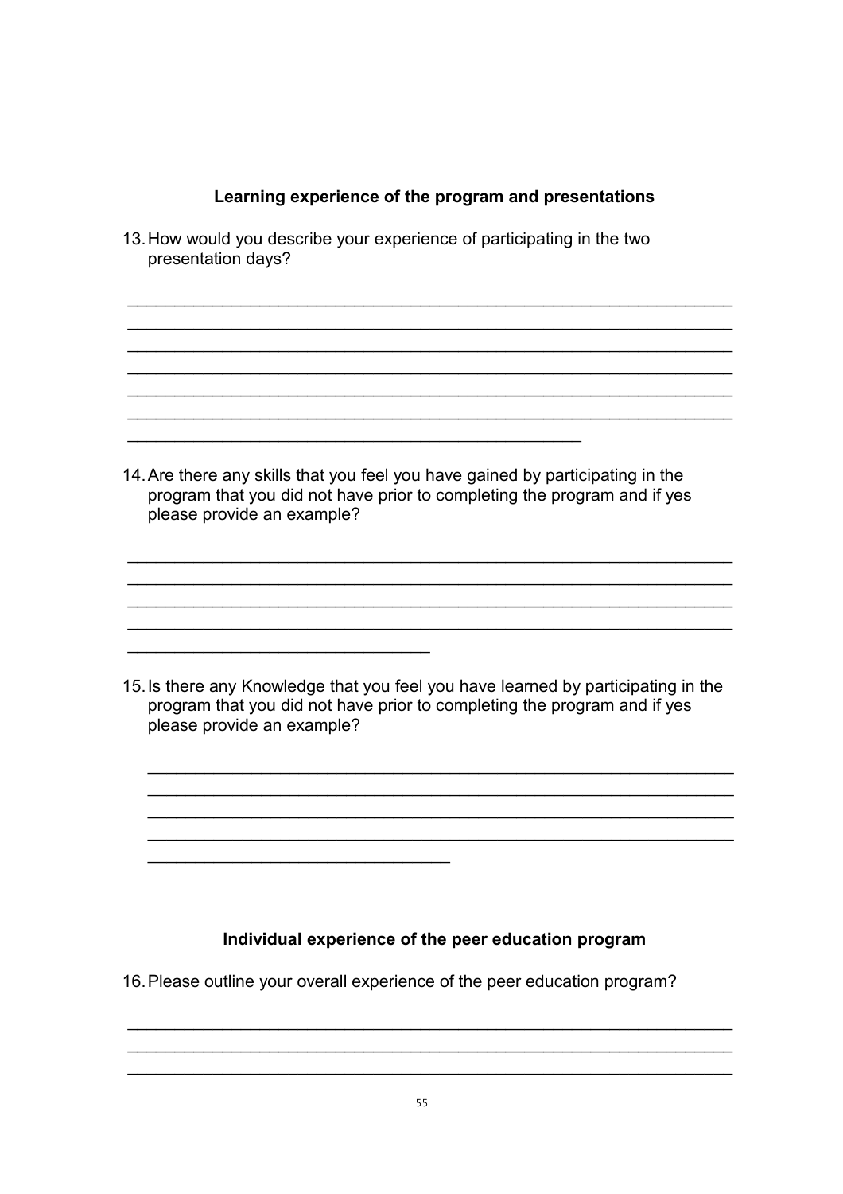### Learning experience of the program and presentations

13. How would you describe your experience of participating in the two presentation days?

_______________________________________________________________
_______________________________________________________________
_______________________________________________________________
_______________________________________________________________
_______________________________________________________________
_______________________________________________________________
____________________________________________

14. Are there any skills that you feel you have gained by participating in the program that you did not have prior to completing the program and if yes please provide an example?

_______________________________________________________________
_______________________________________________________________
_______________________________________________________________
_______________________________________________________________
_____________________________

15. Is there any Knowledge that you feel you have learned by participating in the program that you did not have prior to completing the program and if yes please provide an example?

_______________________________________________________________
_______________________________________________________________
_______________________________________________________________
_______________________________________________________________
_____________________________

### Individual experience of the peer education program

16. Please outline your overall experience of the peer education program?

_______________________________________________________________
_______________________________________________________________
_______________________________________________________________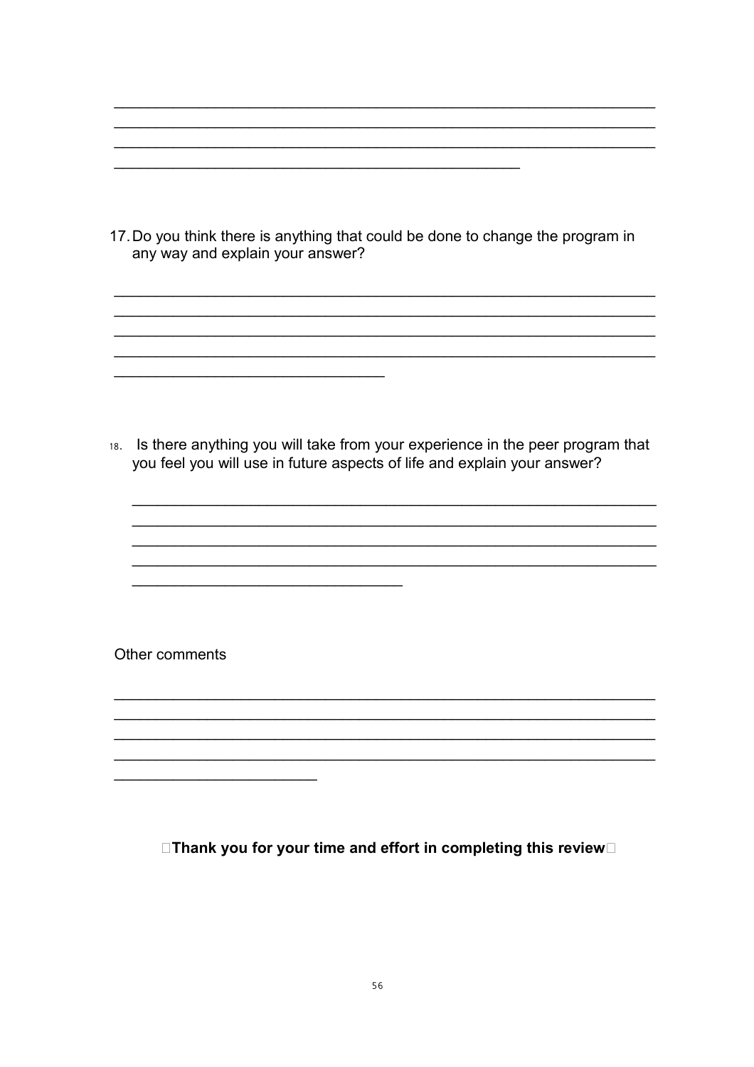\_\_\_\_\_\_\_\_\_\_\_\_\_\_\_\_\_\_\_\_\_\_\_\_\_\_\_\_\_\_\_\_\_\_\_\_\_\_\_\_\_\_\_\_\_\_\_\_\_\_\_\_\_\_\_\_\_\_\_\_\_\_\_\_\_\_\_\_\_\_\_\_\_\_\_\_
\_\_\_\_\_\_\_\_\_\_\_\_\_\_\_\_\_\_\_\_\_\_\_\_\_\_\_\_\_\_\_\_\_\_\_\_\_\_\_\_\_\_\_\_\_\_\_\_\_\_\_\_\_\_\_\_\_\_\_\_\_\_\_\_\_\_\_\_\_\_\_\_\_\_\_\_
\_\_\_\_\_\_\_\_\_\_\_\_\_\_\_\_\_\_\_\_\_\_\_\_\_\_\_\_\_\_\_\_\_\_\_\_\_\_\_\_\_\_\_\_\_\_\_\_\_\_\_\_\_\_\_\_\_\_\_\_\_\_\_\_\_\_\_\_\_\_\_\_\_\_\_\_
\_\_\_\_\_\_\_\_\_\_\_\_\_\_\_\_\_\_\_\_\_\_\_\_\_\_\_\_\_\_\_\_\_\_\_\_\_\_\_\_\_\_\_\_\_\_\_\_\_\_\_\_\_

17. Do you think there is anything that could be done to change the program in any way and explain your answer?

\_\_\_\_\_\_\_\_\_\_\_\_\_\_\_\_\_\_\_\_\_\_\_\_\_\_\_\_\_\_\_\_\_\_\_\_\_\_\_\_\_\_\_\_\_\_\_\_\_\_\_\_\_\_\_\_\_\_\_\_\_\_\_\_\_\_\_\_\_\_\_\_\_\_\_\_
\_\_\_\_\_\_\_\_\_\_\_\_\_\_\_\_\_\_\_\_\_\_\_\_\_\_\_\_\_\_\_\_\_\_\_\_\_\_\_\_\_\_\_\_\_\_\_\_\_\_\_\_\_\_\_\_\_\_\_\_\_\_\_\_\_\_\_\_\_\_\_\_\_\_\_\_
\_\_\_\_\_\_\_\_\_\_\_\_\_\_\_\_\_\_\_\_\_\_\_\_\_\_\_\_\_\_\_\_\_\_\_\_\_\_\_\_\_\_\_\_\_\_\_\_\_\_\_\_\_\_\_\_\_\_\_\_\_\_\_\_\_\_\_\_\_\_\_\_\_\_\_\_
\_\_\_\_\_\_\_\_\_\_\_\_\_\_\_\_\_\_\_\_\_\_\_\_\_\_\_\_\_\_\_\_\_\_\_\_\_\_\_\_\_\_\_\_\_\_\_\_\_\_\_\_\_\_\_\_\_\_\_\_\_\_\_\_\_\_\_\_\_\_\_\_\_\_\_\_
\_\_\_\_\_\_\_\_\_\_\_\_\_\_\_\_\_\_\_\_\_\_\_\_\_\_\_\_\_\_\_\_\_\_\_\_\_\_

18. Is there anything you will take from your experience in the peer program that you feel you will use in future aspects of life and explain your answer?

\_\_\_\_\_\_\_\_\_\_\_\_\_\_\_\_\_\_\_\_\_\_\_\_\_\_\_\_\_\_\_\_\_\_\_\_\_\_\_\_\_\_\_\_\_\_\_\_\_\_\_\_\_\_\_\_\_\_\_\_\_\_\_\_\_\_\_\_\_\_\_\_\_\_\_\_
\_\_\_\_\_\_\_\_\_\_\_\_\_\_\_\_\_\_\_\_\_\_\_\_\_\_\_\_\_\_\_\_\_\_\_\_\_\_\_\_\_\_\_\_\_\_\_\_\_\_\_\_\_\_\_\_\_\_\_\_\_\_\_\_\_\_\_\_\_\_\_\_\_\_\_\_
\_\_\_\_\_\_\_\_\_\_\_\_\_\_\_\_\_\_\_\_\_\_\_\_\_\_\_\_\_\_\_\_\_\_\_\_\_\_\_\_\_\_\_\_\_\_\_\_\_\_\_\_\_\_\_\_\_\_\_\_\_\_\_\_\_\_\_\_\_\_\_\_\_\_\_\_
\_\_\_\_\_\_\_\_\_\_\_\_\_\_\_\_\_\_\_\_\_\_\_\_\_\_\_\_\_\_\_\_\_\_\_\_\_\_\_\_\_\_\_\_\_\_\_\_\_\_\_\_\_\_\_\_\_\_\_\_\_\_\_\_\_\_\_\_\_\_\_\_\_\_\_\_
\_\_\_\_\_\_\_\_\_\_\_\_\_\_\_\_\_\_\_\_\_\_\_\_\_\_\_\_\_\_\_\_\_\_\_\_\_\_

Other comments

\_\_\_\_\_\_\_\_\_\_\_\_\_\_\_\_\_\_\_\_\_\_\_\_\_\_\_\_\_\_\_\_\_\_\_\_\_\_\_\_\_\_\_\_\_\_\_\_\_\_\_\_\_\_\_\_\_\_\_\_\_\_\_\_\_\_\_\_\_\_\_\_\_\_\_\_
\_\_\_\_\_\_\_\_\_\_\_\_\_\_\_\_\_\_\_\_\_\_\_\_\_\_\_\_\_\_\_\_\_\_\_\_\_\_\_\_\_\_\_\_\_\_\_\_\_\_\_\_\_\_\_\_\_\_\_\_\_\_\_\_\_\_\_\_\_\_\_\_\_\_\_\_
\_\_\_\_\_\_\_\_\_\_\_\_\_\_\_\_\_\_\_\_\_\_\_\_\_\_\_\_\_\_\_\_\_\_\_\_\_\_\_\_\_\_\_\_\_\_\_\_\_\_\_\_\_\_\_\_\_\_\_\_\_\_\_\_\_\_\_\_\_\_\_\_\_\_\_\_
\_\_\_\_\_\_\_\_\_\_\_\_\_\_\_\_\_\_\_\_\_\_\_\_\_\_\_\_\_\_\_\_\_\_\_\_\_\_\_\_\_\_\_\_\_\_\_\_\_\_\_\_\_\_\_\_\_\_\_\_\_\_\_\_\_\_\_\_\_\_\_\_\_\_\_\_
\_\_\_\_\_\_\_\_\_\_\_\_\_\_\_\_\_\_\_\_\_\_\_\_\_\_\_\_\_\_

**Thank you for your time and effort in completing this review**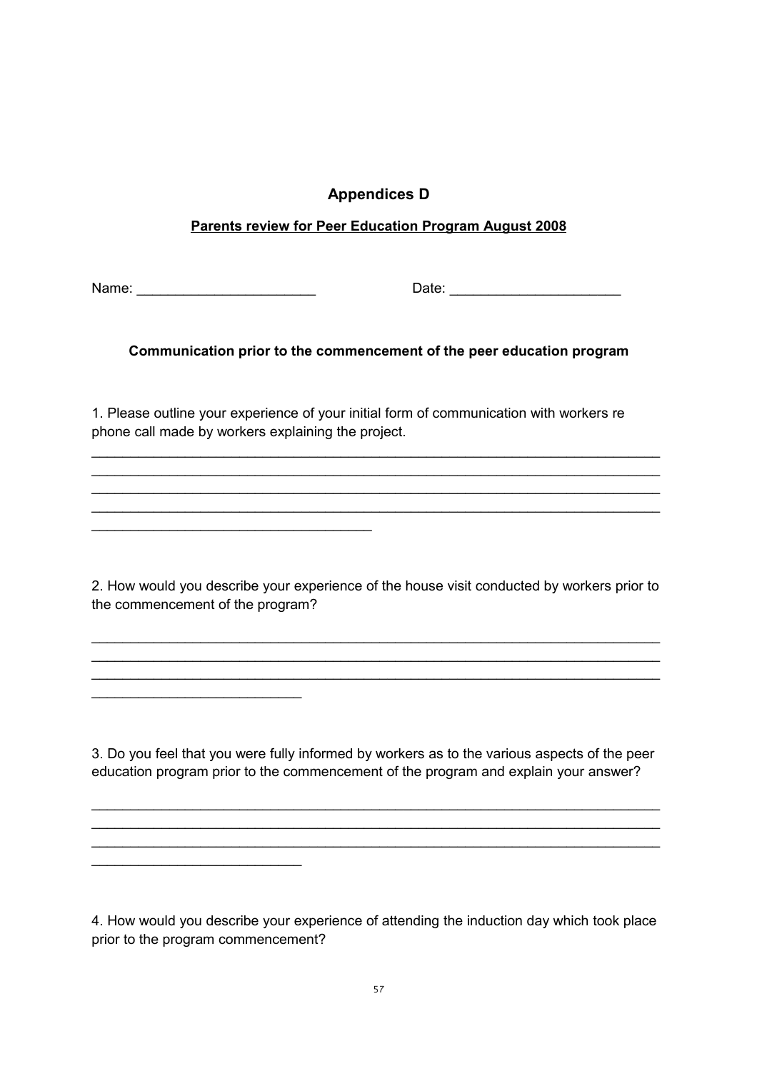## Appendices D

**Parents review for Peer Education Program August 2008**

Name: _______________________ Date: ______________________

### Communication prior to the commencement of the peer education program

1. Please outline your experience of your initial form of communication with workers re phone call made by workers explaining the project.

________________________________________________________________________
________________________________________________________________________
________________________________________________________________________
________________________________________________________________________
____________________________________

2. How would you describe your experience of the house visit conducted by workers prior to the commencement of the program?

________________________________________________________________________
________________________________________________________________________
________________________________________________________________________
___________________________

3. Do you feel that you were fully informed by workers as to the various aspects of the peer education program prior to the commencement of the program and explain your answer?

________________________________________________________________________
________________________________________________________________________
________________________________________________________________________
___________________________

4. How would you describe your experience of attending the induction day which took place prior to the program commencement?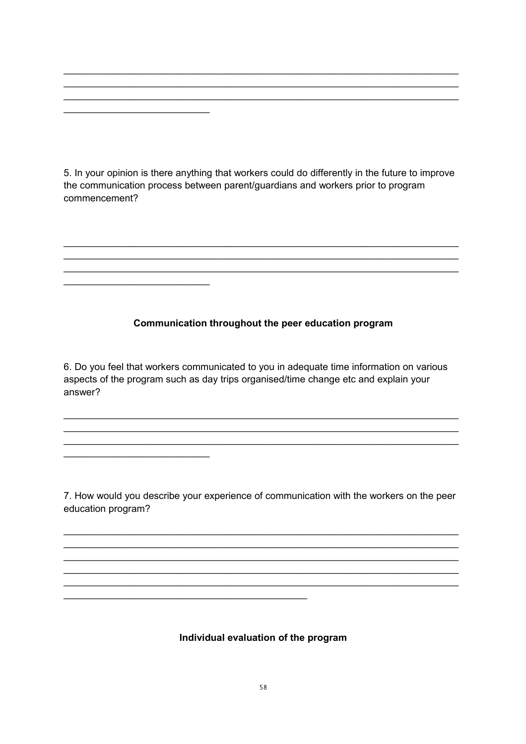_________________________________________________________________________
_________________________________________________________________________
_________________________________________________________________________
___________________________

5. In your opinion is there anything that workers could do differently in the future to improve the communication process between parent/guardians and workers prior to program commencement?

_________________________________________________________________________
_________________________________________________________________________
_________________________________________________________________________
___________________________

**Communication throughout the peer education program**

6. Do you feel that workers communicated to you in adequate time information on various aspects of the program such as day trips organised/time change etc and explain your answer?

_________________________________________________________________________
_________________________________________________________________________
_________________________________________________________________________
___________________________

7. How would you describe your experience of communication with the workers on the peer education program?

_________________________________________________________________________
_________________________________________________________________________
_________________________________________________________________________
_________________________________________________________________________
_________________________________________________________________________
_____________________________________________

**Individual evaluation of the program**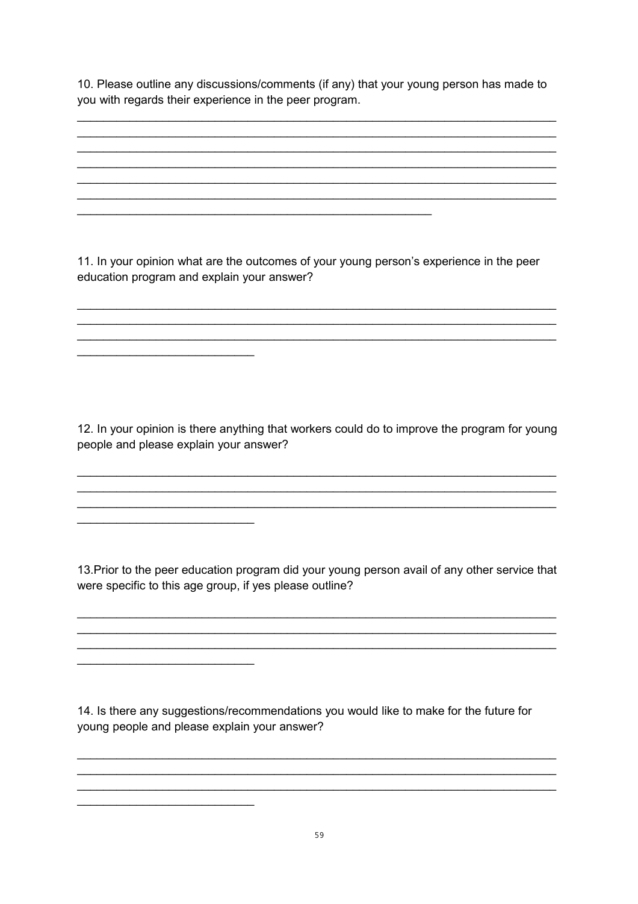10. Please outline any discussions/comments (if any) that your young person has made to you with regards their experience in the peer program.

___________________________________________________________________________
___________________________________________________________________________
___________________________________________________________________________
___________________________________________________________________________
___________________________________________________________________________
___________________________________________________________________________
________________________________________________________

11. In your opinion what are the outcomes of your young person's experience in the peer education program and explain your answer?

___________________________________________________________________________
___________________________________________________________________________
___________________________________________________________________________
____________________________

12. In your opinion is there anything that workers could do to improve the program for young people and please explain your answer?

___________________________________________________________________________
___________________________________________________________________________
___________________________________________________________________________
____________________________

13.Prior to the peer education program did your young person avail of any other service that were specific to this age group, if yes please outline?

___________________________________________________________________________
___________________________________________________________________________
___________________________________________________________________________
____________________________

14. Is there any suggestions/recommendations you would like to make for the future for young people and please explain your answer?

___________________________________________________________________________
___________________________________________________________________________
___________________________________________________________________________
____________________________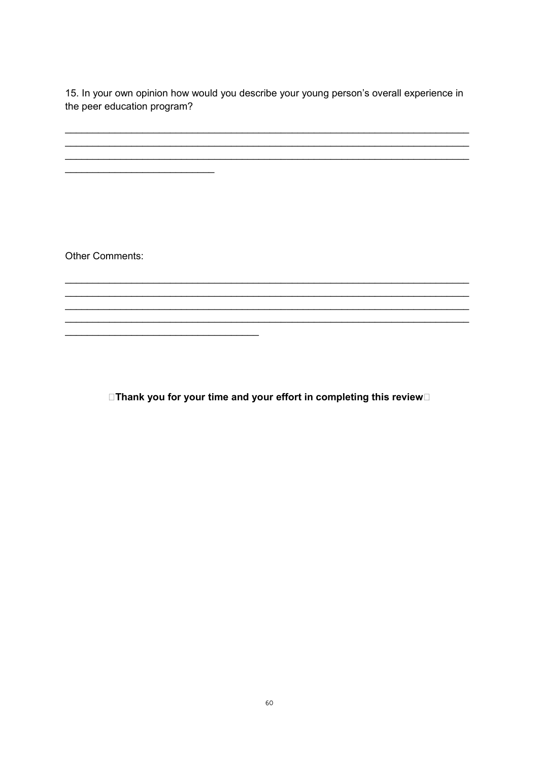15. In your own opinion how would you describe your young person's overall experience in the peer education program?

___________________________________________________________________________
___________________________________________________________________________
___________________________________________________________________________
____________________________

Other Comments:

___________________________________________________________________________
___________________________________________________________________________
___________________________________________________________________________
___________________________________________________________________________
____________________________________

**Thank you for your time and your effort in completing this review**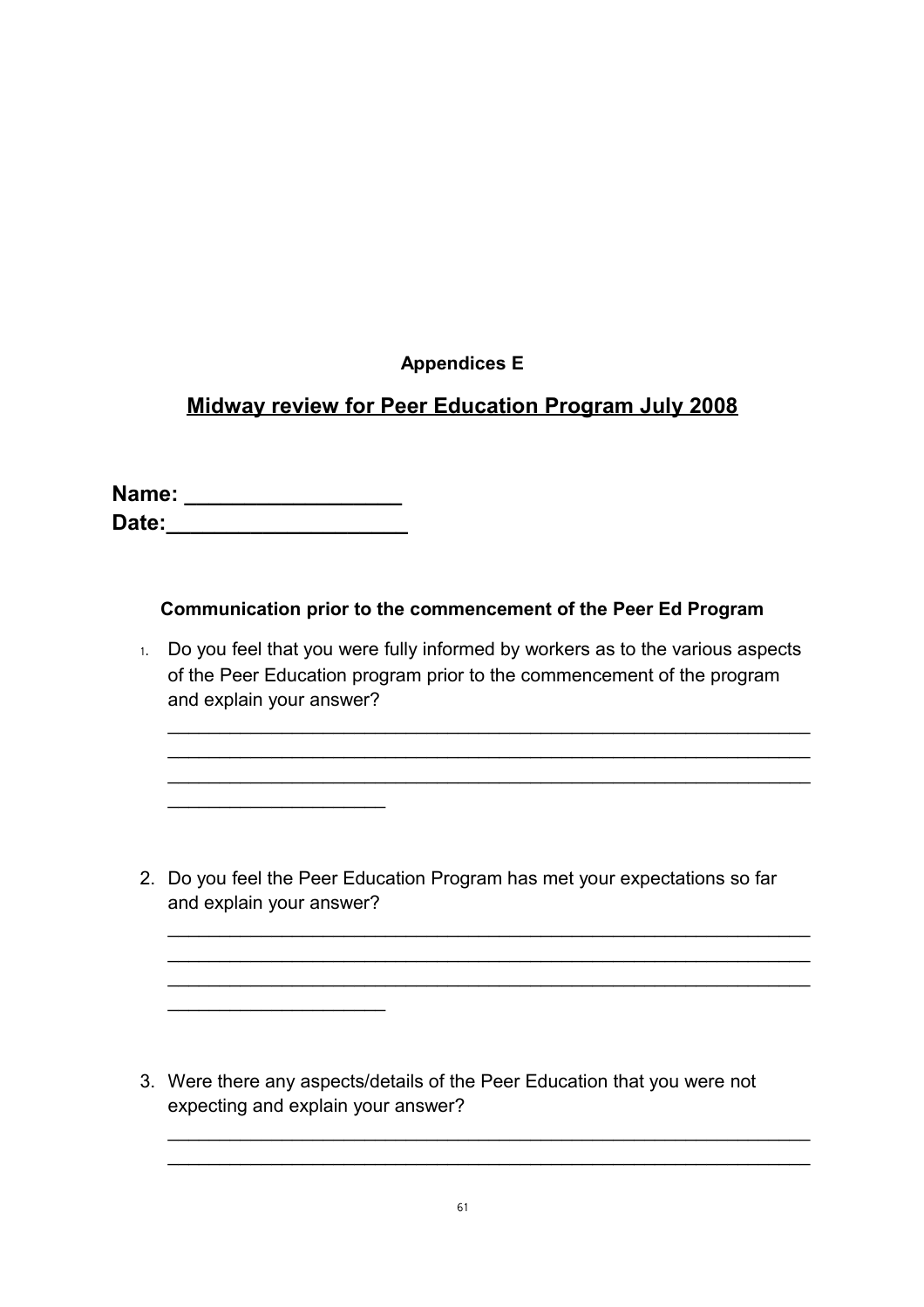**Appendices E**

## Midway review for Peer Education Program July 2008

**Name: __________________**
**Date:____________________**

**Communication prior to the commencement of the Peer Ed Program**

1. Do you feel that you were fully informed by workers as to the various aspects of the Peer Education program prior to the commencement of the program and explain your answer?

   _______________________________________________________________
   _______________________________________________________________
   _______________________________________________________________
   _____________________

2. Do you feel the Peer Education Program has met your expectations so far and explain your answer?

   _______________________________________________________________
   _______________________________________________________________
   _______________________________________________________________
   _____________________

3. Were there any aspects/details of the Peer Education that you were not expecting and explain your answer?

   _______________________________________________________________
   _______________________________________________________________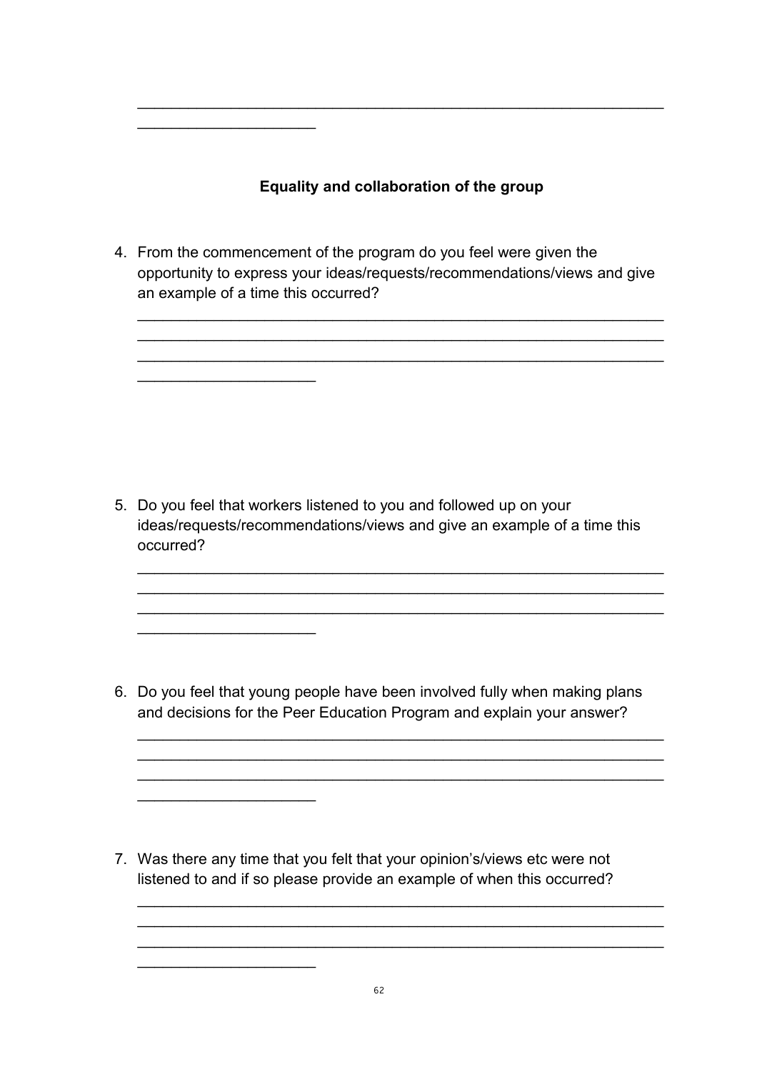______________________________________________________________
_____________________

**Equality and collaboration of the group**

4. From the commencement of the program do you feel were given the opportunity to express your ideas/requests/recommendations/views and give an example of a time this occurred?

______________________________________________________________
______________________________________________________________
______________________________________________________________
_____________________

5. Do you feel that workers listened to you and followed up on your ideas/requests/recommendations/views and give an example of a time this occurred?

______________________________________________________________
______________________________________________________________
______________________________________________________________
_____________________

6. Do you feel that young people have been involved fully when making plans and decisions for the Peer Education Program and explain your answer?

______________________________________________________________
______________________________________________________________
______________________________________________________________
_____________________

7. Was there any time that you felt that your opinion's/views etc were not listened to and if so please provide an example of when this occurred?

______________________________________________________________
______________________________________________________________
______________________________________________________________
_____________________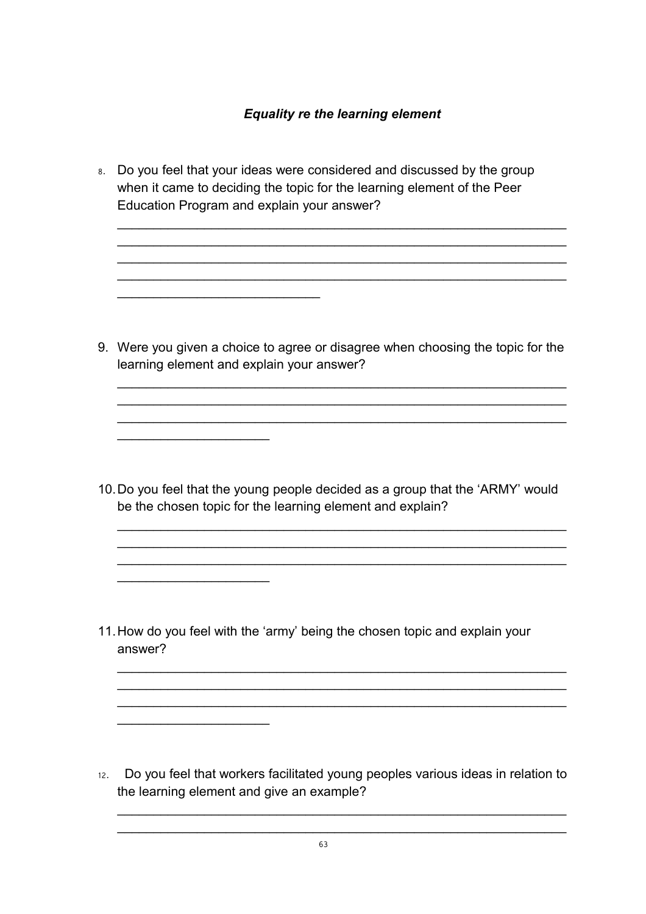***Equality re the learning element***

8. Do you feel that your ideas were considered and discussed by the group when it came to deciding the topic for the learning element of the Peer Education Program and explain your answer?

_______________________________________________________________
_______________________________________________________________
_______________________________________________________________
_______________________________________________________________
____________________________

9. Were you given a choice to agree or disagree when choosing the topic for the learning element and explain your answer?

_______________________________________________________________
_______________________________________________________________
_______________________________________________________________
_____________________

10. Do you feel that the young people decided as a group that the 'ARMY' would be the chosen topic for the learning element and explain?

_______________________________________________________________
_______________________________________________________________
_______________________________________________________________
_____________________

11. How do you feel with the 'army' being the chosen topic and explain your answer?

_______________________________________________________________
_______________________________________________________________
_______________________________________________________________
_____________________

12. Do you feel that workers facilitated young peoples various ideas in relation to the learning element and give an example?

_______________________________________________________________
_______________________________________________________________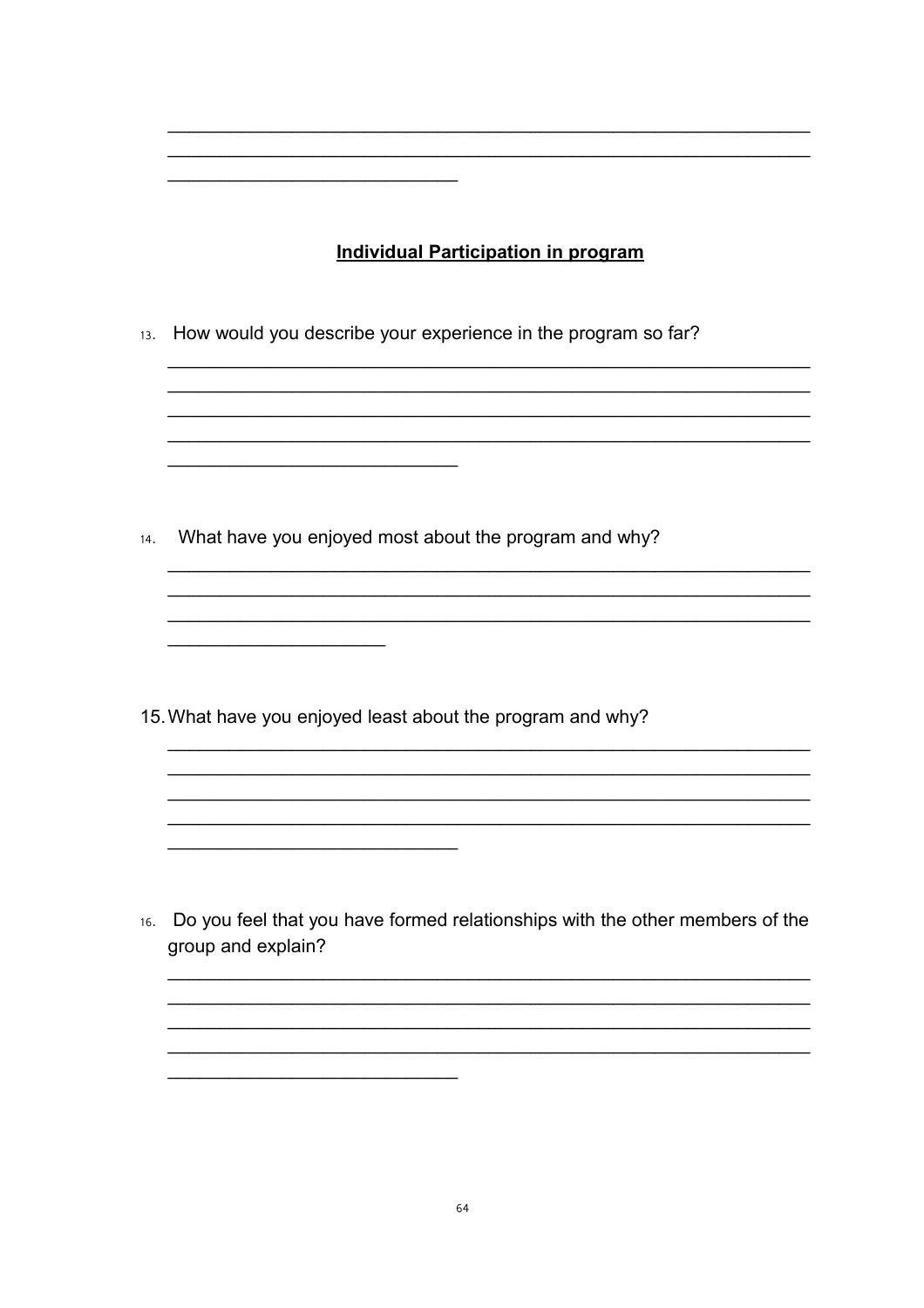______________________________________________________________
______________________________________________________________
____________________________

**Individual Participation in program**

13. How would you describe your experience in the program so far?

______________________________________________________________
______________________________________________________________
______________________________________________________________
______________________________________________________________
____________________________

14. What have you enjoyed most about the program and why?

______________________________________________________________
______________________________________________________________
______________________________________________________________
_____________________

15. What have you enjoyed least about the program and why?

______________________________________________________________
______________________________________________________________
______________________________________________________________
______________________________________________________________
____________________________

16. Do you feel that you have formed relationships with the other members of the group and explain?

______________________________________________________________
______________________________________________________________
______________________________________________________________
______________________________________________________________
____________________________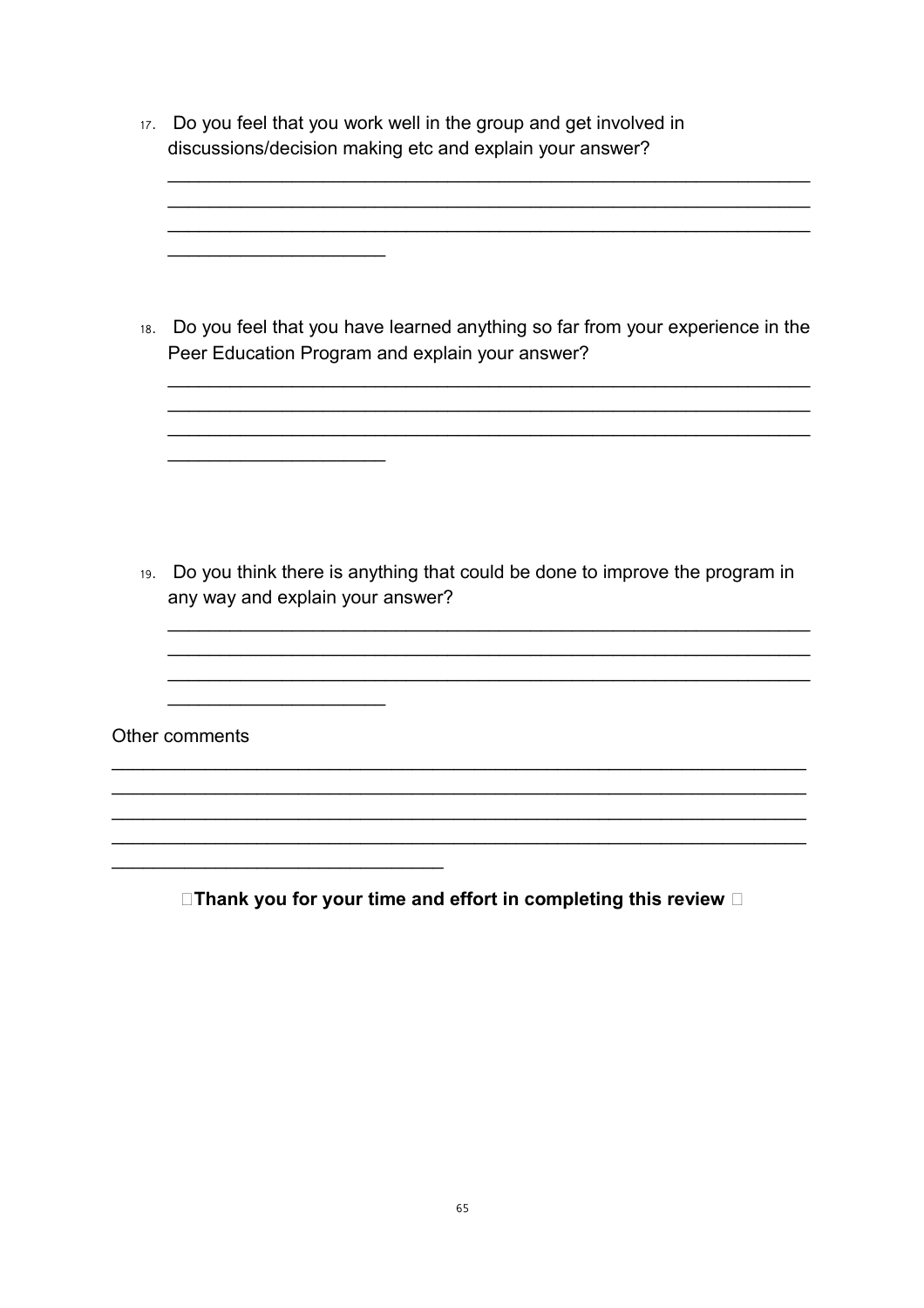17. Do you feel that you work well in the group and get involved in discussions/decision making etc and explain your answer?

    ______________________________________________________________
    ______________________________________________________________
    ______________________________________________________________
    ____________________

18. Do you feel that you have learned anything so far from your experience in the Peer Education Program and explain your answer?

    ______________________________________________________________
    ______________________________________________________________
    ______________________________________________________________
    ____________________

19. Do you think there is anything that could be done to improve the program in any way and explain your answer?

    ______________________________________________________________
    ______________________________________________________________
    ______________________________________________________________
    ____________________

Other comments

________________________________________________________________
________________________________________________________________
________________________________________________________________
________________________________________________________________
______________________________

**Thank you for your time and effort in completing this review**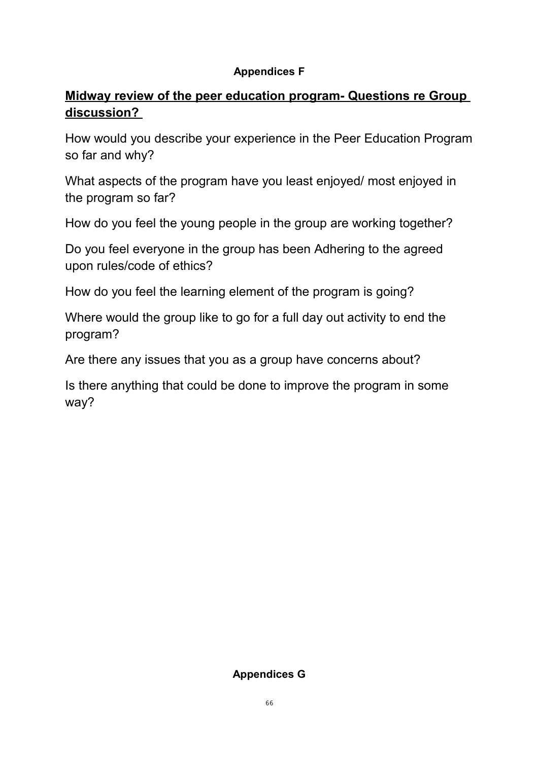**Appendices F**

## Midway review of the peer education program- Questions re Group discussion?

How would you describe your experience in the Peer Education Program so far and why?

What aspects of the program have you least enjoyed/ most enjoyed in the program so far?

How do you feel the young people in the group are working together?

Do you feel everyone in the group has been Adhering to the agreed upon rules/code of ethics?

How do you feel the learning element of the program is going?

Where would the group like to go for a full day out activity to end the program?

Are there any issues that you as a group have concerns about?

Is there anything that could be done to improve the program in some way?

**Appendices G**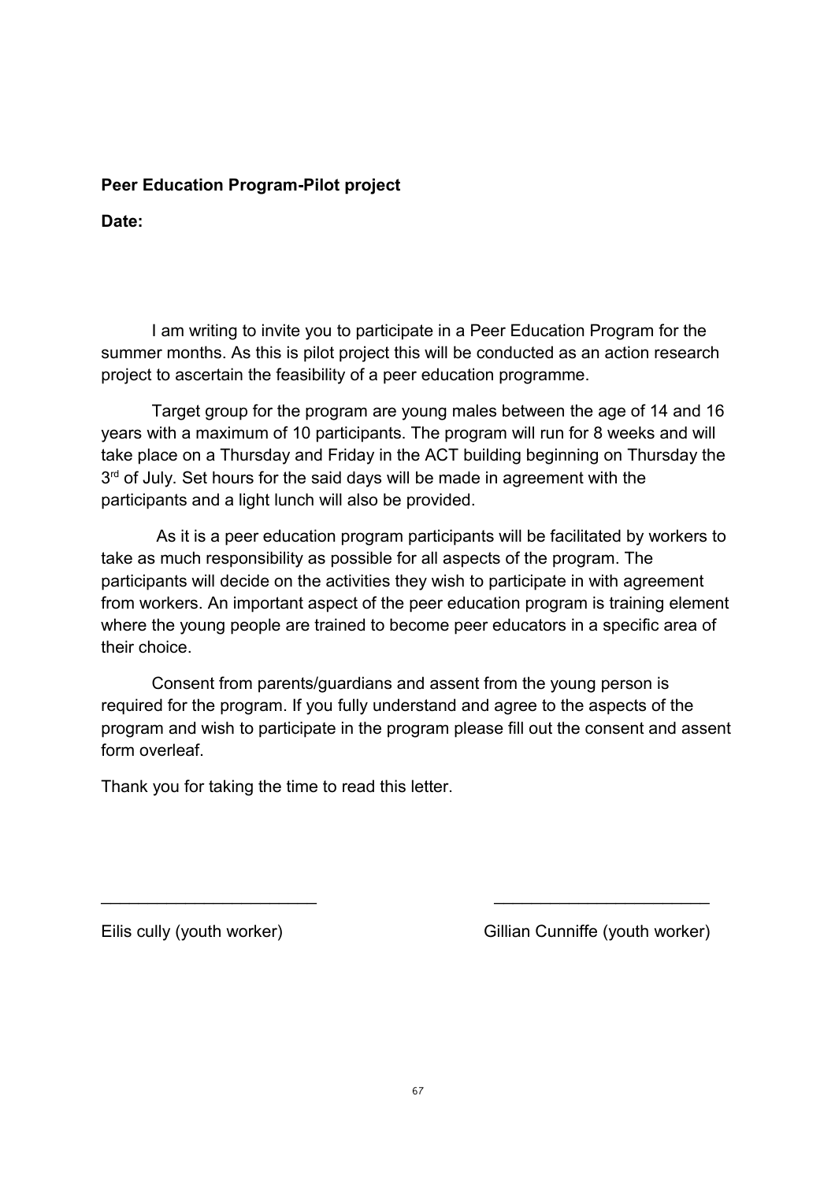**Peer Education Program-Pilot project**

**Date:**

I am writing to invite you to participate in a Peer Education Program for the summer months. As this is pilot project this will be conducted as an action research project to ascertain the feasibility of a peer education programme.

Target group for the program are young males between the age of 14 and 16 years with a maximum of 10 participants. The program will run for 8 weeks and will take place on a Thursday and Friday in the ACT building beginning on Thursday the 3rd of July. Set hours for the said days will be made in agreement with the participants and a light lunch will also be provided.

As it is a peer education program participants will be facilitated by workers to take as much responsibility as possible for all aspects of the program. The participants will decide on the activities they wish to participate in with agreement from workers. An important aspect of the peer education program is training element where the young people are trained to become peer educators in a specific area of their choice.

Consent from parents/guardians and assent from the young person is required for the program. If you fully understand and agree to the aspects of the program and wish to participate in the program please fill out the consent and assent form overleaf.

Thank you for taking the time to read this letter.

_______________________ _______________________

Eilis cully (youth worker) Gillian Cunniffe (youth worker)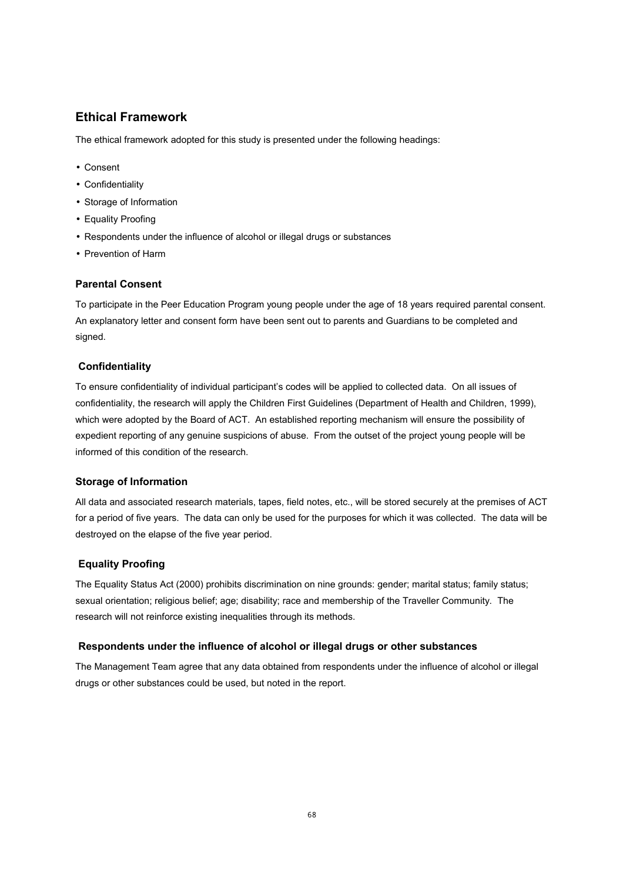## Ethical Framework

The ethical framework adopted for this study is presented under the following headings:

- Consent
- Confidentiality
- Storage of Information
- Equality Proofing
- Respondents under the influence of alcohol or illegal drugs or substances
- Prevention of Harm

### Parental Consent

To participate in the Peer Education Program young people under the age of 18 years required parental consent. An explanatory letter and consent form have been sent out to parents and Guardians to be completed and signed.

### Confidentiality

To ensure confidentiality of individual participant's codes will be applied to collected data. On all issues of confidentiality, the research will apply the Children First Guidelines (Department of Health and Children, 1999), which were adopted by the Board of ACT. An established reporting mechanism will ensure the possibility of expedient reporting of any genuine suspicions of abuse. From the outset of the project young people will be informed of this condition of the research.

### Storage of Information

All data and associated research materials, tapes, field notes, etc., will be stored securely at the premises of ACT for a period of five years. The data can only be used for the purposes for which it was collected. The data will be destroyed on the elapse of the five year period.

### Equality Proofing

The Equality Status Act (2000) prohibits discrimination on nine grounds: gender; marital status; family status; sexual orientation; religious belief; age; disability; race and membership of the Traveller Community. The research will not reinforce existing inequalities through its methods.

### Respondents under the influence of alcohol or illegal drugs or other substances

The Management Team agree that any data obtained from respondents under the influence of alcohol or illegal drugs or other substances could be used, but noted in the report.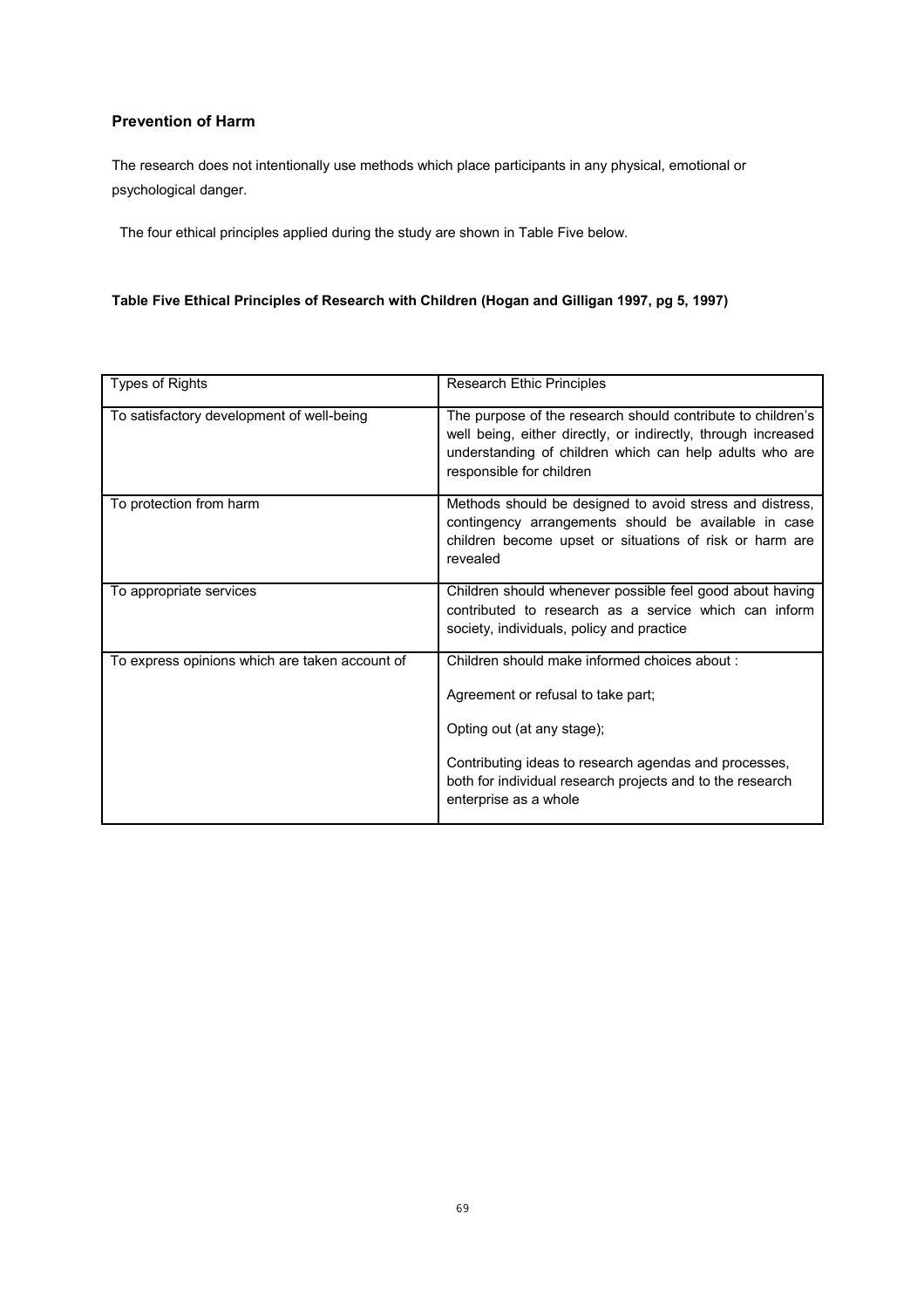### Prevention of Harm

The research does not intentionally use methods which place participants in any physical, emotional or psychological danger.

The four ethical principles applied during the study are shown in Table Five below.

**Table Five Ethical Principles of Research with Children (Hogan and Gilligan 1997, pg 5, 1997)**

| Types of Rights | Research Ethic Principles |
|---|---|
| To satisfactory development of well-being | The purpose of the research should contribute to children's well being, either directly, or indirectly, through increased understanding of children which can help adults who are responsible for children |
| To protection from harm | Methods should be designed to avoid stress and distress, contingency arrangements should be available in case children become upset or situations of risk or harm are revealed |
| To appropriate services | Children should whenever possible feel good about having contributed to research as a service which can inform society, individuals, policy and practice |
| To express opinions which are taken account of | Children should make informed choices about :<br><br>Agreement or refusal to take part;<br><br>Opting out (at any stage);<br><br>Contributing ideas to research agendas and processes, both for individual research projects and to the research enterprise as a whole |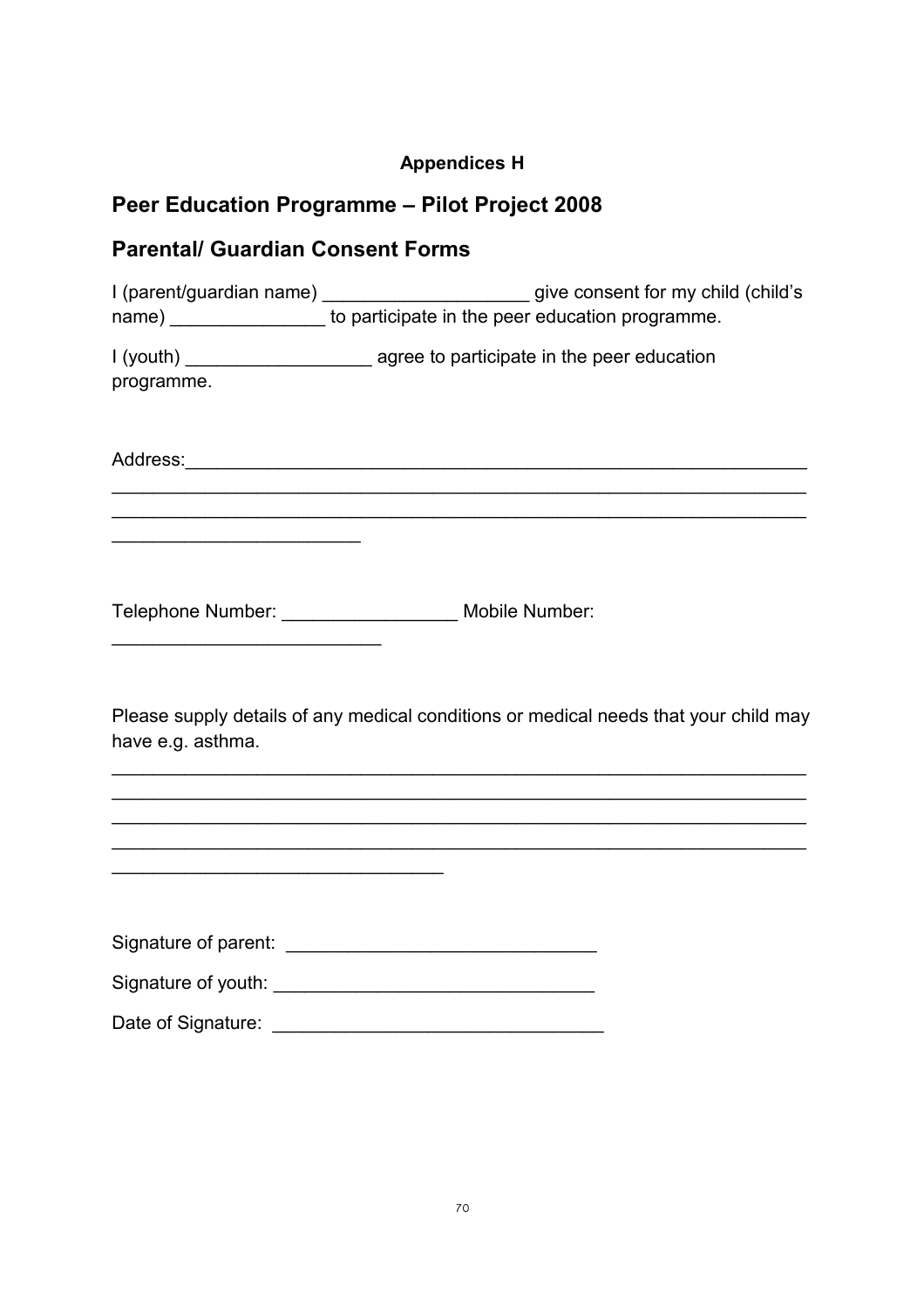**Appendices H**

## Peer Education Programme – Pilot Project 2008

## Parental/ Guardian Consent Forms

I (parent/guardian name) ____________________ give consent for my child (child's name) _______________ to participate in the peer education programme.

I (youth) __________________ agree to participate in the peer education programme.

Address:____________________________________________________________
_____________________________________________________________________
_____________________________________________________________________
________________________

Telephone Number: _________________ Mobile Number: __________________________

Please supply details of any medical conditions or medical needs that your child may have e.g. asthma.

_____________________________________________________________________
_____________________________________________________________________
_____________________________________________________________________
_____________________________________________________________________
________________________________

Signature of parent: ______________________________

Signature of youth: _______________________________

Date of Signature: ________________________________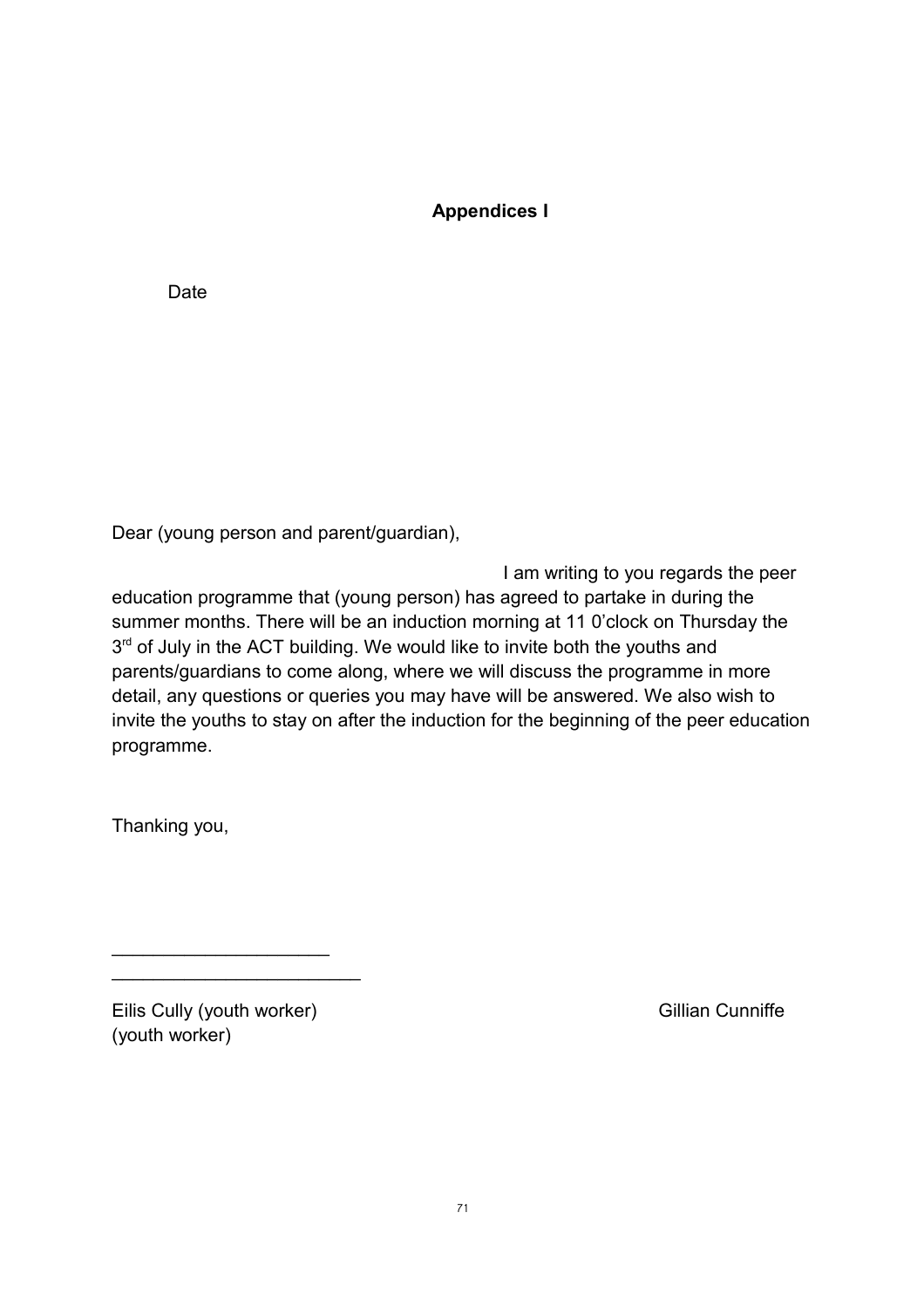**Appendices I**

Date

Dear (young person and parent/guardian),

I am writing to you regards the peer education programme that (young person) has agreed to partake in during the summer months. There will be an induction morning at 11 0'clock on Thursday the 3rd of July in the ACT building. We would like to invite both the youths and parents/guardians to come along, where we will discuss the programme in more detail, any questions or queries you may have will be answered. We also wish to invite the youths to stay on after the induction for the beginning of the peer education programme.

Thanking you,

\_\_\_\_\_\_\_\_\_\_\_\_\_\_\_\_\_\_\_\_\_

\_\_\_\_\_\_\_\_\_\_\_\_\_\_\_\_\_\_\_\_\_\_\_\_

Eilis Cully (youth worker) Gillian Cunniffe (youth worker)